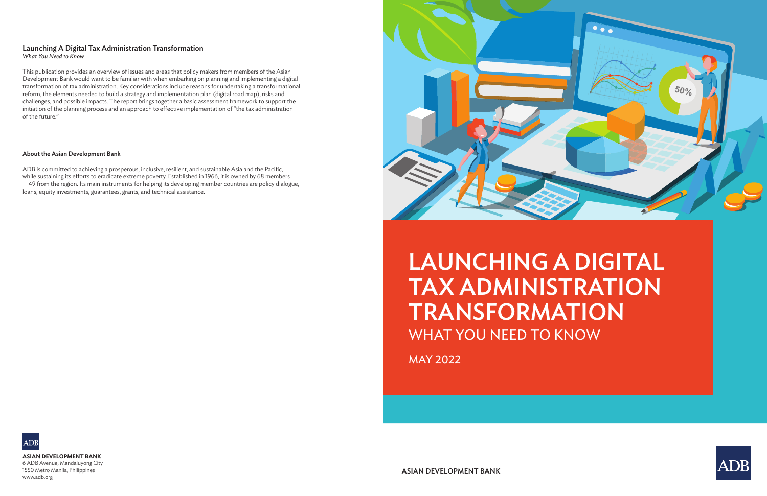**Launching A Digital Tax Administration Transformation**
*What You Need to Know*

This publication provides an overview of issues and areas that policy makers from members of the Asian Development Bank would want to be familiar with when embarking on planning and implementing a digital transformation of tax administration. Key considerations include reasons for undertaking a transformational reform, the elements needed to build a strategy and implementation plan (digital road map), risks and challenges, and possible impacts. The report brings together a basic assessment framework to support the initiation of the planning process and an approach to effective implementation of "the tax administration of the future."

**About the Asian Development Bank**

ADB is committed to achieving a prosperous, inclusive, resilient, and sustainable Asia and the Pacific, while sustaining its efforts to eradicate extreme poverty. Established in 1966, it is owned by 68 members —49 from the region. Its main instruments for helping its developing member countries are policy dialogue, loans, equity investments, guarantees, grants, and technical assistance.

ADB

**ASIAN DEVELOPMENT BANK**
6 ADB Avenue, Mandaluyong City
1550 Metro Manila, Philippines
www.adb.org

# LAUNCHING A DIGITAL TAX ADMINISTRATION TRANSFORMATION

## WHAT YOU NEED TO KNOW

MAY 2022

**ASIAN DEVELOPMENT BANK**

ADB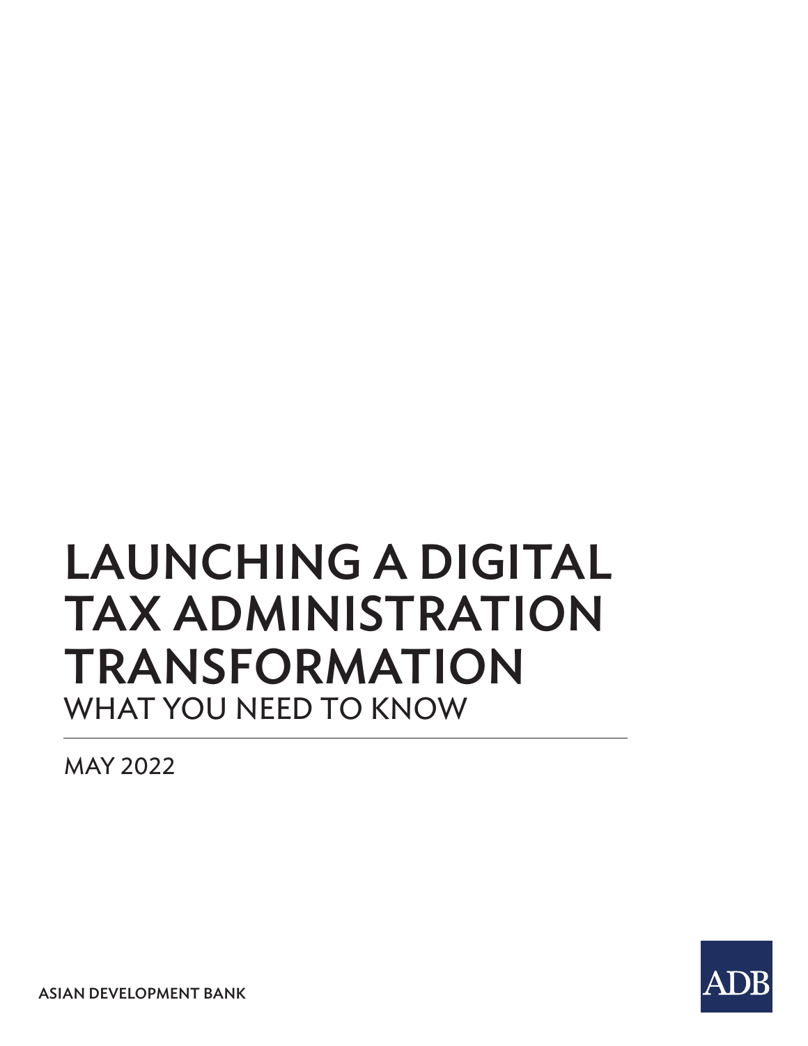# LAUNCHING A DIGITAL TAX ADMINISTRATION TRANSFORMATION

## WHAT YOU NEED TO KNOW

MAY 2022

ASIAN DEVELOPMENT BANK

ADB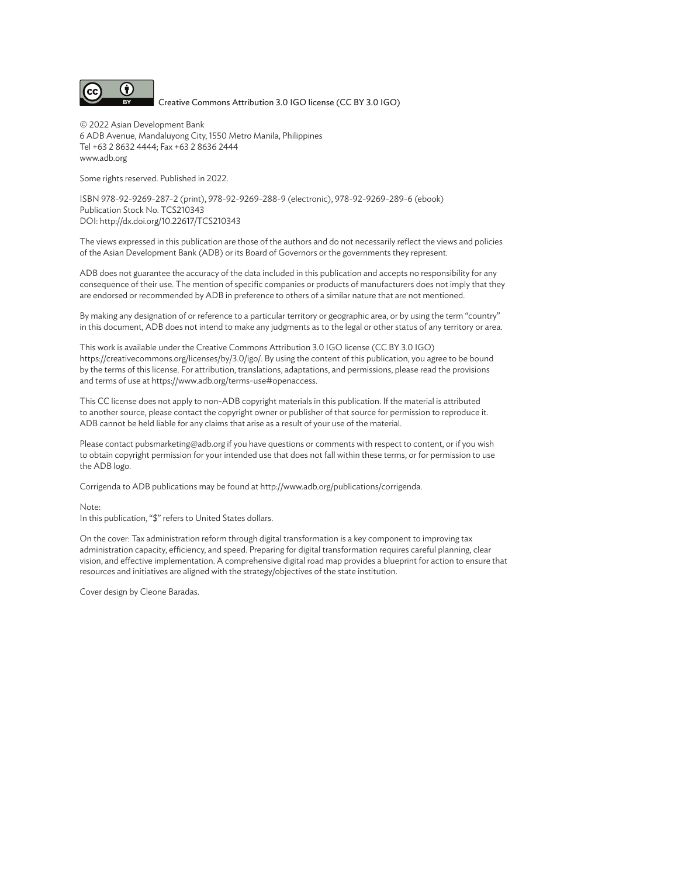Creative Commons Attribution 3.0 IGO license (CC BY 3.0 IGO)

© 2022 Asian Development Bank
6 ADB Avenue, Mandaluyong City, 1550 Metro Manila, Philippines
Tel +63 2 8632 4444; Fax +63 2 8636 2444
www.adb.org

Some rights reserved. Published in 2022.

ISBN 978-92-9269-287-2 (print), 978-92-9269-288-9 (electronic), 978-92-9269-289-6 (ebook)
Publication Stock No. TCS210343
DOI: http://dx.doi.org/10.22617/TCS210343

The views expressed in this publication are those of the authors and do not necessarily reflect the views and policies of the Asian Development Bank (ADB) or its Board of Governors or the governments they represent.

ADB does not guarantee the accuracy of the data included in this publication and accepts no responsibility for any consequence of their use. The mention of specific companies or products of manufacturers does not imply that they are endorsed or recommended by ADB in preference to others of a similar nature that are not mentioned.

By making any designation of or reference to a particular territory or geographic area, or by using the term "country" in this document, ADB does not intend to make any judgments as to the legal or other status of any territory or area.

This work is available under the Creative Commons Attribution 3.0 IGO license (CC BY 3.0 IGO) https://creativecommons.org/licenses/by/3.0/igo/. By using the content of this publication, you agree to be bound by the terms of this license. For attribution, translations, adaptations, and permissions, please read the provisions and terms of use at https://www.adb.org/terms-use#openaccess.

This CC license does not apply to non-ADB copyright materials in this publication. If the material is attributed to another source, please contact the copyright owner or publisher of that source for permission to reproduce it. ADB cannot be held liable for any claims that arise as a result of your use of the material.

Please contact pubsmarketing@adb.org if you have questions or comments with respect to content, or if you wish to obtain copyright permission for your intended use that does not fall within these terms, or for permission to use the ADB logo.

Corrigenda to ADB publications may be found at http://www.adb.org/publications/corrigenda.

Note:
In this publication, "$" refers to United States dollars.

On the cover: Tax administration reform through digital transformation is a key component to improving tax administration capacity, efficiency, and speed. Preparing for digital transformation requires careful planning, clear vision, and effective implementation. A comprehensive digital road map provides a blueprint for action to ensure that resources and initiatives are aligned with the strategy/objectives of the state institution.

Cover design by Cleone Baradas.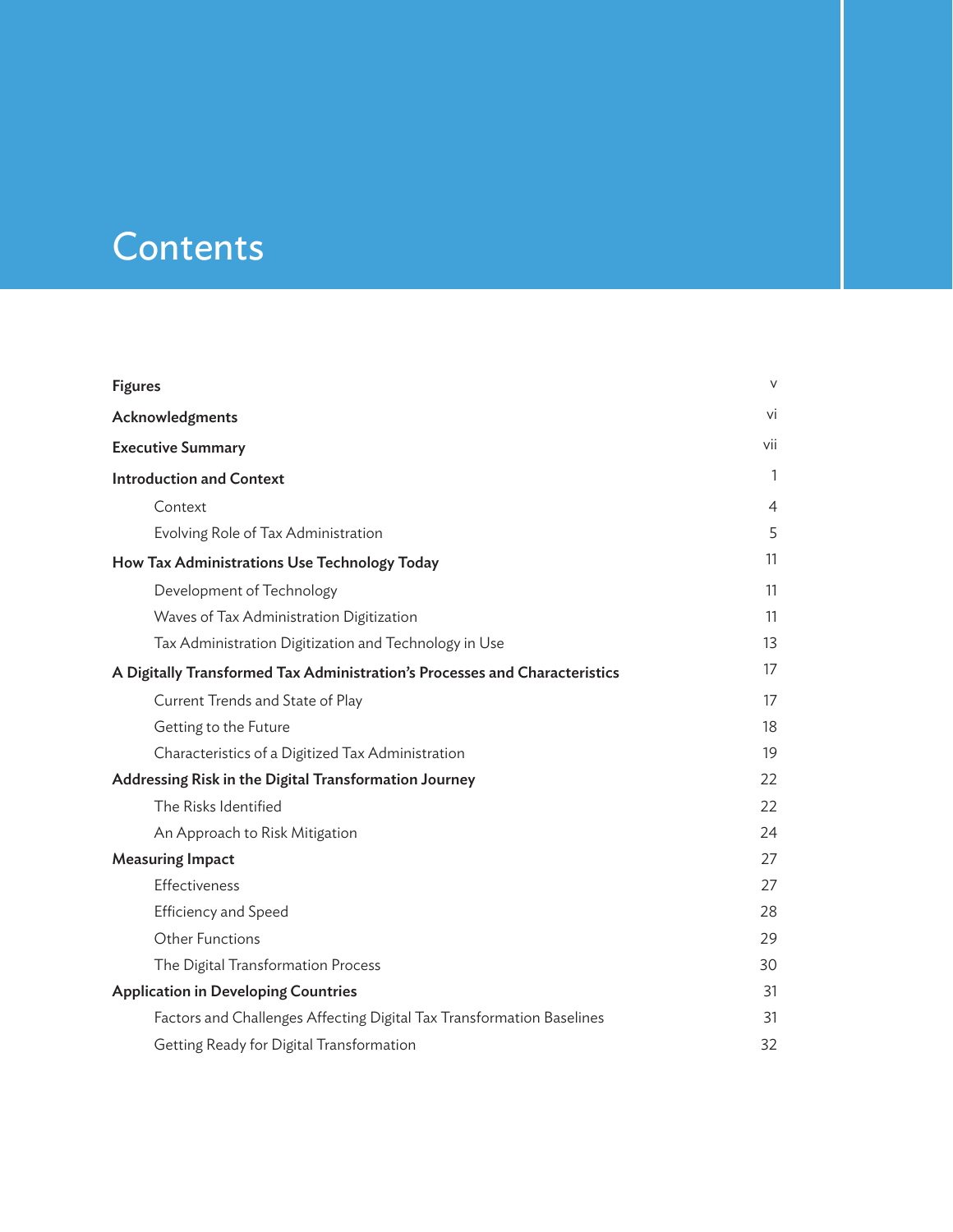# Contents

| | |
|---|---|
| **Figures** | v |
| **Acknowledgments** | vi |
| **Executive Summary** | vii |
| **Introduction and Context** | 1 |
| Context | 4 |
| Evolving Role of Tax Administration | 5 |
| **How Tax Administrations Use Technology Today** | 11 |
| Development of Technology | 11 |
| Waves of Tax Administration Digitization | 11 |
| Tax Administration Digitization and Technology in Use | 13 |
| **A Digitally Transformed Tax Administration's Processes and Characteristics** | 17 |
| Current Trends and State of Play | 17 |
| Getting to the Future | 18 |
| Characteristics of a Digitized Tax Administration | 19 |
| **Addressing Risk in the Digital Transformation Journey** | 22 |
| The Risks Identified | 22 |
| An Approach to Risk Mitigation | 24 |
| **Measuring Impact** | 27 |
| Effectiveness | 27 |
| Efficiency and Speed | 28 |
| Other Functions | 29 |
| The Digital Transformation Process | 30 |
| **Application in Developing Countries** | 31 |
| Factors and Challenges Affecting Digital Tax Transformation Baselines | 31 |
| Getting Ready for Digital Transformation | 32 |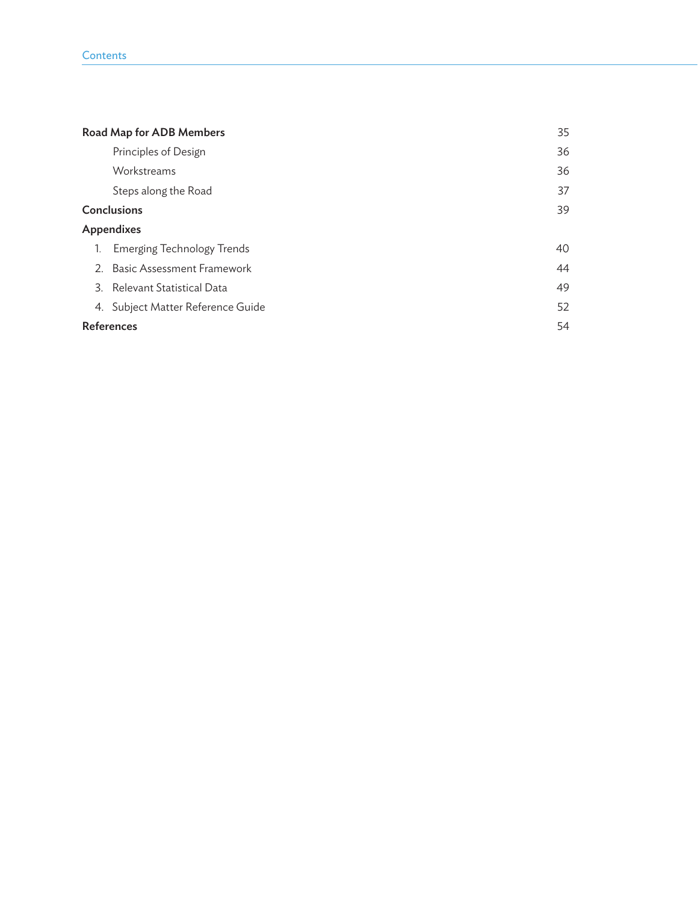Contents

| | |
|---|---|
| **Road Map for ADB Members** | 35 |
| Principles of Design | 36 |
| Workstreams | 36 |
| Steps along the Road | 37 |
| **Conclusions** | 39 |
| **Appendixes** | |
| 1. Emerging Technology Trends | 40 |
| 2. Basic Assessment Framework | 44 |
| 3. Relevant Statistical Data | 49 |
| 4. Subject Matter Reference Guide | 52 |
| **References** | 54 |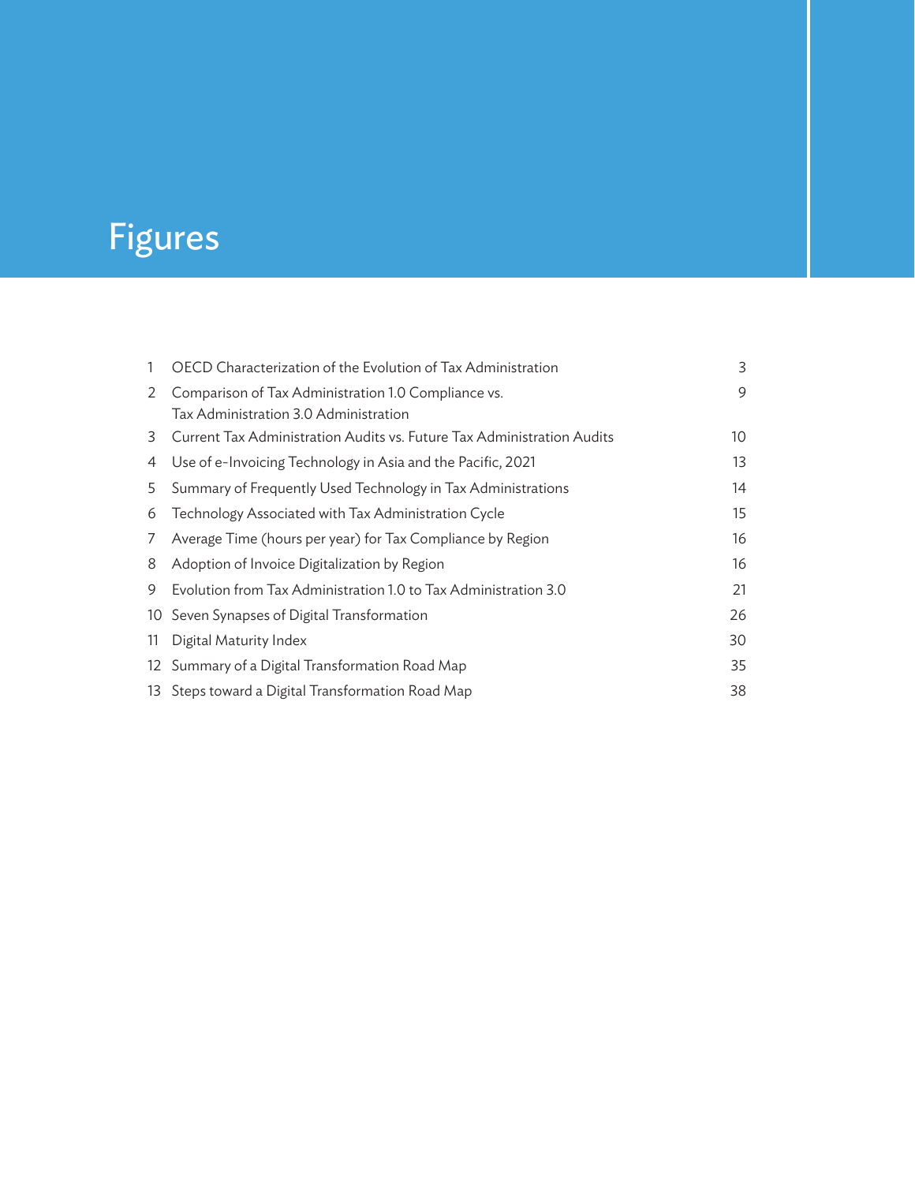# Figures

| | | |
|---|---|---|
| 1 | OECD Characterization of the Evolution of Tax Administration | 3 |
| 2 | Comparison of Tax Administration 1.0 Compliance vs. Tax Administration 3.0 Administration | 9 |
| 3 | Current Tax Administration Audits vs. Future Tax Administration Audits | 10 |
| 4 | Use of e-Invoicing Technology in Asia and the Pacific, 2021 | 13 |
| 5 | Summary of Frequently Used Technology in Tax Administrations | 14 |
| 6 | Technology Associated with Tax Administration Cycle | 15 |
| 7 | Average Time (hours per year) for Tax Compliance by Region | 16 |
| 8 | Adoption of Invoice Digitalization by Region | 16 |
| 9 | Evolution from Tax Administration 1.0 to Tax Administration 3.0 | 21 |
| 10 | Seven Synapses of Digital Transformation | 26 |
| 11 | Digital Maturity Index | 30 |
| 12 | Summary of a Digital Transformation Road Map | 35 |
| 13 | Steps toward a Digital Transformation Road Map | 38 |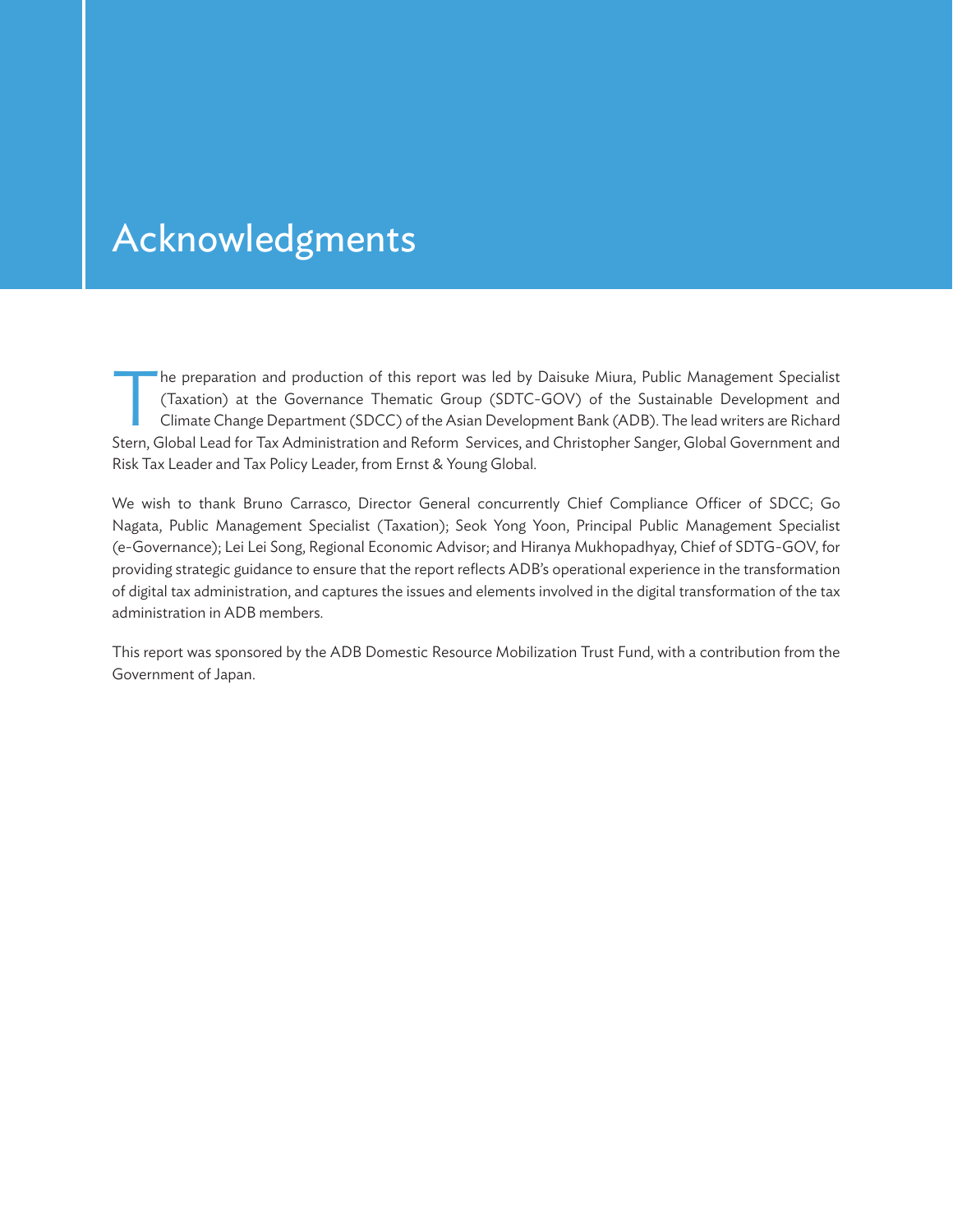# Acknowledgments

The preparation and production of this report was led by Daisuke Miura, Public Management Specialist (Taxation) at the Governance Thematic Group (SDTC-GOV) of the Sustainable Development and Climate Change Department (SDCC) of the Asian Development Bank (ADB). The lead writers are Richard Stern, Global Lead for Tax Administration and Reform Services, and Christopher Sanger, Global Government and Risk Tax Leader and Tax Policy Leader, from Ernst & Young Global.

We wish to thank Bruno Carrasco, Director General concurrently Chief Compliance Officer of SDCC; Go Nagata, Public Management Specialist (Taxation); Seok Yong Yoon, Principal Public Management Specialist (e-Governance); Lei Lei Song, Regional Economic Advisor; and Hiranya Mukhopadhyay, Chief of SDTG-GOV, for providing strategic guidance to ensure that the report reflects ADB's operational experience in the transformation of digital tax administration, and captures the issues and elements involved in the digital transformation of the tax administration in ADB members.

This report was sponsored by the ADB Domestic Resource Mobilization Trust Fund, with a contribution from the Government of Japan.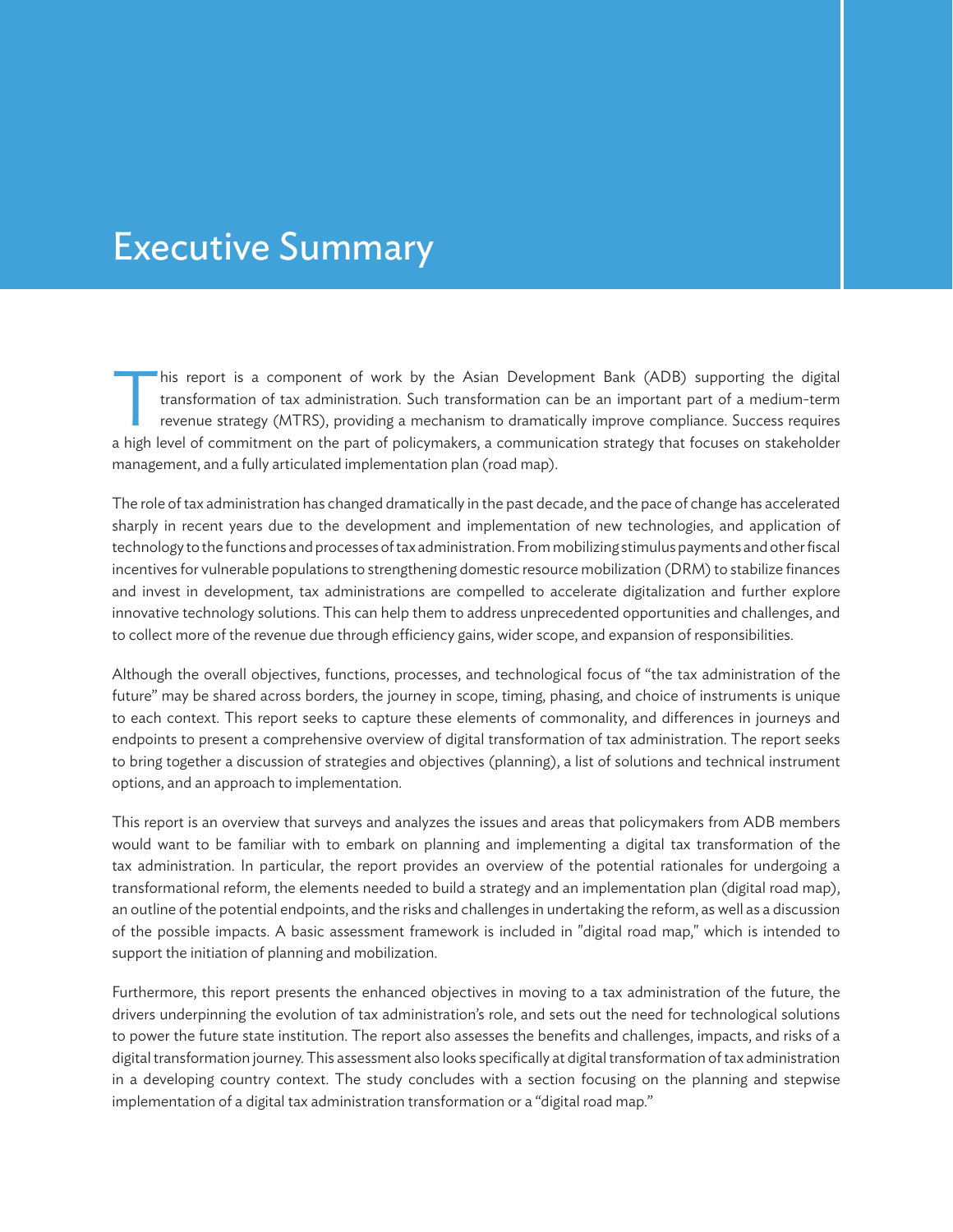# Executive Summary

This report is a component of work by the Asian Development Bank (ADB) supporting the digital transformation of tax administration. Such transformation can be an important part of a medium-term revenue strategy (MTRS), providing a mechanism to dramatically improve compliance. Success requires a high level of commitment on the part of policymakers, a communication strategy that focuses on stakeholder management, and a fully articulated implementation plan (road map).

The role of tax administration has changed dramatically in the past decade, and the pace of change has accelerated sharply in recent years due to the development and implementation of new technologies, and application of technology to the functions and processes of tax administration. From mobilizing stimulus payments and other fiscal incentives for vulnerable populations to strengthening domestic resource mobilization (DRM) to stabilize finances and invest in development, tax administrations are compelled to accelerate digitalization and further explore innovative technology solutions. This can help them to address unprecedented opportunities and challenges, and to collect more of the revenue due through efficiency gains, wider scope, and expansion of responsibilities.

Although the overall objectives, functions, processes, and technological focus of "the tax administration of the future" may be shared across borders, the journey in scope, timing, phasing, and choice of instruments is unique to each context. This report seeks to capture these elements of commonality, and differences in journeys and endpoints to present a comprehensive overview of digital transformation of tax administration. The report seeks to bring together a discussion of strategies and objectives (planning), a list of solutions and technical instrument options, and an approach to implementation.

This report is an overview that surveys and analyzes the issues and areas that policymakers from ADB members would want to be familiar with to embark on planning and implementing a digital tax transformation of the tax administration. In particular, the report provides an overview of the potential rationales for undergoing a transformational reform, the elements needed to build a strategy and an implementation plan (digital road map), an outline of the potential endpoints, and the risks and challenges in undertaking the reform, as well as a discussion of the possible impacts. A basic assessment framework is included in "digital road map," which is intended to support the initiation of planning and mobilization.

Furthermore, this report presents the enhanced objectives in moving to a tax administration of the future, the drivers underpinning the evolution of tax administration's role, and sets out the need for technological solutions to power the future state institution. The report also assesses the benefits and challenges, impacts, and risks of a digital transformation journey. This assessment also looks specifically at digital transformation of tax administration in a developing country context. The study concludes with a section focusing on the planning and stepwise implementation of a digital tax administration transformation or a "digital road map."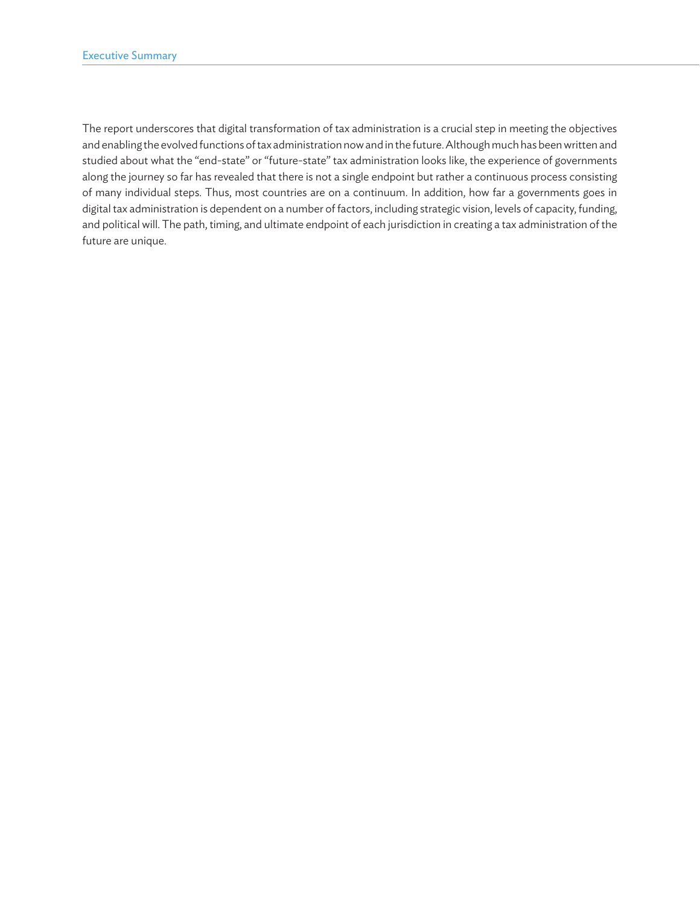The report underscores that digital transformation of tax administration is a crucial step in meeting the objectives and enabling the evolved functions of tax administration now and in the future. Although much has been written and studied about what the "end-state" or "future-state" tax administration looks like, the experience of governments along the journey so far has revealed that there is not a single endpoint but rather a continuous process consisting of many individual steps. Thus, most countries are on a continuum. In addition, how far a governments goes in digital tax administration is dependent on a number of factors, including strategic vision, levels of capacity, funding, and political will. The path, timing, and ultimate endpoint of each jurisdiction in creating a tax administration of the future are unique.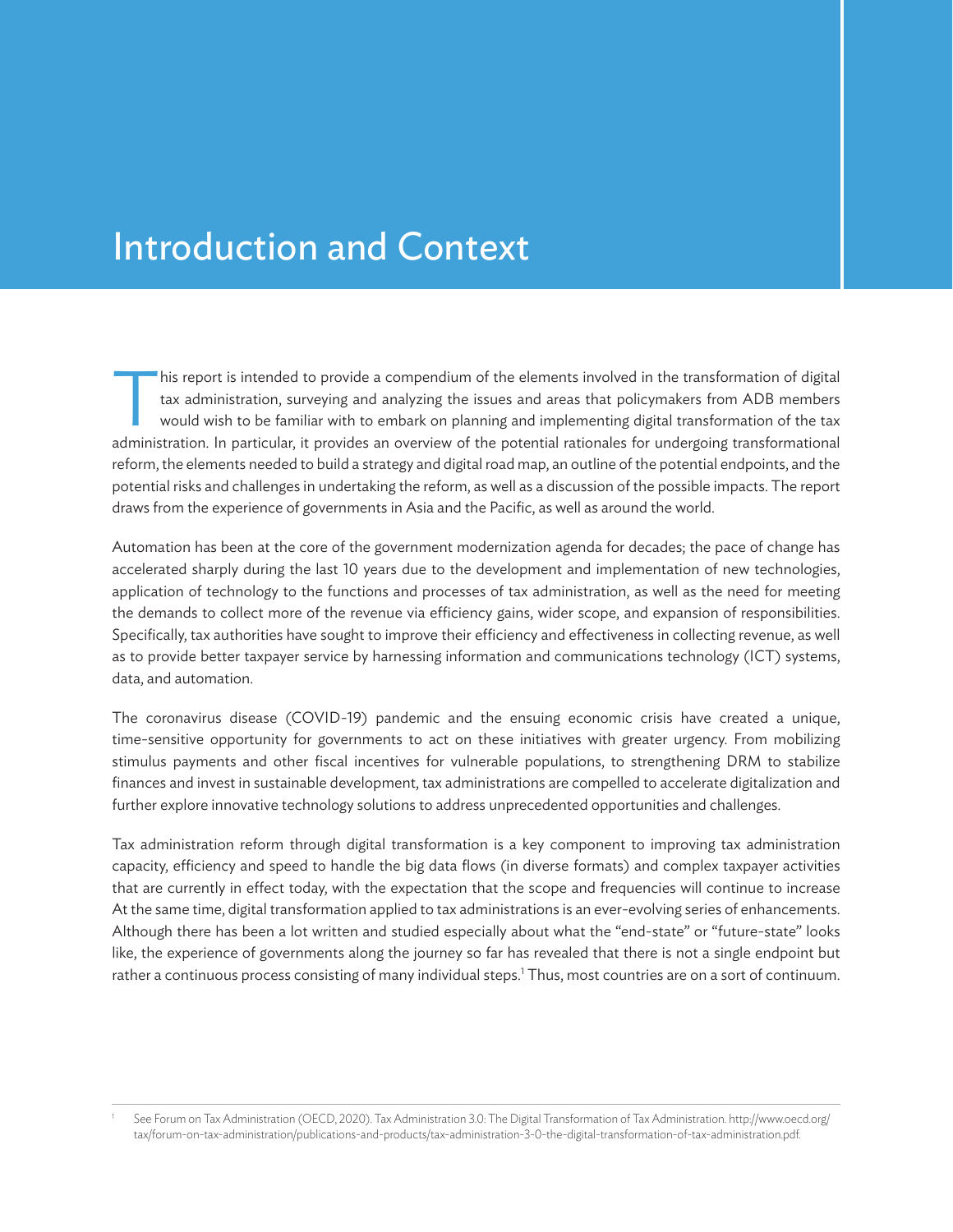# Introduction and Context

This report is intended to provide a compendium of the elements involved in the transformation of digital tax administration, surveying and analyzing the issues and areas that policymakers from ADB members would wish to be familiar with to embark on planning and implementing digital transformation of the tax administration. In particular, it provides an overview of the potential rationales for undergoing transformational reform, the elements needed to build a strategy and digital road map, an outline of the potential endpoints, and the potential risks and challenges in undertaking the reform, as well as a discussion of the possible impacts. The report draws from the experience of governments in Asia and the Pacific, as well as around the world.

Automation has been at the core of the government modernization agenda for decades; the pace of change has accelerated sharply during the last 10 years due to the development and implementation of new technologies, application of technology to the functions and processes of tax administration, as well as the need for meeting the demands to collect more of the revenue via efficiency gains, wider scope, and expansion of responsibilities. Specifically, tax authorities have sought to improve their efficiency and effectiveness in collecting revenue, as well as to provide better taxpayer service by harnessing information and communications technology (ICT) systems, data, and automation.

The coronavirus disease (COVID-19) pandemic and the ensuing economic crisis have created a unique, time-sensitive opportunity for governments to act on these initiatives with greater urgency. From mobilizing stimulus payments and other fiscal incentives for vulnerable populations, to strengthening DRM to stabilize finances and invest in sustainable development, tax administrations are compelled to accelerate digitalization and further explore innovative technology solutions to address unprecedented opportunities and challenges.

Tax administration reform through digital transformation is a key component to improving tax administration capacity, efficiency and speed to handle the big data flows (in diverse formats) and complex taxpayer activities that are currently in effect today, with the expectation that the scope and frequencies will continue to increase At the same time, digital transformation applied to tax administrations is an ever-evolving series of enhancements. Although there has been a lot written and studied especially about what the "end-state" or "future-state" looks like, the experience of governments along the journey so far has revealed that there is not a single endpoint but rather a continuous process consisting of many individual steps.[1] Thus, most countries are on a sort of continuum.

[1] See Forum on Tax Administration (OECD, 2020). Tax Administration 3.0: The Digital Transformation of Tax Administration. http://www.oecd.org/tax/forum-on-tax-administration/publications-and-products/tax-administration-3-0-the-digital-transformation-of-tax-administration.pdf.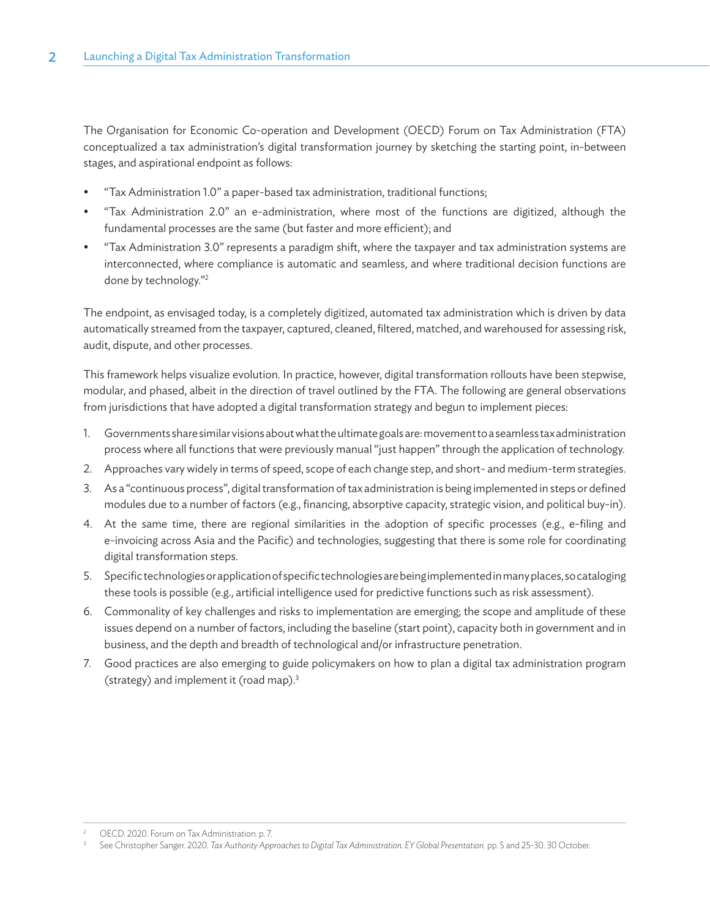The Organisation for Economic Co-operation and Development (OECD) Forum on Tax Administration (FTA) conceptualized a tax administration's digital transformation journey by sketching the starting point, in-between stages, and aspirational endpoint as follows:

- "Tax Administration 1.0" a paper-based tax administration, traditional functions;
- "Tax Administration 2.0" an e-administration, where most of the functions are digitized, although the fundamental processes are the same (but faster and more efficient); and
- "Tax Administration 3.0" represents a paradigm shift, where the taxpayer and tax administration systems are interconnected, where compliance is automatic and seamless, and where traditional decision functions are done by technology."[2]

The endpoint, as envisaged today, is a completely digitized, automated tax administration which is driven by data automatically streamed from the taxpayer, captured, cleaned, filtered, matched, and warehoused for assessing risk, audit, dispute, and other processes.

This framework helps visualize evolution. In practice, however, digital transformation rollouts have been stepwise, modular, and phased, albeit in the direction of travel outlined by the FTA. The following are general observations from jurisdictions that have adopted a digital transformation strategy and begun to implement pieces:

1. Governments share similar visions about what the ultimate goals are: movement to a seamless tax administration process where all functions that were previously manual "just happen" through the application of technology.
2. Approaches vary widely in terms of speed, scope of each change step, and short- and medium-term strategies.
3. As a "continuous process", digital transformation of tax administration is being implemented in steps or defined modules due to a number of factors (e.g., financing, absorptive capacity, strategic vision, and political buy-in).
4. At the same time, there are regional similarities in the adoption of specific processes (e.g., e-filing and e-invoicing across Asia and the Pacific) and technologies, suggesting that there is some role for coordinating digital transformation steps.
5. Specific technologies or application of specific technologies are being implemented in many places, so cataloging these tools is possible (e.g., artificial intelligence used for predictive functions such as risk assessment).
6. Commonality of key challenges and risks to implementation are emerging; the scope and amplitude of these issues depend on a number of factors, including the baseline (start point), capacity both in government and in business, and the depth and breadth of technological and/or infrastructure penetration.
7. Good practices are also emerging to guide policymakers on how to plan a digital tax administration program (strategy) and implement it (road map).[3]

---

[2] OECD. 2020. Forum on Tax Administration. p. 7.

[3] See Christopher Sanger. 2020. *Tax Authority Approaches to Digital Tax Administration. EY Global Presentation.* pp. 5 and 25-30. 30 October.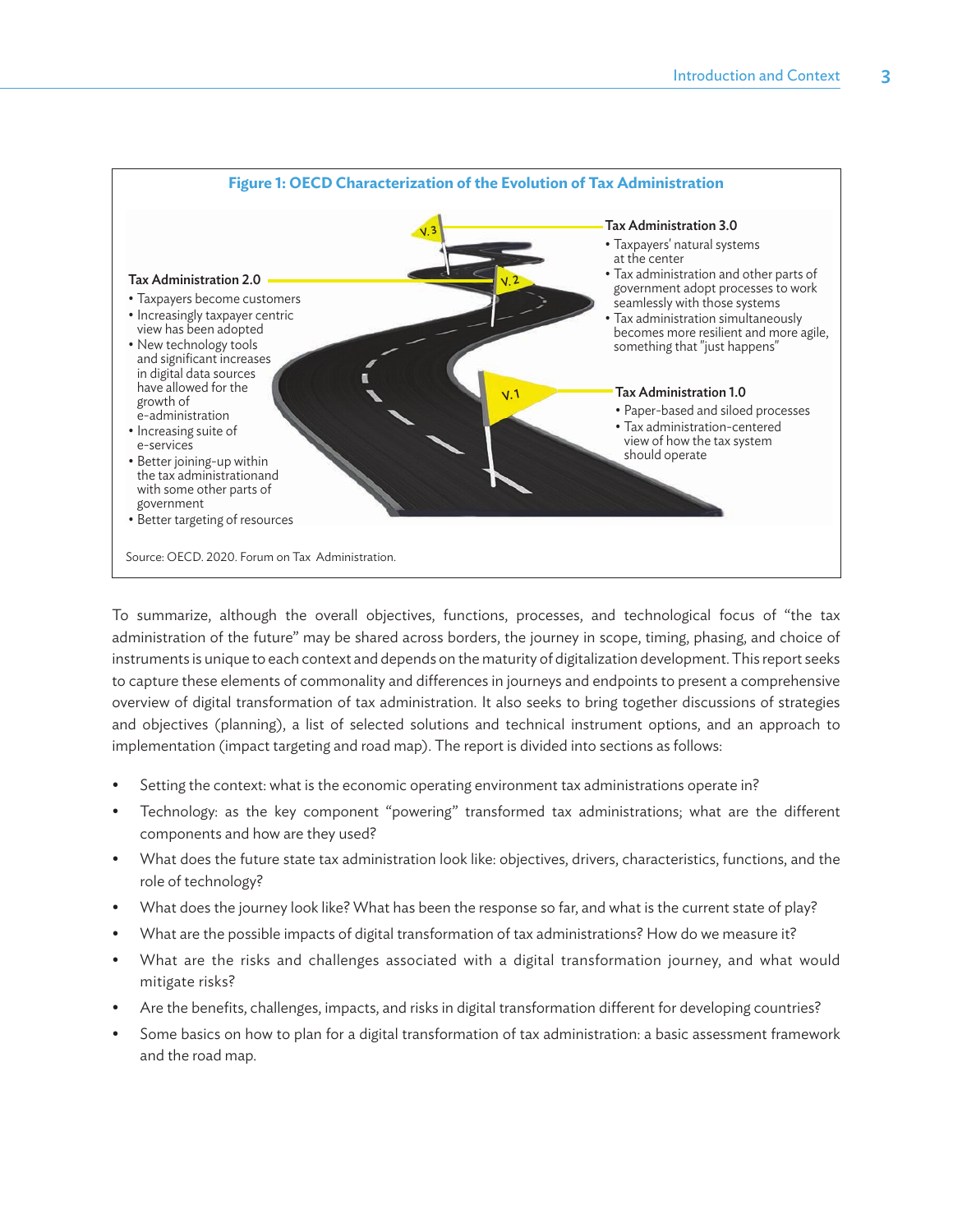**Figure 1: OECD Characterization of the Evolution of Tax Administration**

V.3

V.2

V.1

**Tax Administration 3.0**

- Taxpayers' natural systems at the center
- Tax administration and other parts of government adopt processes to work seamlessly with those systems
- Tax administration simultaneously becomes more resilient and more agile, something that "just happens"

**Tax Administration 2.0**

- Taxpayers become customers
- Increasingly taxpayer centric view has been adopted
- New technology tools and significant increases in digital data sources have allowed for the growth of e-administration
- Increasing suite of e-services
- Better joining-up within the tax administrationand with some other parts of government
- Better targeting of resources

**Tax Administration 1.0**

- Paper-based and siloed processes
- Tax administration-centered view of how the tax system should operate

Source: OECD. 2020. Forum on Tax Administration.

To summarize, although the overall objectives, functions, processes, and technological focus of "the tax administration of the future" may be shared across borders, the journey in scope, timing, phasing, and choice of instruments is unique to each context and depends on the maturity of digitalization development. This report seeks to capture these elements of commonality and differences in journeys and endpoints to present a comprehensive overview of digital transformation of tax administration. It also seeks to bring together discussions of strategies and objectives (planning), a list of selected solutions and technical instrument options, and an approach to implementation (impact targeting and road map). The report is divided into sections as follows:

- Setting the context: what is the economic operating environment tax administrations operate in?
- Technology: as the key component "powering" transformed tax administrations; what are the different components and how are they used?
- What does the future state tax administration look like: objectives, drivers, characteristics, functions, and the role of technology?
- What does the journey look like? What has been the response so far, and what is the current state of play?
- What are the possible impacts of digital transformation of tax administrations? How do we measure it?
- What are the risks and challenges associated with a digital transformation journey, and what would mitigate risks?
- Are the benefits, challenges, impacts, and risks in digital transformation different for developing countries?
- Some basics on how to plan for a digital transformation of tax administration: a basic assessment framework and the road map.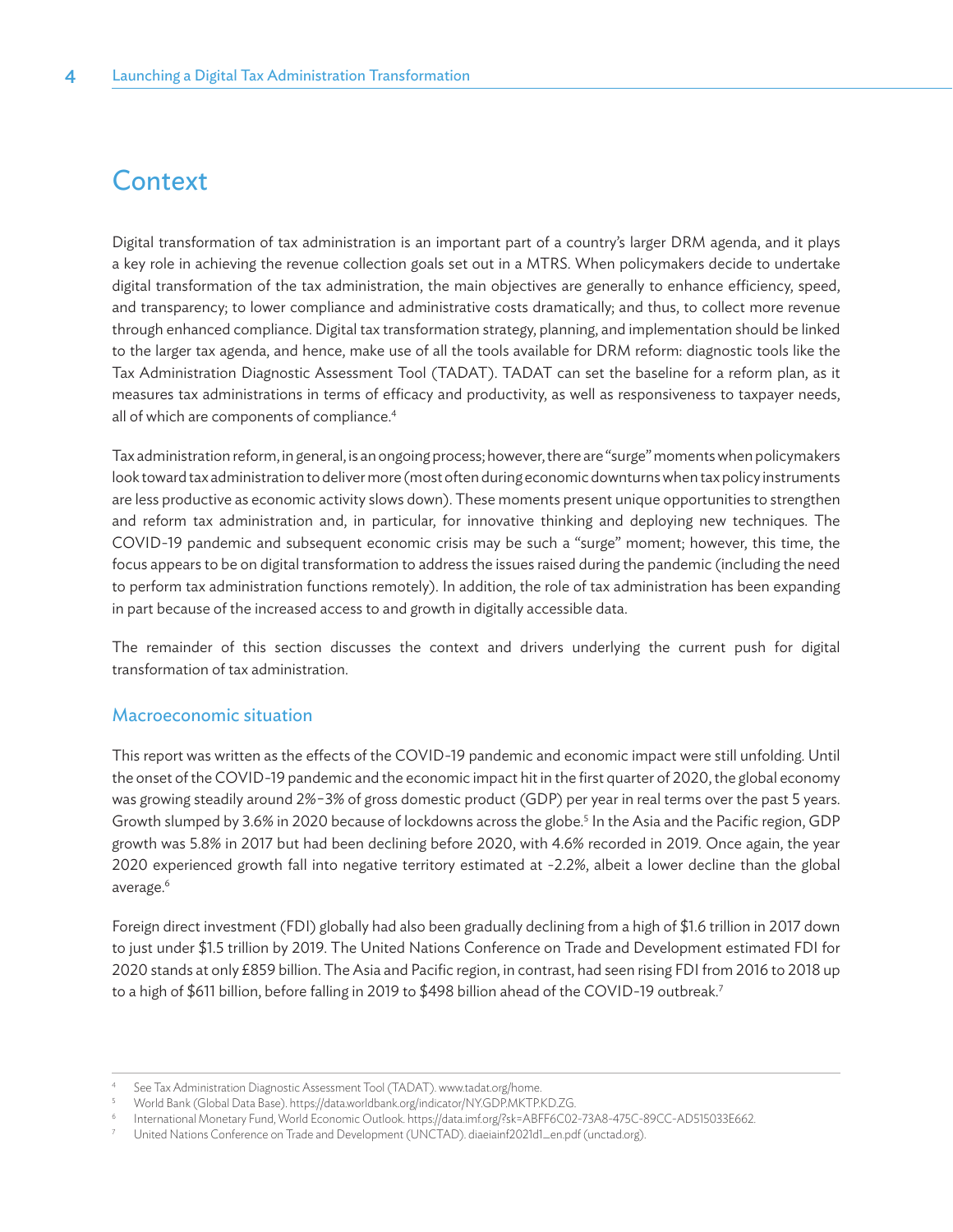# Context

Digital transformation of tax administration is an important part of a country's larger DRM agenda, and it plays a key role in achieving the revenue collection goals set out in a MTRS. When policymakers decide to undertake digital transformation of the tax administration, the main objectives are generally to enhance efficiency, speed, and transparency; to lower compliance and administrative costs dramatically; and thus, to collect more revenue through enhanced compliance. Digital tax transformation strategy, planning, and implementation should be linked to the larger tax agenda, and hence, make use of all the tools available for DRM reform: diagnostic tools like the Tax Administration Diagnostic Assessment Tool (TADAT). TADAT can set the baseline for a reform plan, as it measures tax administrations in terms of efficacy and productivity, as well as responsiveness to taxpayer needs, all of which are components of compliance.[4]

Tax administration reform, in general, is an ongoing process; however, there are "surge" moments when policymakers look toward tax administration to deliver more (most often during economic downturns when tax policy instruments are less productive as economic activity slows down). These moments present unique opportunities to strengthen and reform tax administration and, in particular, for innovative thinking and deploying new techniques. The COVID-19 pandemic and subsequent economic crisis may be such a "surge" moment; however, this time, the focus appears to be on digital transformation to address the issues raised during the pandemic (including the need to perform tax administration functions remotely). In addition, the role of tax administration has been expanding in part because of the increased access to and growth in digitally accessible data.

The remainder of this section discusses the context and drivers underlying the current push for digital transformation of tax administration.

## Macroeconomic situation

This report was written as the effects of the COVID-19 pandemic and economic impact were still unfolding. Until the onset of the COVID-19 pandemic and the economic impact hit in the first quarter of 2020, the global economy was growing steadily around 2%–3% of gross domestic product (GDP) per year in real terms over the past 5 years. Growth slumped by 3.6% in 2020 because of lockdowns across the globe.[5] In the Asia and the Pacific region, GDP growth was 5.8% in 2017 but had been declining before 2020, with 4.6% recorded in 2019. Once again, the year 2020 experienced growth fall into negative territory estimated at -2.2%, albeit a lower decline than the global average.[6]

Foreign direct investment (FDI) globally had also been gradually declining from a high of $1.6 trillion in 2017 down to just under $1.5 trillion by 2019. The United Nations Conference on Trade and Development estimated FDI for 2020 stands at only $859 billion. The Asia and Pacific region, in contrast, had seen rising FDI from 2016 to 2018 up to a high of $611 billion, before falling in 2019 to $498 billion ahead of the COVID-19 outbreak.[7]

---

[4] See Tax Administration Diagnostic Assessment Tool (TADAT). www.tadat.org/home.

[5] World Bank (Global Data Base). https://data.worldbank.org/indicator/NY.GDP.MKTP.KD.ZG.

[6] International Monetary Fund, World Economic Outlook. https://data.imf.org/?sk=ABFF6C02-73A8-475C-89CC-AD515033E662.

[7] United Nations Conference on Trade and Development (UNCTAD). diaeiainf2021d1_en.pdf (unctad.org).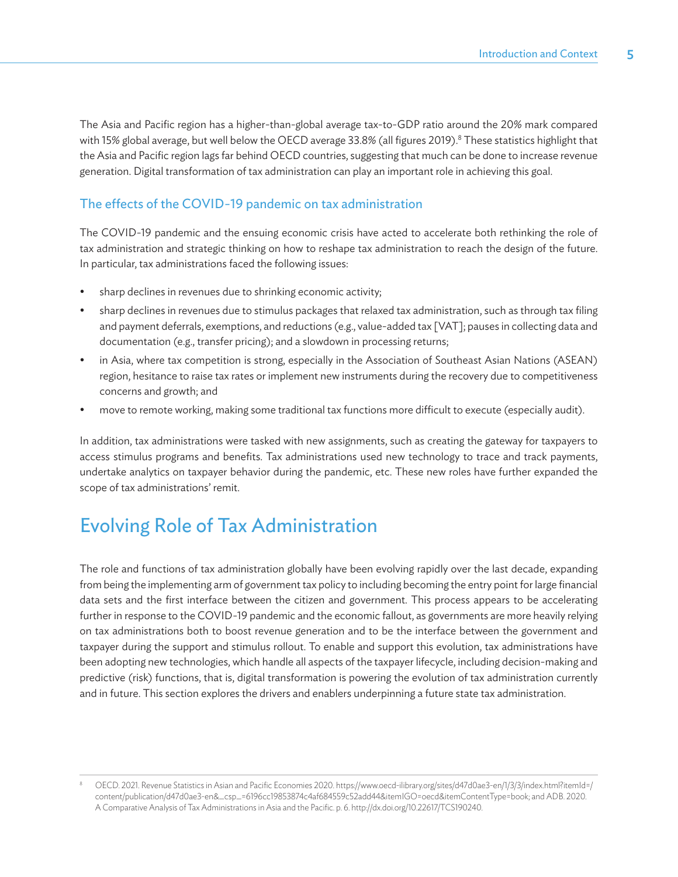The Asia and Pacific region has a higher-than-global average tax-to-GDP ratio around the 20% mark compared with 15% global average, but well below the OECD average 33.8% (all figures 2019).[8] These statistics highlight that the Asia and Pacific region lags far behind OECD countries, suggesting that much can be done to increase revenue generation. Digital transformation of tax administration can play an important role in achieving this goal.

### The effects of the COVID-19 pandemic on tax administration

The COVID-19 pandemic and the ensuing economic crisis have acted to accelerate both rethinking the role of tax administration and strategic thinking on how to reshape tax administration to reach the design of the future. In particular, tax administrations faced the following issues:

- sharp declines in revenues due to shrinking economic activity;
- sharp declines in revenues due to stimulus packages that relaxed tax administration, such as through tax filing and payment deferrals, exemptions, and reductions (e.g., value-added tax [VAT]; pauses in collecting data and documentation (e.g., transfer pricing); and a slowdown in processing returns;
- in Asia, where tax competition is strong, especially in the Association of Southeast Asian Nations (ASEAN) region, hesitance to raise tax rates or implement new instruments during the recovery due to competitiveness concerns and growth; and
- move to remote working, making some traditional tax functions more difficult to execute (especially audit).

In addition, tax administrations were tasked with new assignments, such as creating the gateway for taxpayers to access stimulus programs and benefits. Tax administrations used new technology to trace and track payments, undertake analytics on taxpayer behavior during the pandemic, etc. These new roles have further expanded the scope of tax administrations' remit.

## Evolving Role of Tax Administration

The role and functions of tax administration globally have been evolving rapidly over the last decade, expanding from being the implementing arm of government tax policy to including becoming the entry point for large financial data sets and the first interface between the citizen and government. This process appears to be accelerating further in response to the COVID-19 pandemic and the economic fallout, as governments are more heavily relying on tax administrations both to boost revenue generation and to be the interface between the government and taxpayer during the support and stimulus rollout. To enable and support this evolution, tax administrations have been adopting new technologies, which handle all aspects of the taxpayer lifecycle, including decision-making and predictive (risk) functions, that is, digital transformation is powering the evolution of tax administration currently and in future. This section explores the drivers and enablers underpinning a future state tax administration.

[8] OECD. 2021. Revenue Statistics in Asian and Pacific Economies 2020. https://www.oecd-ilibrary.org/sites/d47d0ae3-en/1/3/3/index.html?itemId=/content/publication/d47d0ae3-en&_csp_=6196cc19853874c4af684559c52add44&itemIGO=oecd&itemContentType=book; and ADB. 2020. A Comparative Analysis of Tax Administrations in Asia and the Pacific. p. 6. http://dx.doi.org/10.22617/TCS190240.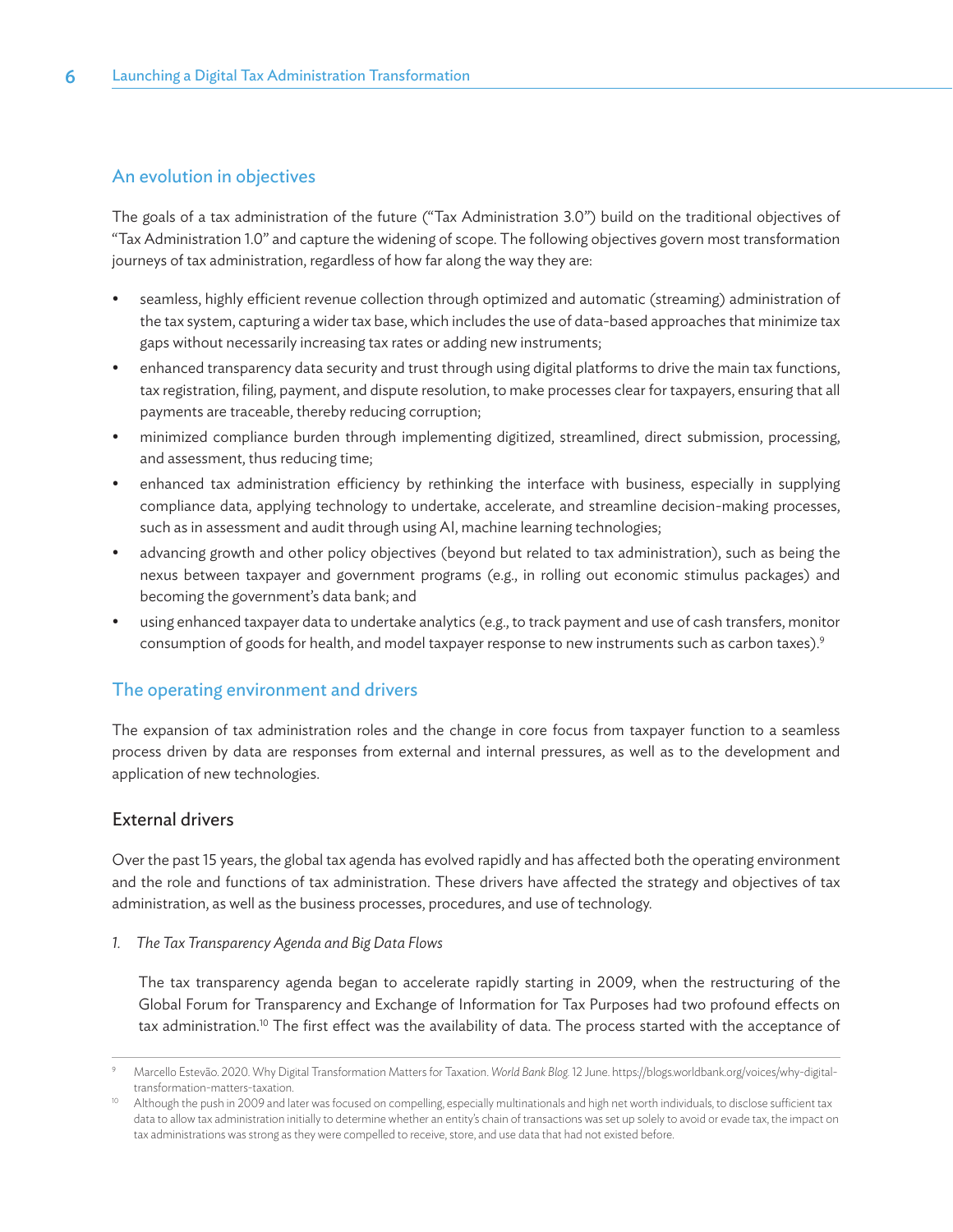## An evolution in objectives

The goals of a tax administration of the future ("Tax Administration 3.0") build on the traditional objectives of "Tax Administration 1.0" and capture the widening of scope. The following objectives govern most transformation journeys of tax administration, regardless of how far along the way they are:

- seamless, highly efficient revenue collection through optimized and automatic (streaming) administration of the tax system, capturing a wider tax base, which includes the use of data-based approaches that minimize tax gaps without necessarily increasing tax rates or adding new instruments;
- enhanced transparency data security and trust through using digital platforms to drive the main tax functions, tax registration, filing, payment, and dispute resolution, to make processes clear for taxpayers, ensuring that all payments are traceable, thereby reducing corruption;
- minimized compliance burden through implementing digitized, streamlined, direct submission, processing, and assessment, thus reducing time;
- enhanced tax administration efficiency by rethinking the interface with business, especially in supplying compliance data, applying technology to undertake, accelerate, and streamline decision-making processes, such as in assessment and audit through using AI, machine learning technologies;
- advancing growth and other policy objectives (beyond but related to tax administration), such as being the nexus between taxpayer and government programs (e.g., in rolling out economic stimulus packages) and becoming the government's data bank; and
- using enhanced taxpayer data to undertake analytics (e.g., to track payment and use of cash transfers, monitor consumption of goods for health, and model taxpayer response to new instruments such as carbon taxes).[9]

## The operating environment and drivers

The expansion of tax administration roles and the change in core focus from taxpayer function to a seamless process driven by data are responses from external and internal pressures, as well as to the development and application of new technologies.

### External drivers

Over the past 15 years, the global tax agenda has evolved rapidly and has affected both the operating environment and the role and functions of tax administration. These drivers have affected the strategy and objectives of tax administration, as well as the business processes, procedures, and use of technology.

1. *The Tax Transparency Agenda and Big Data Flows*

   The tax transparency agenda began to accelerate rapidly starting in 2009, when the restructuring of the Global Forum for Transparency and Exchange of Information for Tax Purposes had two profound effects on tax administration.[10] The first effect was the availability of data. The process started with the acceptance of

---

[9] Marcello Estevão. 2020. Why Digital Transformation Matters for Taxation. *World Bank Blog.* 12 June. https://blogs.worldbank.org/voices/why-digital-transformation-matters-taxation.

[10] Although the push in 2009 and later was focused on compelling, especially multinationals and high net worth individuals, to disclose sufficient tax data to allow tax administration initially to determine whether an entity's chain of transactions was set up solely to avoid or evade tax, the impact on tax administrations was strong as they were compelled to receive, store, and use data that had not existed before.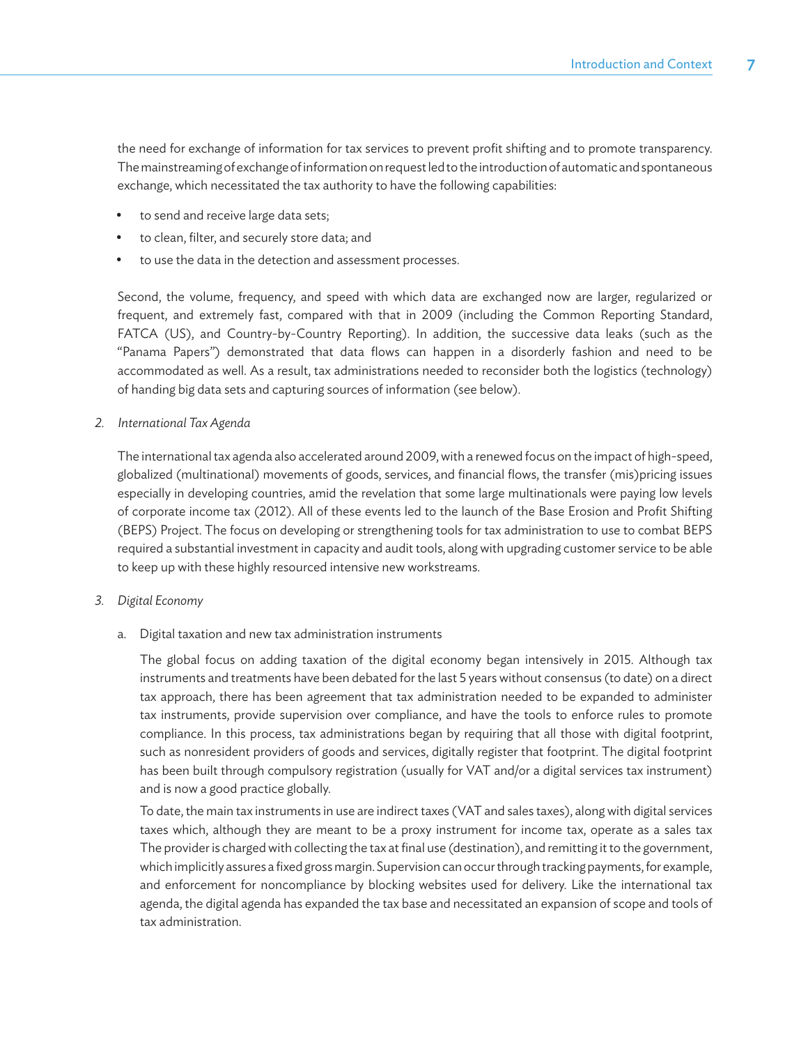the need for exchange of information for tax services to prevent profit shifting and to promote transparency. The mainstreaming of exchange of information on request led to the introduction of automatic and spontaneous exchange, which necessitated the tax authority to have the following capabilities:

- to send and receive large data sets;
- to clean, filter, and securely store data; and
- to use the data in the detection and assessment processes.

Second, the volume, frequency, and speed with which data are exchanged now are larger, regularized or frequent, and extremely fast, compared with that in 2009 (including the Common Reporting Standard, FATCA (US), and Country-by-Country Reporting). In addition, the successive data leaks (such as the "Panama Papers") demonstrated that data flows can happen in a disorderly fashion and need to be accommodated as well. As a result, tax administrations needed to reconsider both the logistics (technology) of handing big data sets and capturing sources of information (see below).

2. *International Tax Agenda*

The international tax agenda also accelerated around 2009, with a renewed focus on the impact of high-speed, globalized (multinational) movements of goods, services, and financial flows, the transfer (mis)pricing issues especially in developing countries, amid the revelation that some large multinationals were paying low levels of corporate income tax (2012). All of these events led to the launch of the Base Erosion and Profit Shifting (BEPS) Project. The focus on developing or strengthening tools for tax administration to use to combat BEPS required a substantial investment in capacity and audit tools, along with upgrading customer service to be able to keep up with these highly resourced intensive new workstreams.

3. *Digital Economy*

a. Digital taxation and new tax administration instruments

The global focus on adding taxation of the digital economy began intensively in 2015. Although tax instruments and treatments have been debated for the last 5 years without consensus (to date) on a direct tax approach, there has been agreement that tax administration needed to be expanded to administer tax instruments, provide supervision over compliance, and have the tools to enforce rules to promote compliance. In this process, tax administrations began by requiring that all those with digital footprint, such as nonresident providers of goods and services, digitally register that footprint. The digital footprint has been built through compulsory registration (usually for VAT and/or a digital services tax instrument) and is now a good practice globally.

To date, the main tax instruments in use are indirect taxes (VAT and sales taxes), along with digital services taxes which, although they are meant to be a proxy instrument for income tax, operate as a sales tax The provider is charged with collecting the tax at final use (destination), and remitting it to the government, which implicitly assures a fixed gross margin. Supervision can occur through tracking payments, for example, and enforcement for noncompliance by blocking websites used for delivery. Like the international tax agenda, the digital agenda has expanded the tax base and necessitated an expansion of scope and tools of tax administration.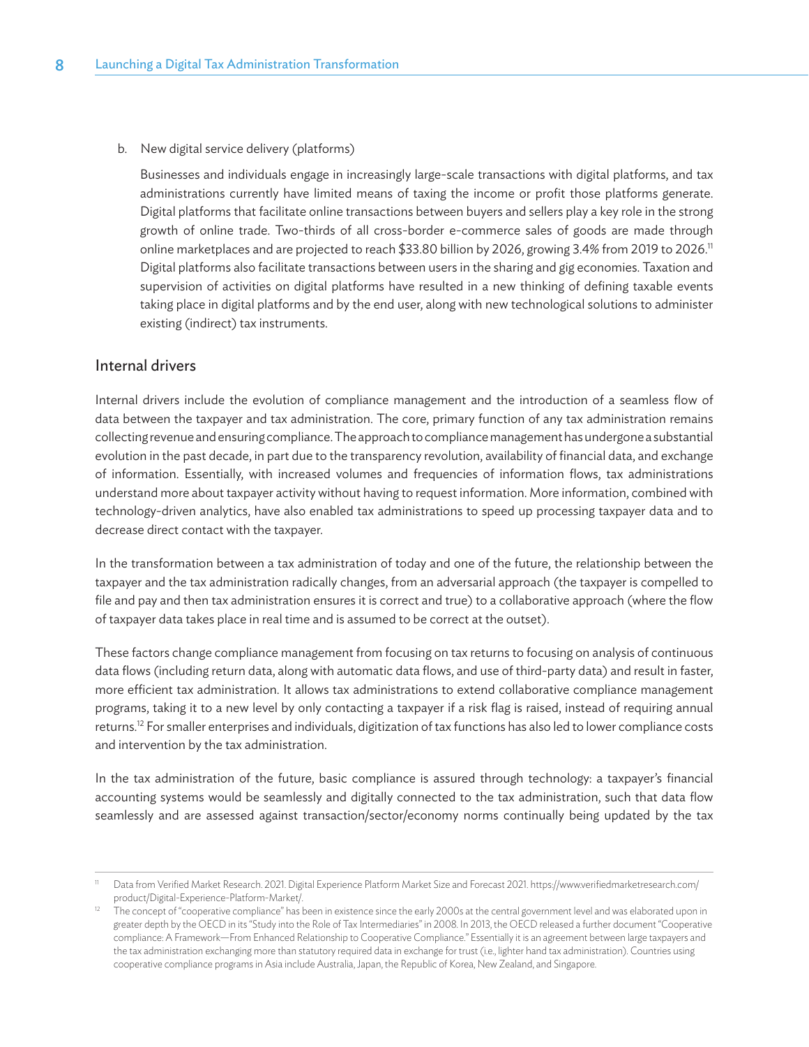b. New digital service delivery (platforms)

   Businesses and individuals engage in increasingly large-scale transactions with digital platforms, and tax administrations currently have limited means of taxing the income or profit those platforms generate. Digital platforms that facilitate online transactions between buyers and sellers play a key role in the strong growth of online trade. Two-thirds of all cross-border e-commerce sales of goods are made through online marketplaces and are projected to reach $33.80 billion by 2026, growing 3.4% from 2019 to 2026.[11] Digital platforms also facilitate transactions between users in the sharing and gig economies. Taxation and supervision of activities on digital platforms have resulted in a new thinking of defining taxable events taking place in digital platforms and by the end user, along with new technological solutions to administer existing (indirect) tax instruments.

## Internal drivers

Internal drivers include the evolution of compliance management and the introduction of a seamless flow of data between the taxpayer and tax administration. The core, primary function of any tax administration remains collecting revenue and ensuring compliance. The approach to compliance management has undergone a substantial evolution in the past decade, in part due to the transparency revolution, availability of financial data, and exchange of information. Essentially, with increased volumes and frequencies of information flows, tax administrations understand more about taxpayer activity without having to request information. More information, combined with technology-driven analytics, have also enabled tax administrations to speed up processing taxpayer data and to decrease direct contact with the taxpayer.

In the transformation between a tax administration of today and one of the future, the relationship between the taxpayer and the tax administration radically changes, from an adversarial approach (the taxpayer is compelled to file and pay and then tax administration ensures it is correct and true) to a collaborative approach (where the flow of taxpayer data takes place in real time and is assumed to be correct at the outset).

These factors change compliance management from focusing on tax returns to focusing on analysis of continuous data flows (including return data, along with automatic data flows, and use of third-party data) and result in faster, more efficient tax administration. It allows tax administrations to extend collaborative compliance management programs, taking it to a new level by only contacting a taxpayer if a risk flag is raised, instead of requiring annual returns.[12] For smaller enterprises and individuals, digitization of tax functions has also led to lower compliance costs and intervention by the tax administration.

In the tax administration of the future, basic compliance is assured through technology: a taxpayer's financial accounting systems would be seamlessly and digitally connected to the tax administration, such that data flow seamlessly and are assessed against transaction/sector/economy norms continually being updated by the tax

---

[11] Data from Verified Market Research. 2021. Digital Experience Platform Market Size and Forecast 2021. https://www.verifiedmarketresearch.com/product/Digital-Experience-Platform-Market/.

[12] The concept of "cooperative compliance" has been in existence since the early 2000s at the central government level and was elaborated upon in greater depth by the OECD in its "Study into the Role of Tax Intermediaries" in 2008. In 2013, the OECD released a further document "Cooperative compliance: A Framework—From Enhanced Relationship to Cooperative Compliance." Essentially it is an agreement between large taxpayers and the tax administration exchanging more than statutory required data in exchange for trust (i.e., lighter hand tax administration). Countries using cooperative compliance programs in Asia include Australia, Japan, the Republic of Korea, New Zealand, and Singapore.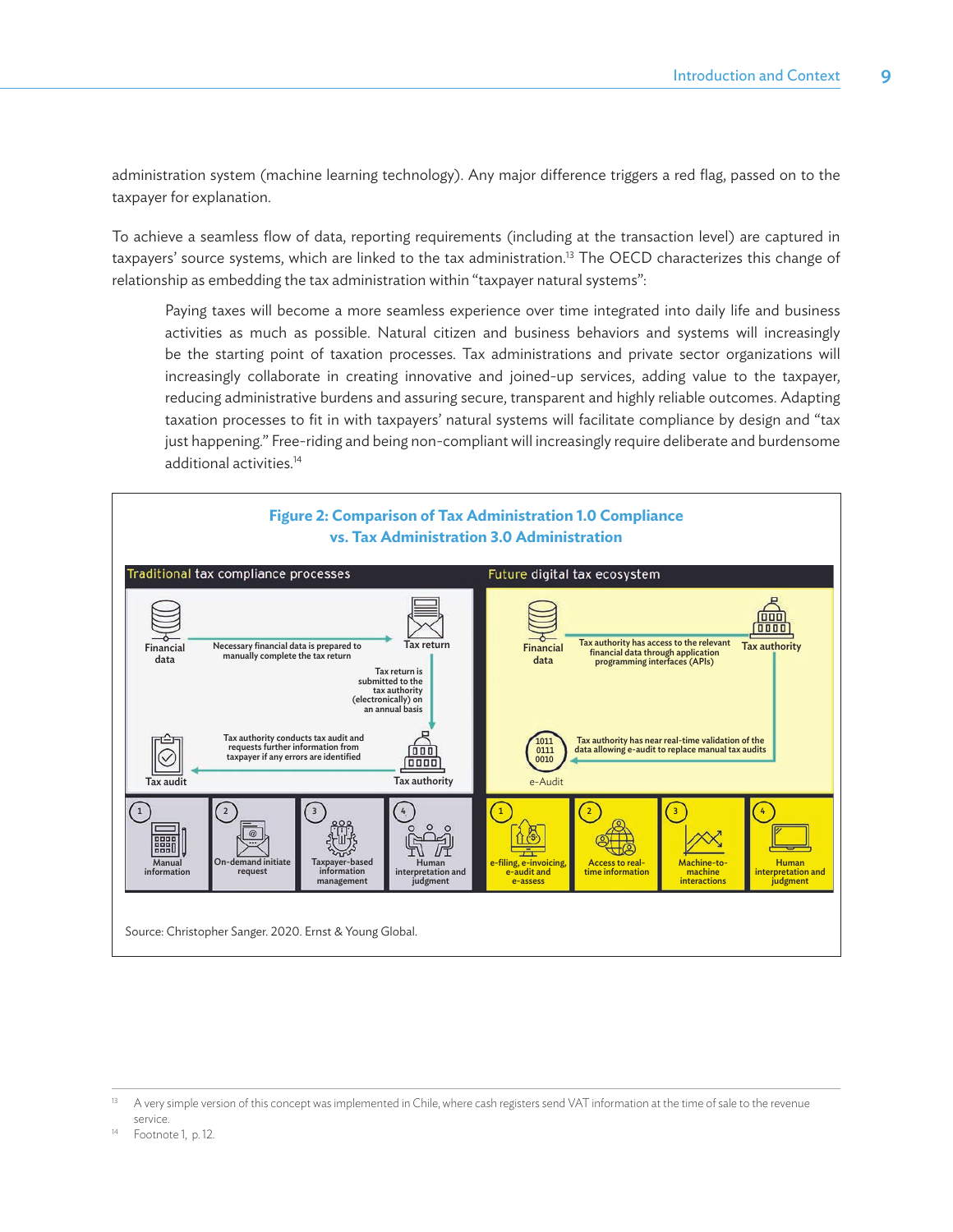administration system (machine learning technology). Any major difference triggers a red flag, passed on to the taxpayer for explanation.

To achieve a seamless flow of data, reporting requirements (including at the transaction level) are captured in taxpayers' source systems, which are linked to the tax administration.[13] The OECD characterizes this change of relationship as embedding the tax administration within "taxpayer natural systems":

> Paying taxes will become a more seamless experience over time integrated into daily life and business activities as much as possible. Natural citizen and business behaviors and systems will increasingly be the starting point of taxation processes. Tax administrations and private sector organizations will increasingly collaborate in creating innovative and joined-up services, adding value to the taxpayer, reducing administrative burdens and assuring secure, transparent and highly reliable outcomes. Adapting taxation processes to fit in with taxpayers' natural systems will facilitate compliance by design and "tax just happening." Free-riding and being non-compliant will increasingly require deliberate and burdensome additional activities.[14]

**Figure 2: Comparison of Tax Administration 1.0 Compliance vs. Tax Administration 3.0 Administration**

Traditional tax compliance processes

Financial data

Necessary financial data is prepared to manually complete the tax return

Tax return

Tax return is submitted to the tax authority (electronically) on an annual basis

Tax authority

Tax authority conducts tax audit and requests further information from taxpayer if any errors are identified

Tax audit

1 Manual information

2 On-demand initiate request

3 Taxpayer-based information management

4 Human interpretation and judgment

Future digital tax ecosystem

Financial data

Tax authority has access to the relevant financial data through application programming interfaces (APIs)

Tax authority

Tax authority has near real-time validation of the data allowing e-audit to replace manual tax audits

1011 0111 0010

e-Audit

1 e-filing, e-invoicing, e-audit and e-assess

2 Access to real-time information

3 Machine-to-machine interactions

4 Human interpretation and judgment

Source: Christopher Sanger. 2020. Ernst & Young Global.

---

[13] A very simple version of this concept was implemented in Chile, where cash registers send VAT information at the time of sale to the revenue service.

[14] Footnote 1, p. 12.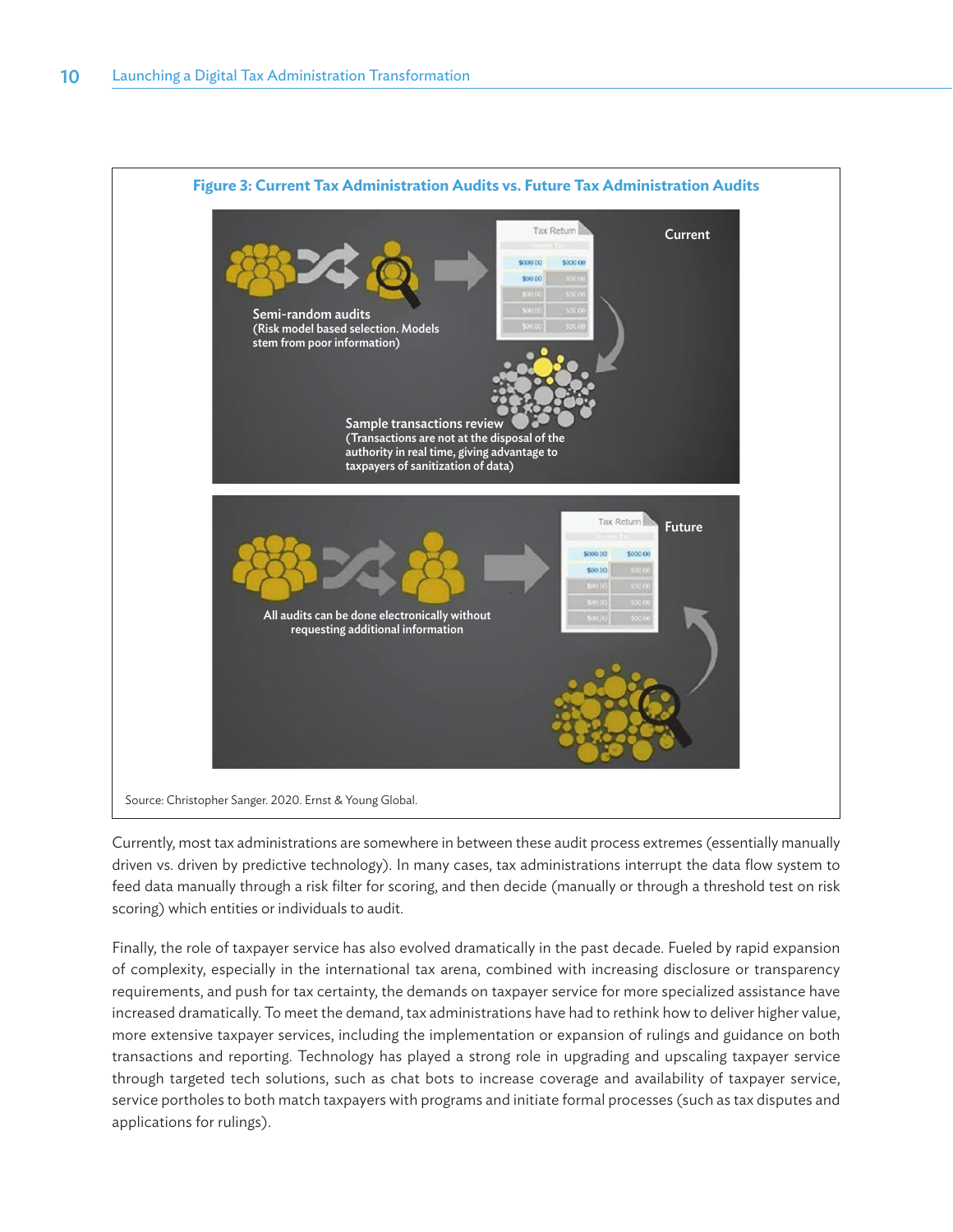**Figure 3: Current Tax Administration Audits vs. Future Tax Administration Audits**

Current

Semi-random audits
(Risk model based selection. Models stem from poor information)

Sample transactions review
(Transactions are not at the disposal of the authority in real time, giving advantage to taxpayers of sanitization of data)

Future

All audits can be done electronically without requesting additional information

Source: Christopher Sanger. 2020. Ernst & Young Global.

Currently, most tax administrations are somewhere in between these audit process extremes (essentially manually driven vs. driven by predictive technology). In many cases, tax administrations interrupt the data flow system to feed data manually through a risk filter for scoring, and then decide (manually or through a threshold test on risk scoring) which entities or individuals to audit.

Finally, the role of taxpayer service has also evolved dramatically in the past decade. Fueled by rapid expansion of complexity, especially in the international tax arena, combined with increasing disclosure or transparency requirements, and push for tax certainty, the demands on taxpayer service for more specialized assistance have increased dramatically. To meet the demand, tax administrations have had to rethink how to deliver higher value, more extensive taxpayer services, including the implementation or expansion of rulings and guidance on both transactions and reporting. Technology has played a strong role in upgrading and upscaling taxpayer service through targeted tech solutions, such as chat bots to increase coverage and availability of taxpayer service, service portholes to both match taxpayers with programs and initiate formal processes (such as tax disputes and applications for rulings).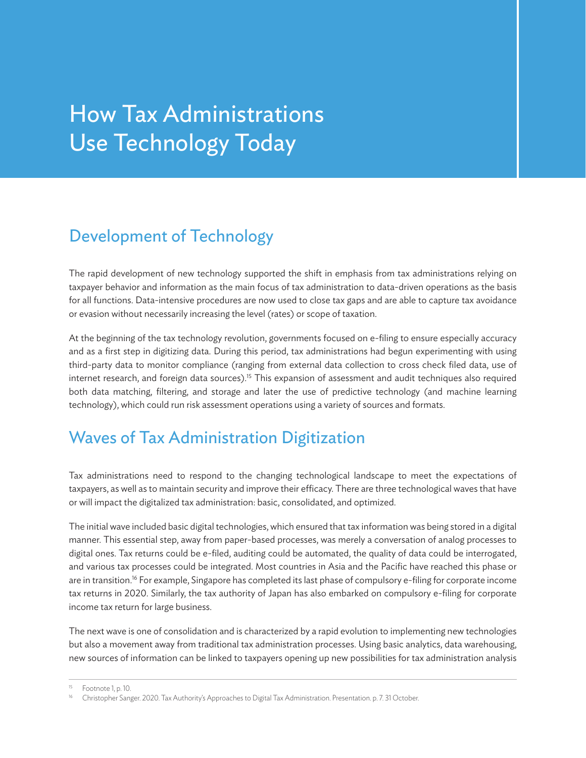# How Tax Administrations Use Technology Today

## Development of Technology

The rapid development of new technology supported the shift in emphasis from tax administrations relying on taxpayer behavior and information as the main focus of tax administration to data-driven operations as the basis for all functions. Data-intensive procedures are now used to close tax gaps and are able to capture tax avoidance or evasion without necessarily increasing the level (rates) or scope of taxation.

At the beginning of the tax technology revolution, governments focused on e-filing to ensure especially accuracy and as a first step in digitizing data. During this period, tax administrations had begun experimenting with using third-party data to monitor compliance (ranging from external data collection to cross check filed data, use of internet research, and foreign data sources).[15] This expansion of assessment and audit techniques also required both data matching, filtering, and storage and later the use of predictive technology (and machine learning technology), which could run risk assessment operations using a variety of sources and formats.

## Waves of Tax Administration Digitization

Tax administrations need to respond to the changing technological landscape to meet the expectations of taxpayers, as well as to maintain security and improve their efficacy. There are three technological waves that have or will impact the digitalized tax administration: basic, consolidated, and optimized.

The initial wave included basic digital technologies, which ensured that tax information was being stored in a digital manner. This essential step, away from paper-based processes, was merely a conversation of analog processes to digital ones. Tax returns could be e-filed, auditing could be automated, the quality of data could be interrogated, and various tax processes could be integrated. Most countries in Asia and the Pacific have reached this phase or are in transition.[16] For example, Singapore has completed its last phase of compulsory e-filing for corporate income tax returns in 2020. Similarly, the tax authority of Japan has also embarked on compulsory e-filing for corporate income tax return for large business.

The next wave is one of consolidation and is characterized by a rapid evolution to implementing new technologies but also a movement away from traditional tax administration processes. Using basic analytics, data warehousing, new sources of information can be linked to taxpayers opening up new possibilities for tax administration analysis

---

[15] Footnote 1, p. 10.

[16] Christopher Sanger. 2020. Tax Authority's Approaches to Digital Tax Administration. Presentation. p. 7. 31 October.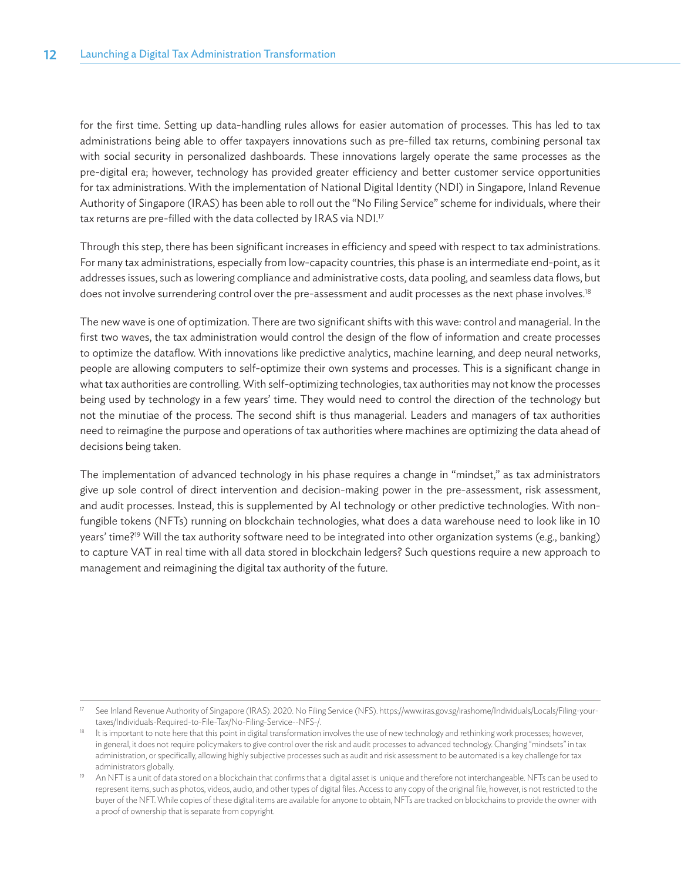for the first time. Setting up data-handling rules allows for easier automation of processes. This has led to tax administrations being able to offer taxpayers innovations such as pre-filled tax returns, combining personal tax with social security in personalized dashboards. These innovations largely operate the same processes as the pre-digital era; however, technology has provided greater efficiency and better customer service opportunities for tax administrations. With the implementation of National Digital Identity (NDI) in Singapore, Inland Revenue Authority of Singapore (IRAS) has been able to roll out the "No Filing Service" scheme for individuals, where their tax returns are pre-filled with the data collected by IRAS via NDI.[17]

Through this step, there has been significant increases in efficiency and speed with respect to tax administrations. For many tax administrations, especially from low-capacity countries, this phase is an intermediate end-point, as it addresses issues, such as lowering compliance and administrative costs, data pooling, and seamless data flows, but does not involve surrendering control over the pre-assessment and audit processes as the next phase involves.[18]

The new wave is one of optimization. There are two significant shifts with this wave: control and managerial. In the first two waves, the tax administration would control the design of the flow of information and create processes to optimize the dataflow. With innovations like predictive analytics, machine learning, and deep neural networks, people are allowing computers to self-optimize their own systems and processes. This is a significant change in what tax authorities are controlling. With self-optimizing technologies, tax authorities may not know the processes being used by technology in a few years' time. They would need to control the direction of the technology but not the minutiae of the process. The second shift is thus managerial. Leaders and managers of tax authorities need to reimagine the purpose and operations of tax authorities where machines are optimizing the data ahead of decisions being taken.

The implementation of advanced technology in his phase requires a change in "mindset," as tax administrators give up sole control of direct intervention and decision-making power in the pre-assessment, risk assessment, and audit processes. Instead, this is supplemented by AI technology or other predictive technologies. With non-fungible tokens (NFTs) running on blockchain technologies, what does a data warehouse need to look like in 10 years' time?[19] Will the tax authority software need to be integrated into other organization systems (e.g., banking) to capture VAT in real time with all data stored in blockchain ledgers? Such questions require a new approach to management and reimagining the digital tax authority of the future.

---

[17] See Inland Revenue Authority of Singapore (IRAS). 2020. No Filing Service (NFS). https://www.iras.gov.sg/irashome/Individuals/Locals/Filing-your-taxes/Individuals-Required-to-File-Tax/No-Filing-Service--NFS-/.

[18] It is important to note here that this point in digital transformation involves the use of new technology and rethinking work processes; however, in general, it does not require policymakers to give control over the risk and audit processes to advanced technology. Changing "mindsets" in tax administration, or specifically, allowing highly subjective processes such as audit and risk assessment to be automated is a key challenge for tax administrators globally.

[19] An NFT is a unit of data stored on a blockchain that confirms that a digital asset is unique and therefore not interchangeable. NFTs can be used to represent items, such as photos, videos, audio, and other types of digital files. Access to any copy of the original file, however, is not restricted to the buyer of the NFT. While copies of these digital items are available for anyone to obtain, NFTs are tracked on blockchains to provide the owner with a proof of ownership that is separate from copyright.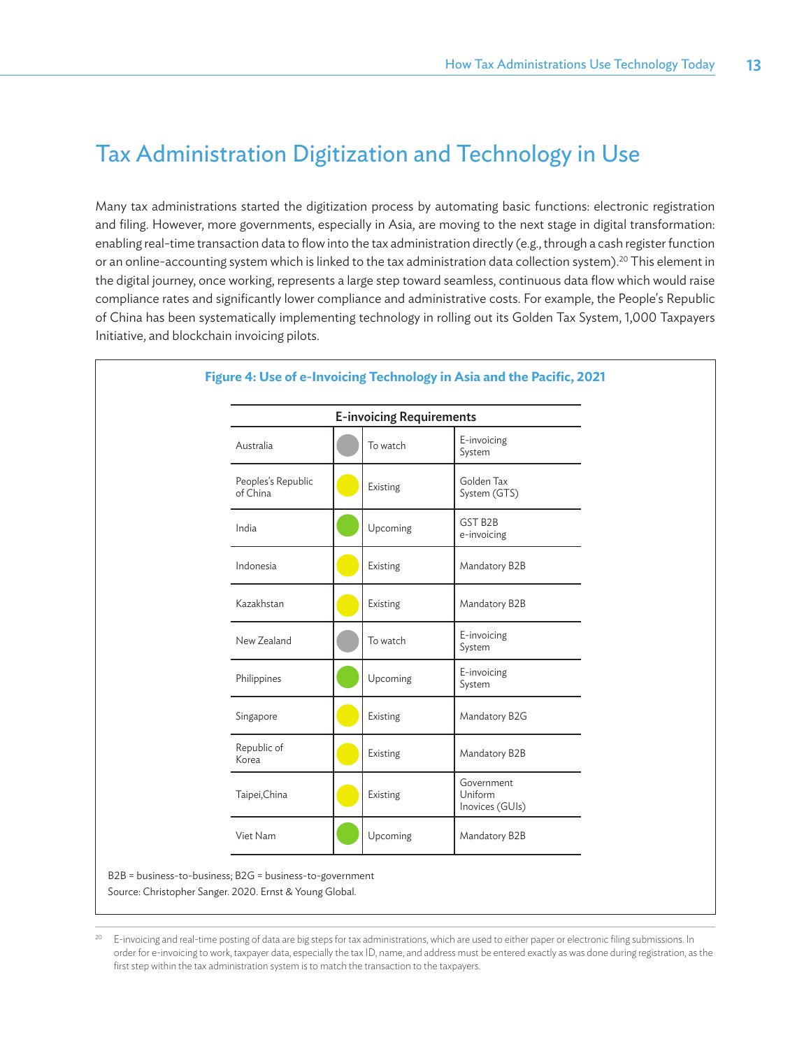# Tax Administration Digitization and Technology in Use

Many tax administrations started the digitization process by automating basic functions: electronic registration and filing. However, more governments, especially in Asia, are moving to the next stage in digital transformation: enabling real-time transaction data to flow into the tax administration directly (e.g., through a cash register function or an online-accounting system which is linked to the tax administration data collection system).[20] This element in the digital journey, once working, represents a large step toward seamless, continuous data flow which would raise compliance rates and significantly lower compliance and administrative costs. For example, the People's Republic of China has been systematically implementing technology in rolling out its Golden Tax System, 1,000 Taxpayers Initiative, and blockchain invoicing pilots.

**Figure 4: Use of e-Invoicing Technology in Asia and the Pacific, 2021**

| E-invoicing Requirements | | | |
|---|---|---|---|
| Australia | (gray) | To watch | E-invoicing System |
| Peoples's Republic of China | (yellow) | Existing | Golden Tax System (GTS) |
| India | (green) | Upcoming | GST B2B e-invoicing |
| Indonesia | (yellow) | Existing | Mandatory B2B |
| Kazakhstan | (yellow) | Existing | Mandatory B2B |
| New Zealand | (gray) | To watch | E-invoicing System |
| Philippines | (green) | Upcoming | E-invoicing System |
| Singapore | (yellow) | Existing | Mandatory B2G |
| Republic of Korea | (yellow) | Existing | Mandatory B2B |
| Taipei,China | (yellow) | Existing | Government Uniform Inovices (GUIs) |
| Viet Nam | (green) | Upcoming | Mandatory B2B |

B2B = business-to-business; B2G = business-to-government

Source: Christopher Sanger. 2020. Ernst & Young Global.

[20] E-invoicing and real-time posting of data are big steps for tax administrations, which are used to either paper or electronic filing submissions. In order for e-invoicing to work, taxpayer data, especially the tax ID, name, and address must be entered exactly as was done during registration, as the first step within the tax administration system is to match the transaction to the taxpayers.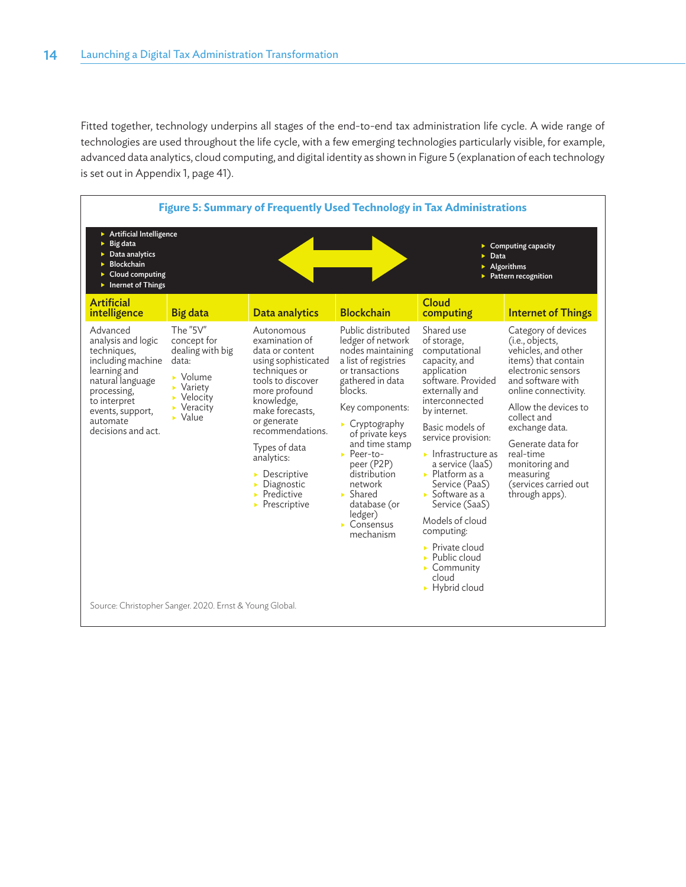Fitted together, technology underpins all stages of the end-to-end tax administration life cycle. A wide range of technologies are used throughout the life cycle, with a few emerging technologies particularly visible, for example, advanced data analytics, cloud computing, and digital identity as shown in Figure 5 (explanation of each technology is set out in Appendix 1, page 41).

**Figure 5: Summary of Frequently Used Technology in Tax Administrations**

- Artificial Intelligence
- Big data
- Data analytics
- Blockchain
- Cloud computing
- Internet of Things

- Computing capacity
- Data
- Algorithms
- Pattern recognition

| Artificial intelligence | Big data | Data analytics | Blockchain | Cloud computing | Internet of Things |
|---|---|---|---|---|---|
| Advanced analysis and logic techniques, including machine learning and natural language processing, to interpret events, support, automate decisions and act. | The "5V" concept for dealing with big data:<br>• Volume<br>• Variety<br>• Velocity<br>• Veracity<br>• Value | Autonomous examination of data or content using sophisticated techniques or tools to discover more profound knowledge, make forecasts, or generate recommendations.<br><br>Types of data analytics:<br>• Descriptive<br>• Diagnostic<br>• Predictive<br>• Prescriptive | Public distributed ledger of network nodes maintaining a list of registries or transactions gathered in data blocks.<br><br>Key components:<br>• Cryptography of private keys and time stamp<br>• Peer-to-peer (P2P) distribution network<br>• Shared database (or ledger)<br>• Consensus mechanism | Shared use of storage, computational capacity, and application software. Provided externally and interconnected by internet.<br><br>Basic models of service provision:<br>• Infrastructure as a service (IaaS)<br>• Platform as a Service (PaaS)<br>• Software as a Service (SaaS)<br><br>Models of cloud computing:<br>• Private cloud<br>• Public cloud<br>• Community cloud<br>• Hybrid cloud | Category of devices (i.e., objects, vehicles, and other items) that contain electronic sensors and software with online connectivity.<br><br>Allow the devices to collect and exchange data.<br><br>Generate data for real-time monitoring and measuring (services carried out through apps). |

Source: Christopher Sanger. 2020. Ernst & Young Global.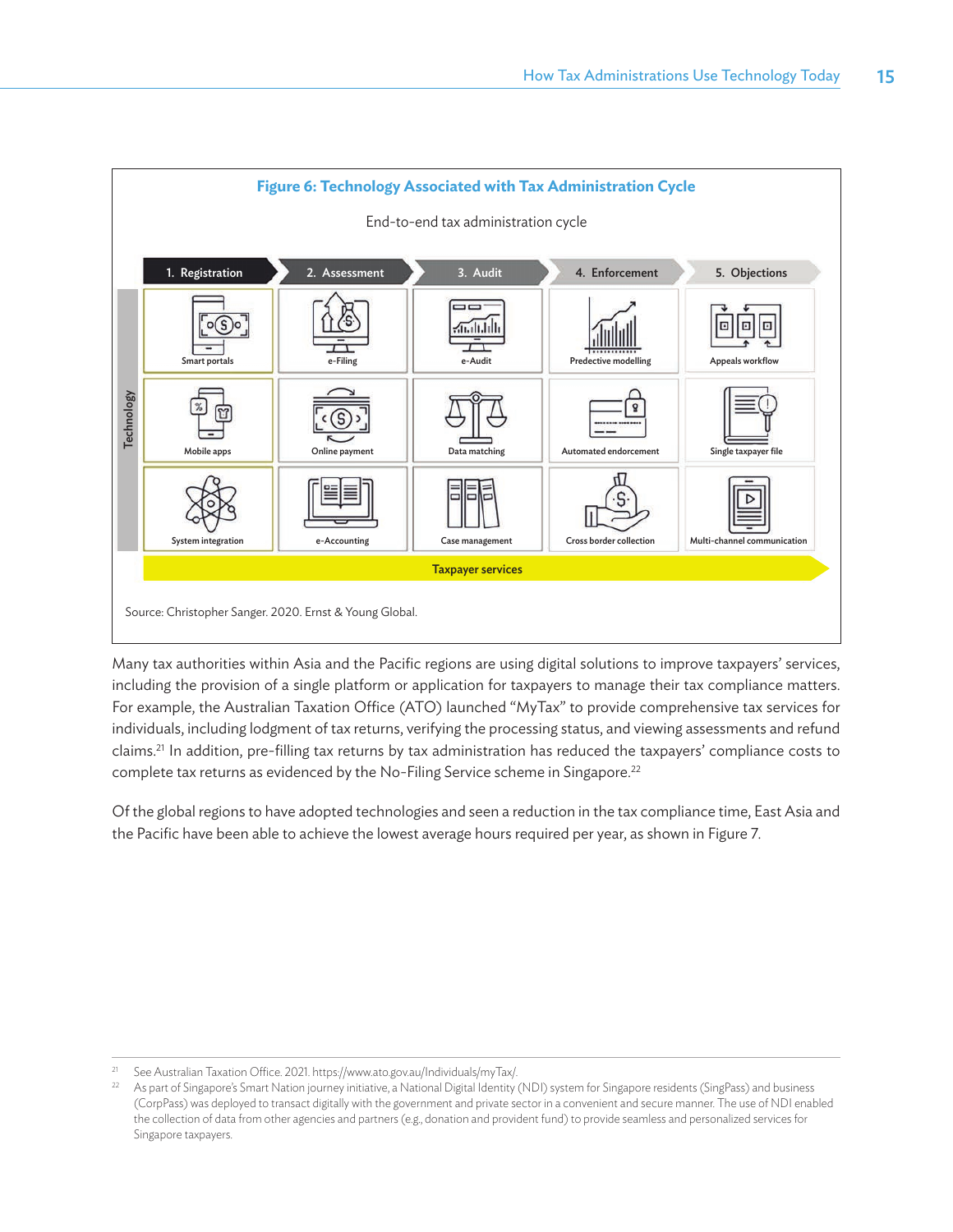**Figure 6: Technology Associated with Tax Administration Cycle**

End-to-end tax administration cycle

1. Registration
2. Assessment
3. Audit
4. Enforcement
5. Objections

Technology

Smart portals
e-Filing
e-Audit
Predective modelling
Appeals workflow

Mobile apps
Online payment
Data matching
Automated endorcement
Single taxpayer file

System integration
e-Accounting
Case management
Cross border collection
Multi-channel communication

Taxpayer services

Source: Christopher Sanger. 2020. Ernst & Young Global.

Many tax authorities within Asia and the Pacific regions are using digital solutions to improve taxpayers' services, including the provision of a single platform or application for taxpayers to manage their tax compliance matters. For example, the Australian Taxation Office (ATO) launched "MyTax" to provide comprehensive tax services for individuals, including lodgment of tax returns, verifying the processing status, and viewing assessments and refund claims.[21] In addition, pre-filling tax returns by tax administration has reduced the taxpayers' compliance costs to complete tax returns as evidenced by the No-Filing Service scheme in Singapore.[22]

Of the global regions to have adopted technologies and seen a reduction in the tax compliance time, East Asia and the Pacific have been able to achieve the lowest average hours required per year, as shown in Figure 7.

[21] See Australian Taxation Office. 2021. https://www.ato.gov.au/Individuals/myTax/.

[22] As part of Singapore's Smart Nation journey initiative, a National Digital Identity (NDI) system for Singapore residents (SingPass) and business (CorpPass) was deployed to transact digitally with the government and private sector in a convenient and secure manner. The use of NDI enabled the collection of data from other agencies and partners (e.g., donation and provident fund) to provide seamless and personalized services for Singapore taxpayers.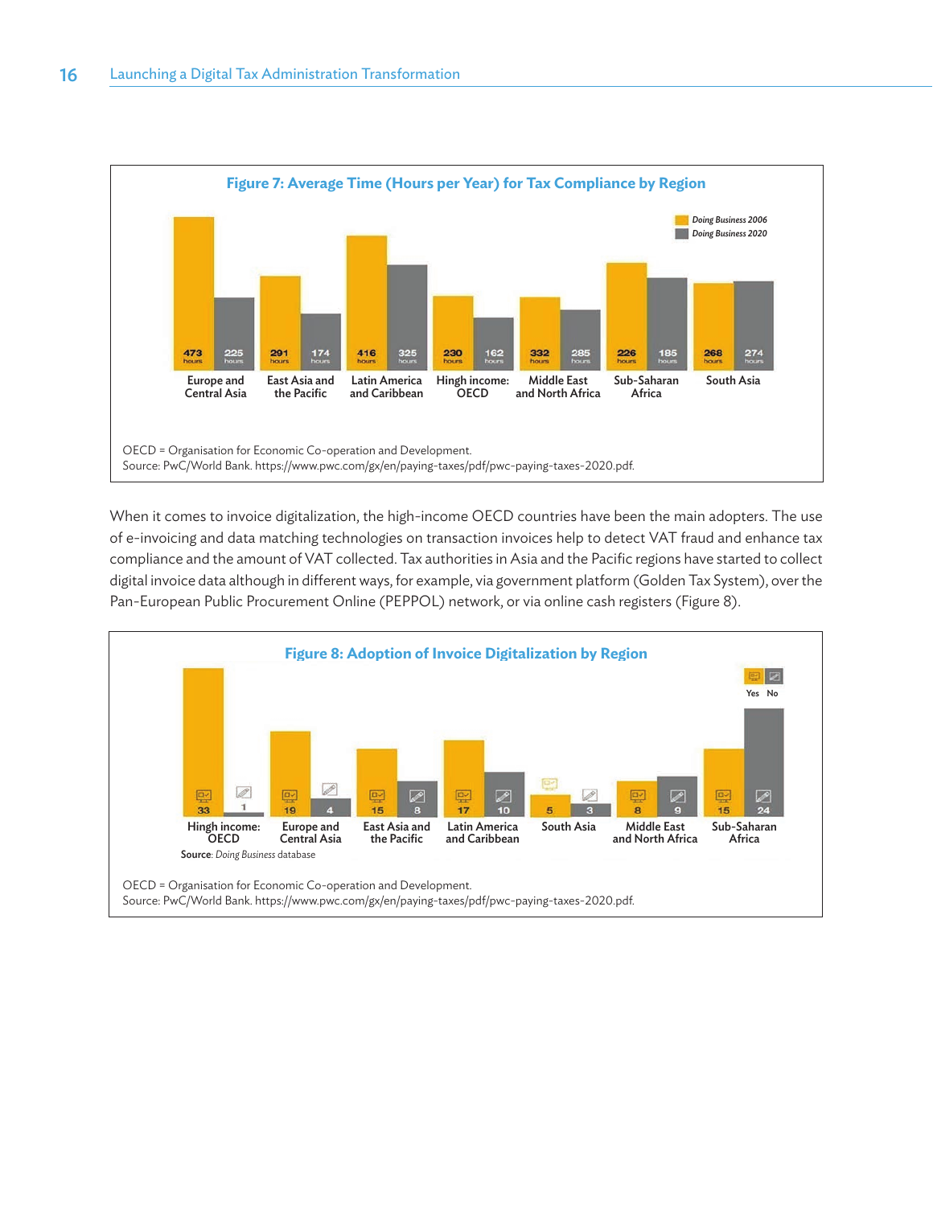**Figure 7: Average Time (Hours per Year) for Tax Compliance by Region**

Doing Business 2006
Doing Business 2020

473 hours
225 hours
Europe and Central Asia

291 hours
174 hours
East Asia and the Pacific

416 hours
325 hours
Latin America and Caribbean

230 hours
162 hours
Hingh income: OECD

332 hours
285 hours
Middle East and North Africa

226 hours
185 hours
Sub-Saharan Africa

268 hours
274 hours
South Asia

OECD = Organisation for Economic Co-operation and Development.
Source: PwC/World Bank. https://www.pwc.com/gx/en/paying-taxes/pdf/pwc-paying-taxes-2020.pdf.

When it comes to invoice digitalization, the high-income OECD countries have been the main adopters. The use of e-invoicing and data matching technologies on transaction invoices help to detect VAT fraud and enhance tax compliance and the amount of VAT collected. Tax authorities in Asia and the Pacific regions have started to collect digital invoice data although in different ways, for example, via government platform (Golden Tax System), over the Pan-European Public Procurement Online (PEPPOL) network, or via online cash registers (Figure 8).

**Figure 8: Adoption of Invoice Digitalization by Region**

Yes No

33
1
Hingh income: OECD

19
4
Europe and Central Asia

15
8
East Asia and the Pacific

17
10
Latin America and Caribbean

5
3
South Asia

8
9
Middle East and North Africa

15
24
Sub-Saharan Africa

**Source**: *Doing Business* database

OECD = Organisation for Economic Co-operation and Development.
Source: PwC/World Bank. https://www.pwc.com/gx/en/paying-taxes/pdf/pwc-paying-taxes-2020.pdf.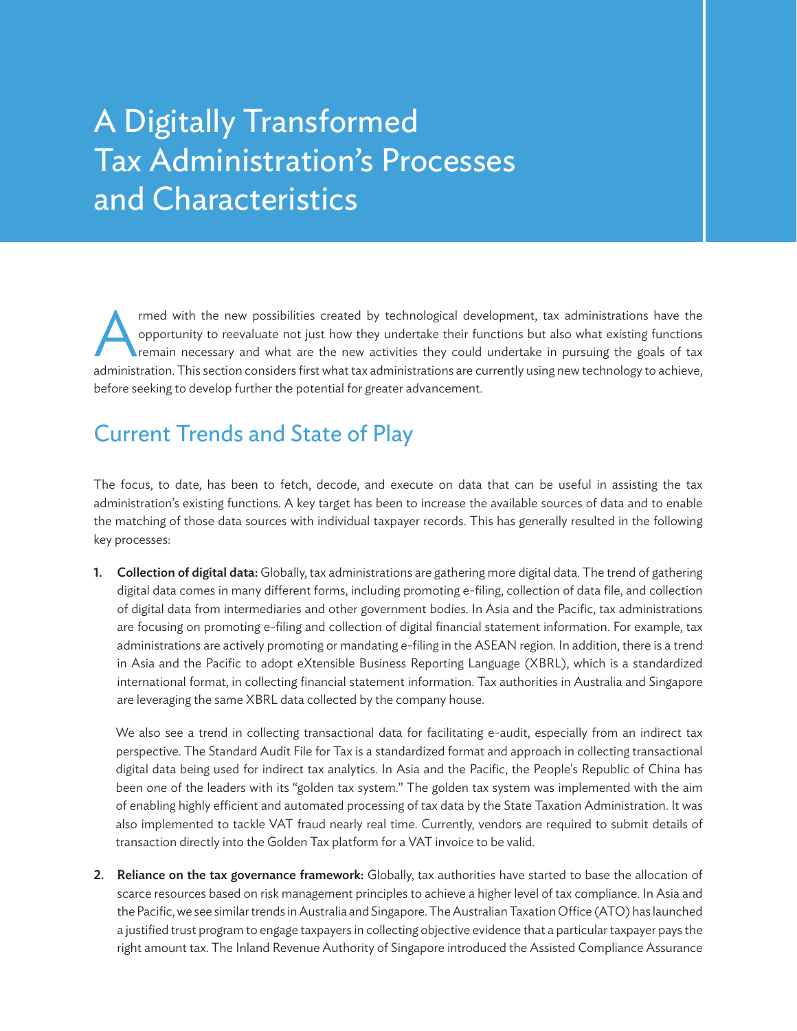# A Digitally Transformed Tax Administration's Processes and Characteristics

Armed with the new possibilities created by technological development, tax administrations have the opportunity to reevaluate not just how they undertake their functions but also what existing functions remain necessary and what are the new activities they could undertake in pursuing the goals of tax administration. This section considers first what tax administrations are currently using new technology to achieve, before seeking to develop further the potential for greater advancement.

## Current Trends and State of Play

The focus, to date, has been to fetch, decode, and execute on data that can be useful in assisting the tax administration's existing functions. A key target has been to increase the available sources of data and to enable the matching of those data sources with individual taxpayer records. This has generally resulted in the following key processes:

1. **Collection of digital data:** Globally, tax administrations are gathering more digital data. The trend of gathering digital data comes in many different forms, including promoting e-filing, collection of data file, and collection of digital data from intermediaries and other government bodies. In Asia and the Pacific, tax administrations are focusing on promoting e-filing and collection of digital financial statement information. For example, tax administrations are actively promoting or mandating e-filing in the ASEAN region. In addition, there is a trend in Asia and the Pacific to adopt eXtensible Business Reporting Language (XBRL), which is a standardized international format, in collecting financial statement information. Tax authorities in Australia and Singapore are leveraging the same XBRL data collected by the company house.

   We also see a trend in collecting transactional data for facilitating e-audit, especially from an indirect tax perspective. The Standard Audit File for Tax is a standardized format and approach in collecting transactional digital data being used for indirect tax analytics. In Asia and the Pacific, the People's Republic of China has been one of the leaders with its "golden tax system." The golden tax system was implemented with the aim of enabling highly efficient and automated processing of tax data by the State Taxation Administration. It was also implemented to tackle VAT fraud nearly real time. Currently, vendors are required to submit details of transaction directly into the Golden Tax platform for a VAT invoice to be valid.

2. **Reliance on the tax governance framework:** Globally, tax authorities have started to base the allocation of scarce resources based on risk management principles to achieve a higher level of tax compliance. In Asia and the Pacific, we see similar trends in Australia and Singapore. The Australian Taxation Office (ATO) has launched a justified trust program to engage taxpayers in collecting objective evidence that a particular taxpayer pays the right amount tax. The Inland Revenue Authority of Singapore introduced the Assisted Compliance Assurance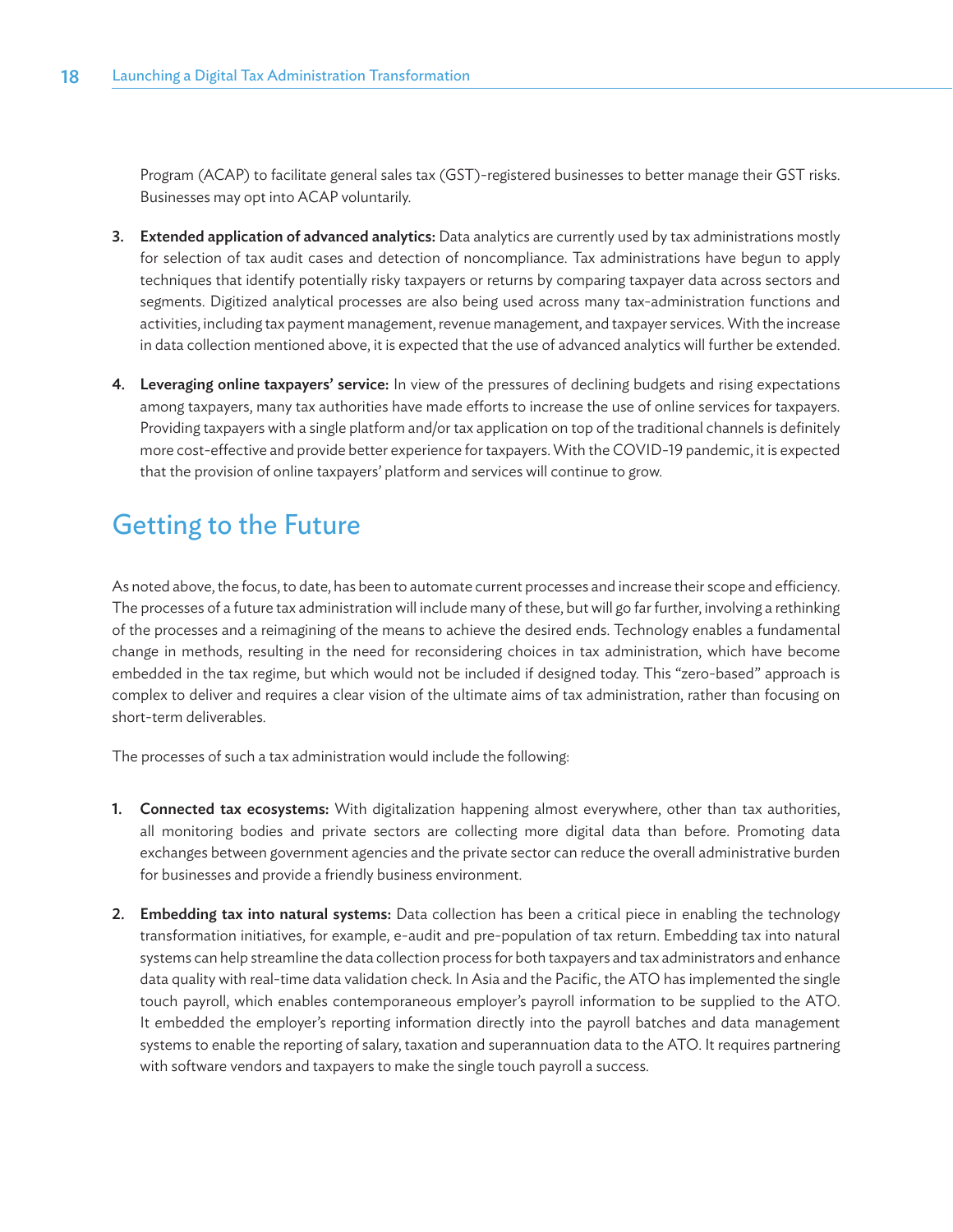Program (ACAP) to facilitate general sales tax (GST)-registered businesses to better manage their GST risks. Businesses may opt into ACAP voluntarily.

3. **Extended application of advanced analytics:** Data analytics are currently used by tax administrations mostly for selection of tax audit cases and detection of noncompliance. Tax administrations have begun to apply techniques that identify potentially risky taxpayers or returns by comparing taxpayer data across sectors and segments. Digitized analytical processes are also being used across many tax-administration functions and activities, including tax payment management, revenue management, and taxpayer services. With the increase in data collection mentioned above, it is expected that the use of advanced analytics will further be extended.

4. **Leveraging online taxpayers' service:** In view of the pressures of declining budgets and rising expectations among taxpayers, many tax authorities have made efforts to increase the use of online services for taxpayers. Providing taxpayers with a single platform and/or tax application on top of the traditional channels is definitely more cost-effective and provide better experience for taxpayers. With the COVID-19 pandemic, it is expected that the provision of online taxpayers' platform and services will continue to grow.

## Getting to the Future

As noted above, the focus, to date, has been to automate current processes and increase their scope and efficiency. The processes of a future tax administration will include many of these, but will go far further, involving a rethinking of the processes and a reimagining of the means to achieve the desired ends. Technology enables a fundamental change in methods, resulting in the need for reconsidering choices in tax administration, which have become embedded in the tax regime, but which would not be included if designed today. This "zero-based" approach is complex to deliver and requires a clear vision of the ultimate aims of tax administration, rather than focusing on short-term deliverables.

The processes of such a tax administration would include the following:

1. **Connected tax ecosystems:** With digitalization happening almost everywhere, other than tax authorities, all monitoring bodies and private sectors are collecting more digital data than before. Promoting data exchanges between government agencies and the private sector can reduce the overall administrative burden for businesses and provide a friendly business environment.

2. **Embedding tax into natural systems:** Data collection has been a critical piece in enabling the technology transformation initiatives, for example, e-audit and pre-population of tax return. Embedding tax into natural systems can help streamline the data collection process for both taxpayers and tax administrators and enhance data quality with real-time data validation check. In Asia and the Pacific, the ATO has implemented the single touch payroll, which enables contemporaneous employer's payroll information to be supplied to the ATO. It embedded the employer's reporting information directly into the payroll batches and data management systems to enable the reporting of salary, taxation and superannuation data to the ATO. It requires partnering with software vendors and taxpayers to make the single touch payroll a success.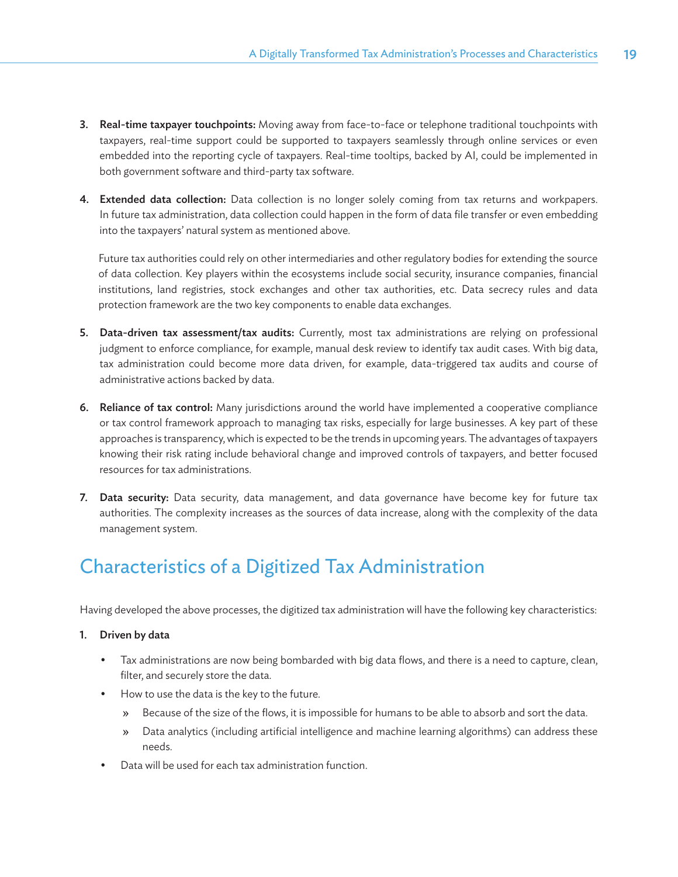3. **Real-time taxpayer touchpoints:** Moving away from face-to-face or telephone traditional touchpoints with taxpayers, real-time support could be supported to taxpayers seamlessly through online services or even embedded into the reporting cycle of taxpayers. Real-time tooltips, backed by AI, could be implemented in both government software and third-party tax software.

4. **Extended data collection:** Data collection is no longer solely coming from tax returns and workpapers. In future tax administration, data collection could happen in the form of data file transfer or even embedding into the taxpayers' natural system as mentioned above.

   Future tax authorities could rely on other intermediaries and other regulatory bodies for extending the source of data collection. Key players within the ecosystems include social security, insurance companies, financial institutions, land registries, stock exchanges and other tax authorities, etc. Data secrecy rules and data protection framework are the two key components to enable data exchanges.

5. **Data-driven tax assessment/tax audits:** Currently, most tax administrations are relying on professional judgment to enforce compliance, for example, manual desk review to identify tax audit cases. With big data, tax administration could become more data driven, for example, data-triggered tax audits and course of administrative actions backed by data.

6. **Reliance of tax control:** Many jurisdictions around the world have implemented a cooperative compliance or tax control framework approach to managing tax risks, especially for large businesses. A key part of these approaches is transparency, which is expected to be the trends in upcoming years. The advantages of taxpayers knowing their risk rating include behavioral change and improved controls of taxpayers, and better focused resources for tax administrations.

7. **Data security:** Data security, data management, and data governance have become key for future tax authorities. The complexity increases as the sources of data increase, along with the complexity of the data management system.

## Characteristics of a Digitized Tax Administration

Having developed the above processes, the digitized tax administration will have the following key characteristics:

1. **Driven by data**

   - Tax administrations are now being bombarded with big data flows, and there is a need to capture, clean, filter, and securely store the data.
   - How to use the data is the key to the future.
     - Because of the size of the flows, it is impossible for humans to be able to absorb and sort the data.
     - Data analytics (including artificial intelligence and machine learning algorithms) can address these needs.
   - Data will be used for each tax administration function.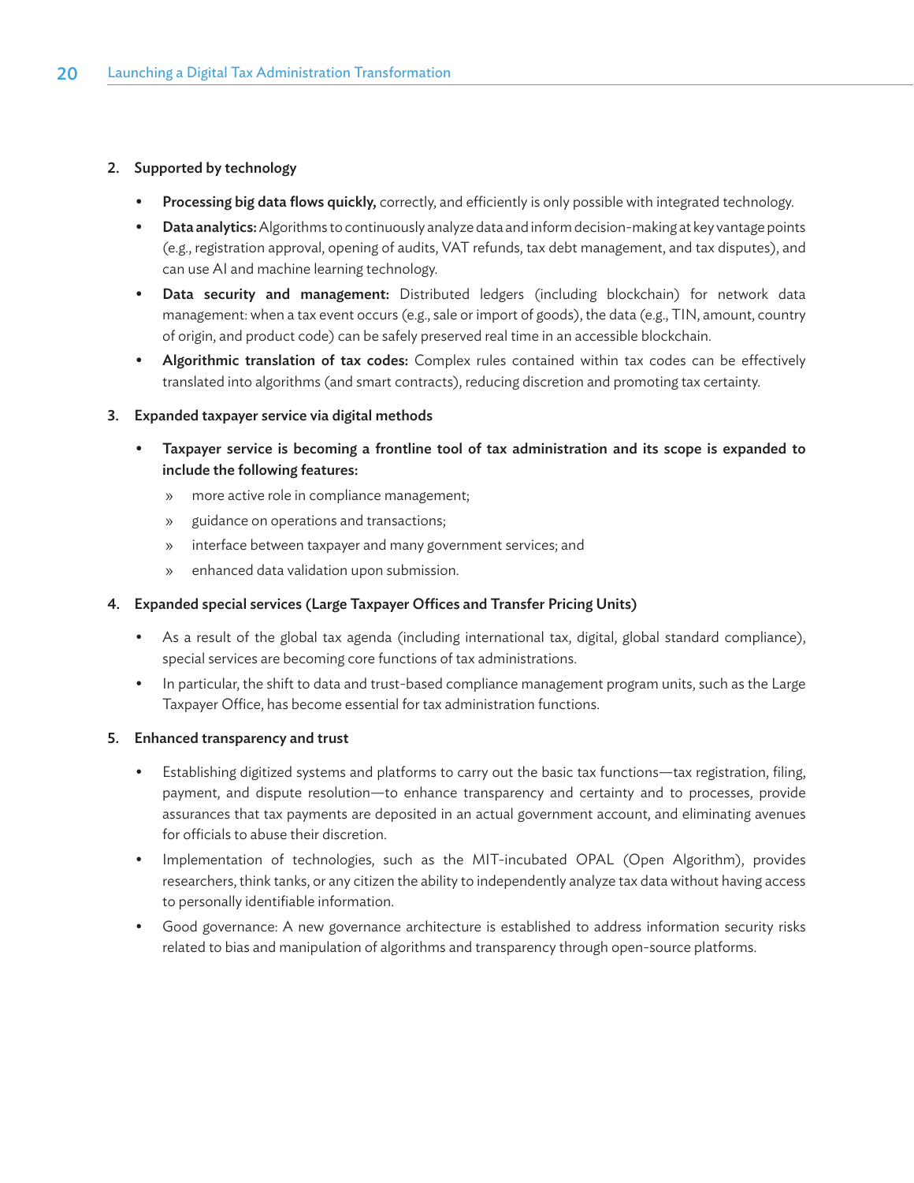2. **Supported by technology**

    - **Processing big data flows quickly,** correctly, and efficiently is only possible with integrated technology.
    - **Data analytics:** Algorithms to continuously analyze data and inform decision-making at key vantage points (e.g., registration approval, opening of audits, VAT refunds, tax debt management, and tax disputes), and can use AI and machine learning technology.
    - **Data security and management:** Distributed ledgers (including blockchain) for network data management: when a tax event occurs (e.g., sale or import of goods), the data (e.g., TIN, amount, country of origin, and product code) can be safely preserved real time in an accessible blockchain.
    - **Algorithmic translation of tax codes:** Complex rules contained within tax codes can be effectively translated into algorithms (and smart contracts), reducing discretion and promoting tax certainty.

3. **Expanded taxpayer service via digital methods**

    - **Taxpayer service is becoming a frontline tool of tax administration and its scope is expanded to include the following features:**
        - more active role in compliance management;
        - guidance on operations and transactions;
        - interface between taxpayer and many government services; and
        - enhanced data validation upon submission.

4. **Expanded special services (Large Taxpayer Offices and Transfer Pricing Units)**

    - As a result of the global tax agenda (including international tax, digital, global standard compliance), special services are becoming core functions of tax administrations.
    - In particular, the shift to data and trust-based compliance management program units, such as the Large Taxpayer Office, has become essential for tax administration functions.

5. **Enhanced transparency and trust**

    - Establishing digitized systems and platforms to carry out the basic tax functions—tax registration, filing, payment, and dispute resolution—to enhance transparency and certainty and to processes, provide assurances that tax payments are deposited in an actual government account, and eliminating avenues for officials to abuse their discretion.
    - Implementation of technologies, such as the MIT-incubated OPAL (Open Algorithm), provides researchers, think tanks, or any citizen the ability to independently analyze tax data without having access to personally identifiable information.
    - Good governance: A new governance architecture is established to address information security risks related to bias and manipulation of algorithms and transparency through open-source platforms.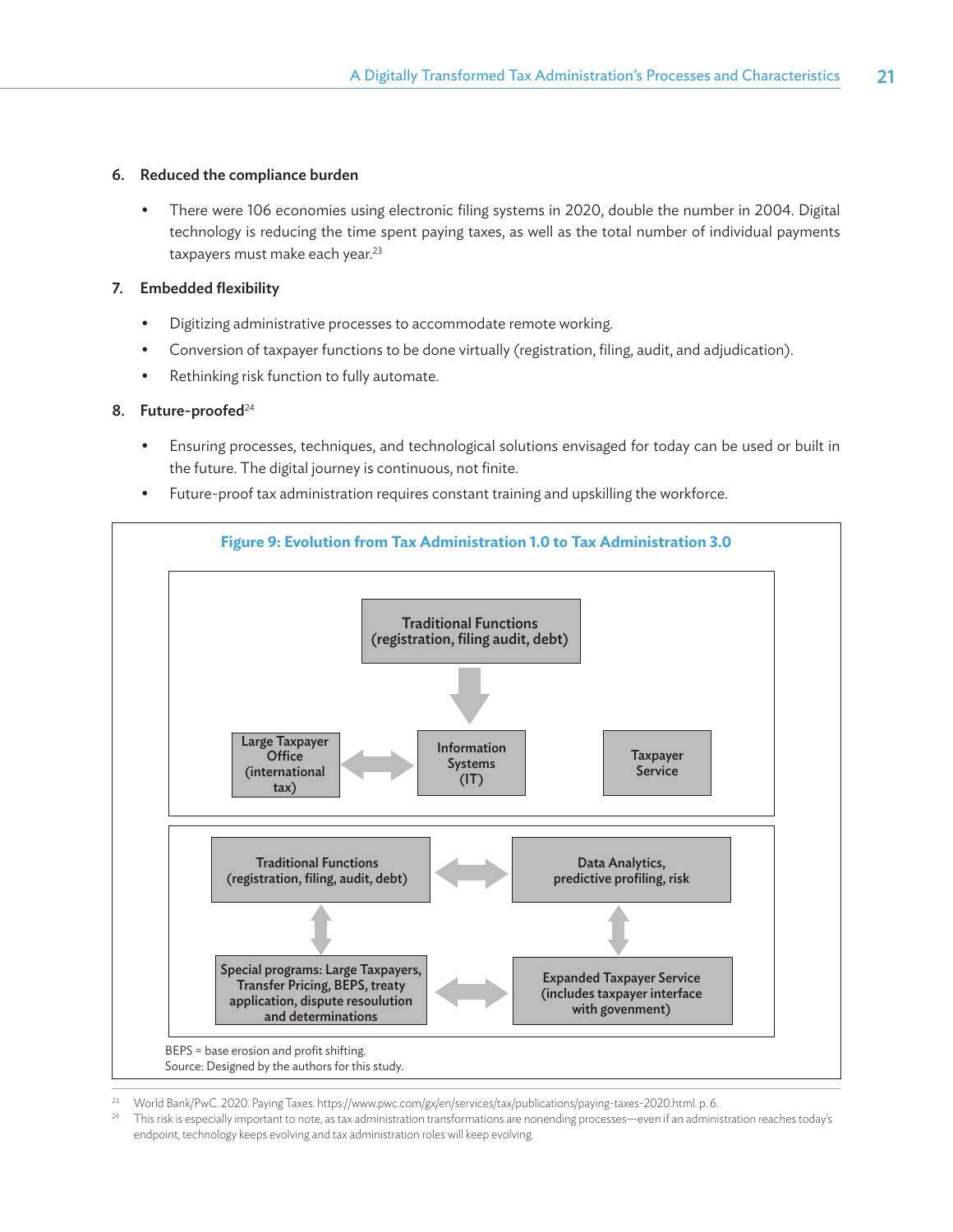6. **Reduced the compliance burden**

   - There were 106 economies using electronic filing systems in 2020, double the number in 2004. Digital technology is reducing the time spent paying taxes, as well as the total number of individual payments taxpayers must make each year.[23]

7. **Embedded flexibility**

   - Digitizing administrative processes to accommodate remote working.
   - Conversion of taxpayer functions to be done virtually (registration, filing, audit, and adjudication).
   - Rethinking risk function to fully automate.

8. **Future-proofed**[24]

   - Ensuring processes, techniques, and technological solutions envisaged for today can be used or built in the future. The digital journey is continuous, not finite.
   - Future-proof tax administration requires constant training and upskilling the workforce.

**Figure 9: Evolution from Tax Administration 1.0 to Tax Administration 3.0**

Traditional Functions (registration, filing audit, debt)

Large Taxpayer Office (international tax)

Information Systems (IT)

Taxpayer Service

Traditional Functions (registration, filing, audit, debt)

Data Analytics, predictive profiling, risk

Special programs: Large Taxpayers, Transfer Pricing, BEPS, treaty application, dispute resoulution and determinations

Expanded Taxpayer Service (includes taxpayer interface with government)

BEPS = base erosion and profit shifting.

Source: Designed by the authors for this study.

[23] World Bank/PwC. 2020. Paying Taxes. https://www.pwc.com/gx/en/services/tax/publications/paying-taxes-2020.html. p. 6.

[24] This risk is especially important to note, as tax administration transformations are nonending processes—even if an administration reaches today's endpoint, technology keeps evolving and tax administration roles will keep evolving.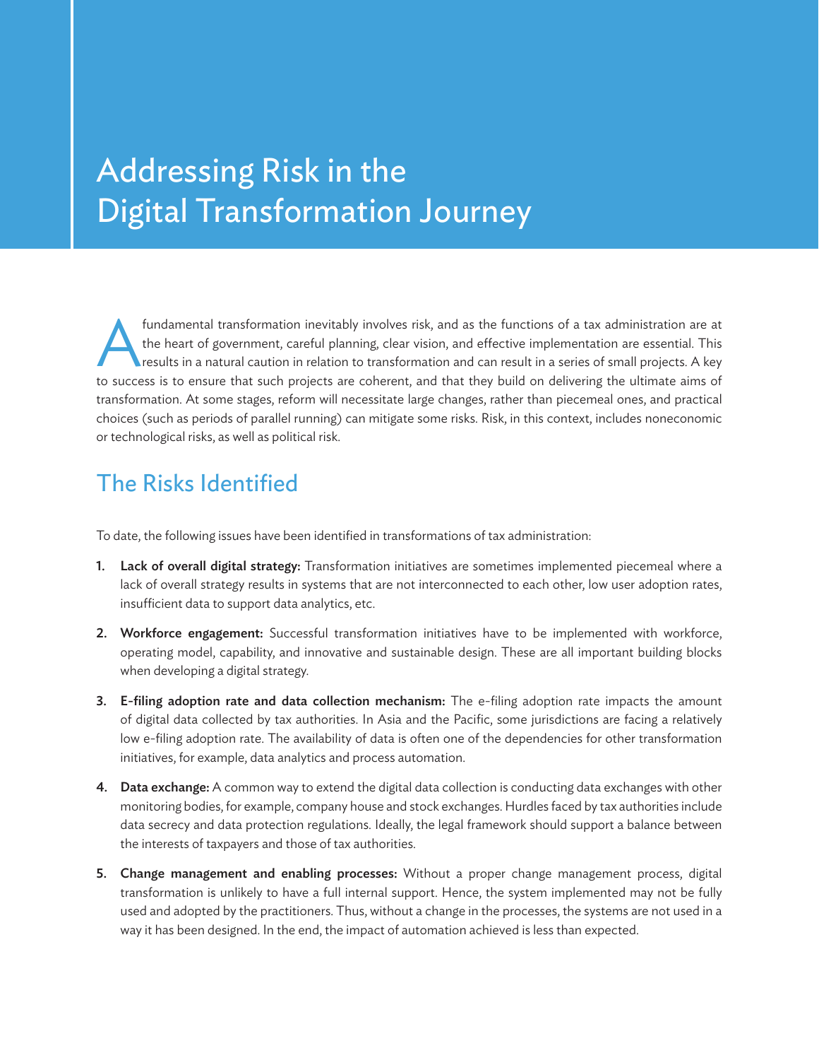# Addressing Risk in the Digital Transformation Journey

A fundamental transformation inevitably involves risk, and as the functions of a tax administration are at the heart of government, careful planning, clear vision, and effective implementation are essential. This results in a natural caution in relation to transformation and can result in a series of small projects. A key to success is to ensure that such projects are coherent, and that they build on delivering the ultimate aims of transformation. At some stages, reform will necessitate large changes, rather than piecemeal ones, and practical choices (such as periods of parallel running) can mitigate some risks. Risk, in this context, includes noneconomic or technological risks, as well as political risk.

## The Risks Identified

To date, the following issues have been identified in transformations of tax administration:

1. **Lack of overall digital strategy:** Transformation initiatives are sometimes implemented piecemeal where a lack of overall strategy results in systems that are not interconnected to each other, low user adoption rates, insufficient data to support data analytics, etc.

2. **Workforce engagement:** Successful transformation initiatives have to be implemented with workforce, operating model, capability, and innovative and sustainable design. These are all important building blocks when developing a digital strategy.

3. **E-filing adoption rate and data collection mechanism:** The e-filing adoption rate impacts the amount of digital data collected by tax authorities. In Asia and the Pacific, some jurisdictions are facing a relatively low e-filing adoption rate. The availability of data is often one of the dependencies for other transformation initiatives, for example, data analytics and process automation.

4. **Data exchange:** A common way to extend the digital data collection is conducting data exchanges with other monitoring bodies, for example, company house and stock exchanges. Hurdles faced by tax authorities include data secrecy and data protection regulations. Ideally, the legal framework should support a balance between the interests of taxpayers and those of tax authorities.

5. **Change management and enabling processes:** Without a proper change management process, digital transformation is unlikely to have a full internal support. Hence, the system implemented may not be fully used and adopted by the practitioners. Thus, without a change in the processes, the systems are not used in a way it has been designed. In the end, the impact of automation achieved is less than expected.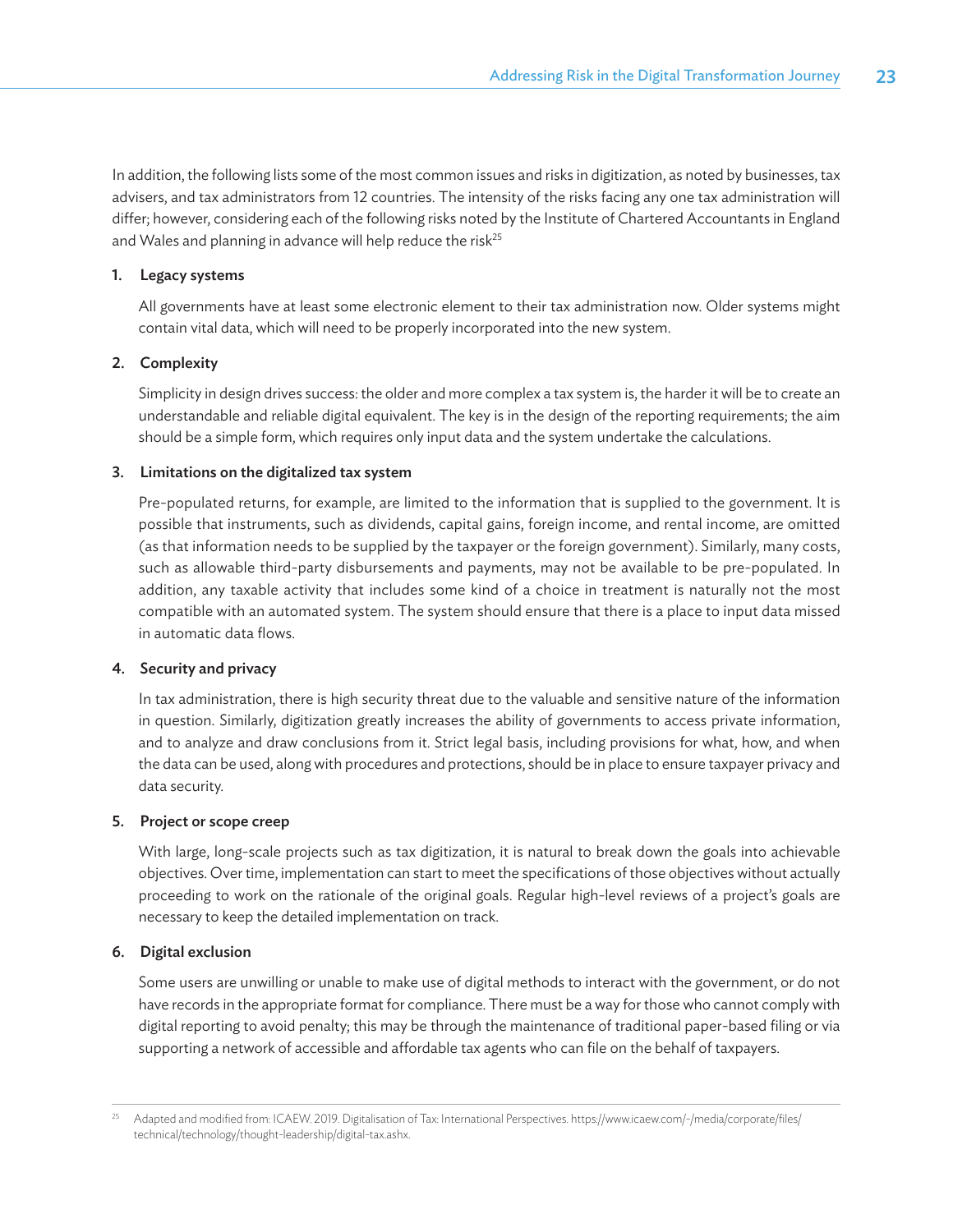In addition, the following lists some of the most common issues and risks in digitization, as noted by businesses, tax advisers, and tax administrators from 12 countries. The intensity of the risks facing any one tax administration will differ; however, considering each of the following risks noted by the Institute of Chartered Accountants in England and Wales and planning in advance will help reduce the risk[25]

1. **Legacy systems**

   All governments have at least some electronic element to their tax administration now. Older systems might contain vital data, which will need to be properly incorporated into the new system.

2. **Complexity**

   Simplicity in design drives success: the older and more complex a tax system is, the harder it will be to create an understandable and reliable digital equivalent. The key is in the design of the reporting requirements; the aim should be a simple form, which requires only input data and the system undertake the calculations.

3. **Limitations on the digitalized tax system**

   Pre-populated returns, for example, are limited to the information that is supplied to the government. It is possible that instruments, such as dividends, capital gains, foreign income, and rental income, are omitted (as that information needs to be supplied by the taxpayer or the foreign government). Similarly, many costs, such as allowable third-party disbursements and payments, may not be available to be pre-populated. In addition, any taxable activity that includes some kind of a choice in treatment is naturally not the most compatible with an automated system. The system should ensure that there is a place to input data missed in automatic data flows.

4. **Security and privacy**

   In tax administration, there is high security threat due to the valuable and sensitive nature of the information in question. Similarly, digitization greatly increases the ability of governments to access private information, and to analyze and draw conclusions from it. Strict legal basis, including provisions for what, how, and when the data can be used, along with procedures and protections, should be in place to ensure taxpayer privacy and data security.

5. **Project or scope creep**

   With large, long-scale projects such as tax digitization, it is natural to break down the goals into achievable objectives. Over time, implementation can start to meet the specifications of those objectives without actually proceeding to work on the rationale of the original goals. Regular high-level reviews of a project's goals are necessary to keep the detailed implementation on track.

6. **Digital exclusion**

   Some users are unwilling or unable to make use of digital methods to interact with the government, or do not have records in the appropriate format for compliance. There must be a way for those who cannot comply with digital reporting to avoid penalty; this may be through the maintenance of traditional paper-based filing or via supporting a network of accessible and affordable tax agents who can file on the behalf of taxpayers.

---

[25] Adapted and modified from: ICAEW. 2019. Digitalisation of Tax: International Perspectives. https://www.icaew.com/-/media/corporate/files/technical/technology/thought-leadership/digital-tax.ashx.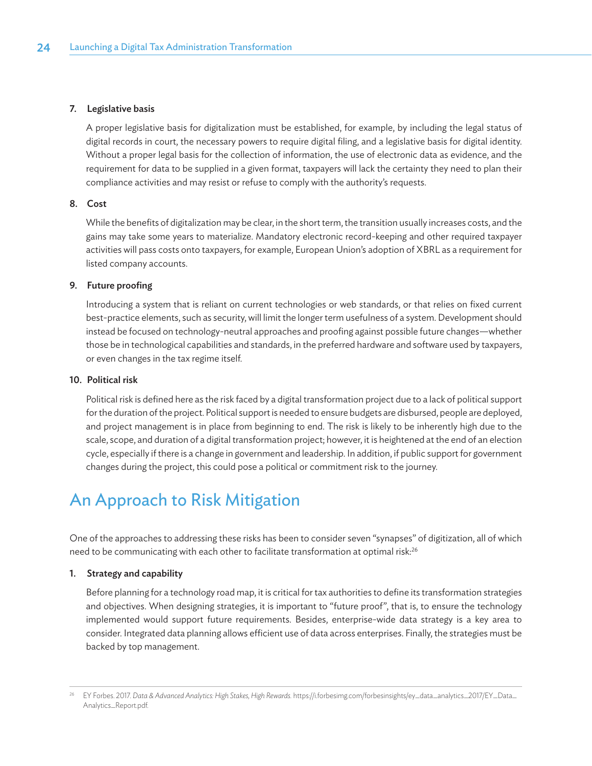7. **Legislative basis**

   A proper legislative basis for digitalization must be established, for example, by including the legal status of digital records in court, the necessary powers to require digital filing, and a legislative basis for digital identity. Without a proper legal basis for the collection of information, the use of electronic data as evidence, and the requirement for data to be supplied in a given format, taxpayers will lack the certainty they need to plan their compliance activities and may resist or refuse to comply with the authority's requests.

8. **Cost**

   While the benefits of digitalization may be clear, in the short term, the transition usually increases costs, and the gains may take some years to materialize. Mandatory electronic record-keeping and other required taxpayer activities will pass costs onto taxpayers, for example, European Union's adoption of XBRL as a requirement for listed company accounts.

9. **Future proofing**

   Introducing a system that is reliant on current technologies or web standards, or that relies on fixed current best-practice elements, such as security, will limit the longer term usefulness of a system. Development should instead be focused on technology-neutral approaches and proofing against possible future changes—whether those be in technological capabilities and standards, in the preferred hardware and software used by taxpayers, or even changes in the tax regime itself.

10. **Political risk**

    Political risk is defined here as the risk faced by a digital transformation project due to a lack of political support for the duration of the project. Political support is needed to ensure budgets are disbursed, people are deployed, and project management is in place from beginning to end. The risk is likely to be inherently high due to the scale, scope, and duration of a digital transformation project; however, it is heightened at the end of an election cycle, especially if there is a change in government and leadership. In addition, if public support for government changes during the project, this could pose a political or commitment risk to the journey.

## An Approach to Risk Mitigation

One of the approaches to addressing these risks has been to consider seven "synapses" of digitization, all of which need to be communicating with each other to facilitate transformation at optimal risk:[26]

1. **Strategy and capability**

   Before planning for a technology road map, it is critical for tax authorities to define its transformation strategies and objectives. When designing strategies, it is important to "future proof", that is, to ensure the technology implemented would support future requirements. Besides, enterprise-wide data strategy is a key area to consider. Integrated data planning allows efficient use of data across enterprises. Finally, the strategies must be backed by top management.

[26] EY Forbes. 2017. *Data & Advanced Analytics: High Stakes, High Rewards.* https://i.forbesimg.com/forbesinsights/ey_data_analytics_2017/EY_Data_Analytics_Report.pdf.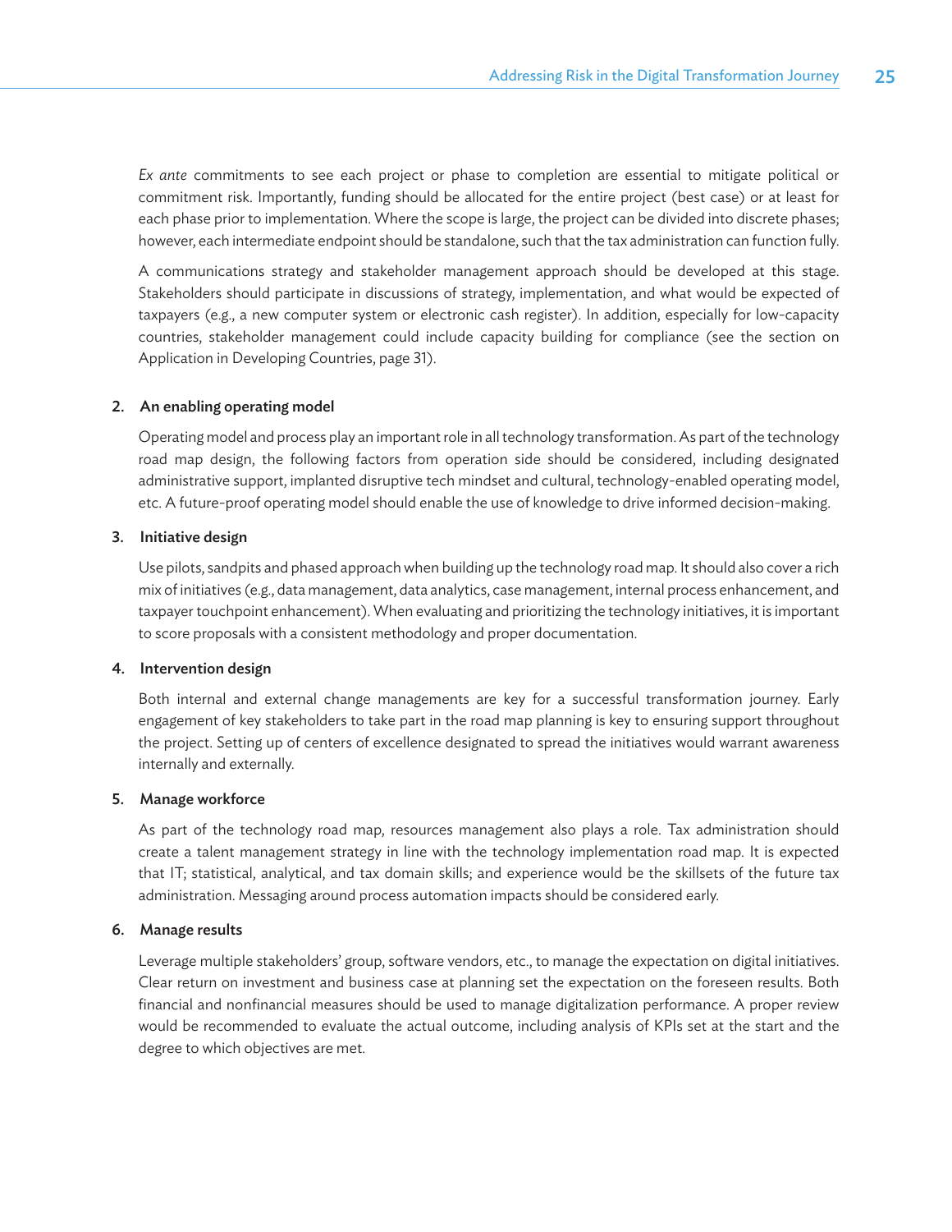*Ex ante* commitments to see each project or phase to completion are essential to mitigate political or commitment risk. Importantly, funding should be allocated for the entire project (best case) or at least for each phase prior to implementation. Where the scope is large, the project can be divided into discrete phases; however, each intermediate endpoint should be standalone, such that the tax administration can function fully.

A communications strategy and stakeholder management approach should be developed at this stage. Stakeholders should participate in discussions of strategy, implementation, and what would be expected of taxpayers (e.g., a new computer system or electronic cash register). In addition, especially for low-capacity countries, stakeholder management could include capacity building for compliance (see the section on Application in Developing Countries, page 31).

2. **An enabling operating model**

   Operating model and process play an important role in all technology transformation. As part of the technology road map design, the following factors from operation side should be considered, including designated administrative support, implanted disruptive tech mindset and cultural, technology-enabled operating model, etc. A future-proof operating model should enable the use of knowledge to drive informed decision-making.

3. **Initiative design**

   Use pilots, sandpits and phased approach when building up the technology road map. It should also cover a rich mix of initiatives (e.g., data management, data analytics, case management, internal process enhancement, and taxpayer touchpoint enhancement). When evaluating and prioritizing the technology initiatives, it is important to score proposals with a consistent methodology and proper documentation.

4. **Intervention design**

   Both internal and external change managements are key for a successful transformation journey. Early engagement of key stakeholders to take part in the road map planning is key to ensuring support throughout the project. Setting up of centers of excellence designated to spread the initiatives would warrant awareness internally and externally.

5. **Manage workforce**

   As part of the technology road map, resources management also plays a role. Tax administration should create a talent management strategy in line with the technology implementation road map. It is expected that IT; statistical, analytical, and tax domain skills; and experience would be the skillsets of the future tax administration. Messaging around process automation impacts should be considered early.

6. **Manage results**

   Leverage multiple stakeholders' group, software vendors, etc., to manage the expectation on digital initiatives. Clear return on investment and business case at planning set the expectation on the foreseen results. Both financial and nonfinancial measures should be used to manage digitalization performance. A proper review would be recommended to evaluate the actual outcome, including analysis of KPIs set at the start and the degree to which objectives are met.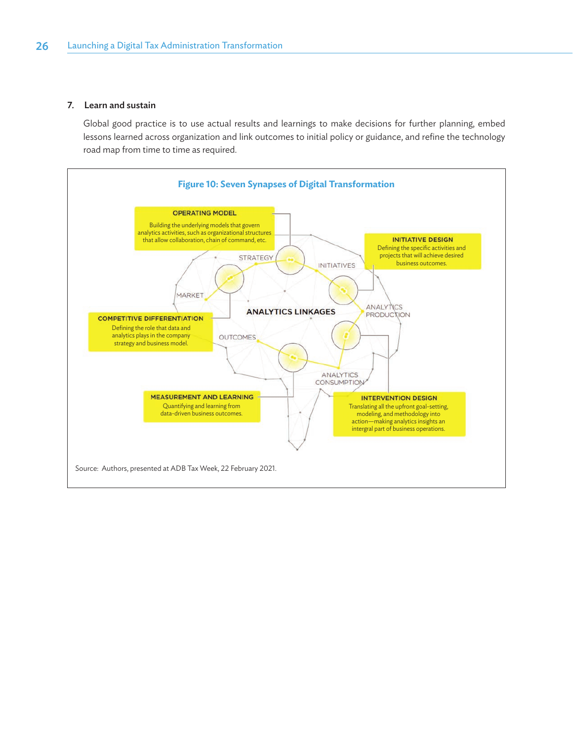7. **Learn and sustain**

   Global good practice is to use actual results and learnings to make decisions for further planning, embed lessons learned across organization and link outcomes to initial policy or guidance, and refine the technology road map from time to time as required.

**Figure 10: Seven Synapses of Digital Transformation**

OPERATING MODEL
Building the underlying models that govern analytics activities, such as organizational structures that allow collaboration, chain of command, etc.

INITIATIVE DESIGN
Defining the specific activities and projects that will achieve desired business outcomes.

COMPETITIVE DIFFERENTIATION
Defining the role that data and analytics plays in the company strategy and business model.

MEASUREMENT AND LEARNING
Quantifying and learning from data-driven business outcomes.

INTERVENTION DESIGN
Translating all the upfront goal-setting, modeling, and methodology into action—making analytics insights an intergral part of business operations.

STRATEGY

INITIATIVES

MARKET

ANALYTICS LINKAGES

ANALYTICS PRODUCTION

OUTCOMES

ANALYTICS CONSUMPTION

Source: Authors, presented at ADB Tax Week, 22 February 2021.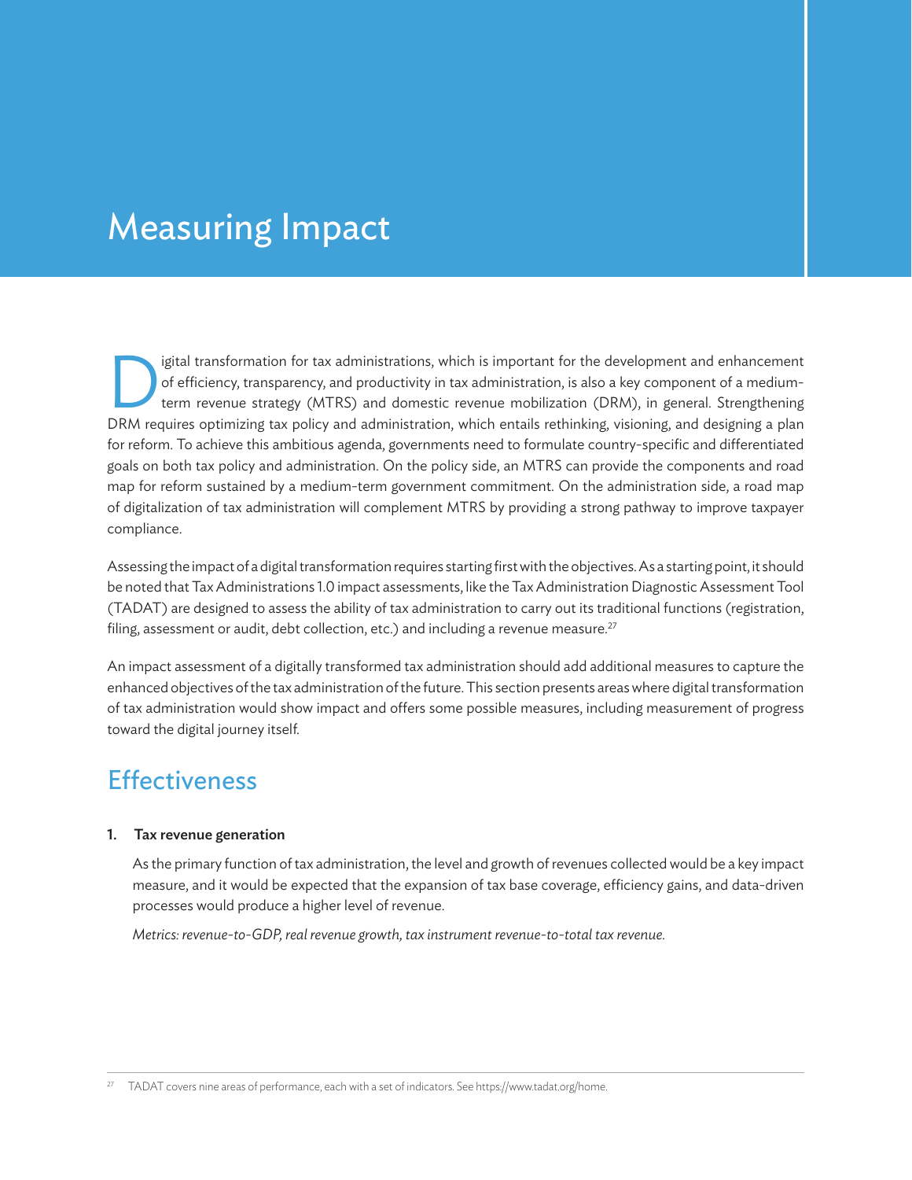# Measuring Impact

Digital transformation for tax administrations, which is important for the development and enhancement of efficiency, transparency, and productivity in tax administration, is also a key component of a medium-term revenue strategy (MTRS) and domestic revenue mobilization (DRM), in general. Strengthening DRM requires optimizing tax policy and administration, which entails rethinking, visioning, and designing a plan for reform. To achieve this ambitious agenda, governments need to formulate country-specific and differentiated goals on both tax policy and administration. On the policy side, an MTRS can provide the components and road map for reform sustained by a medium-term government commitment. On the administration side, a road map of digitalization of tax administration will complement MTRS by providing a strong pathway to improve taxpayer compliance.

Assessing the impact of a digital transformation requires starting first with the objectives. As a starting point, it should be noted that Tax Administrations 1.0 impact assessments, like the Tax Administration Diagnostic Assessment Tool (TADAT) are designed to assess the ability of tax administration to carry out its traditional functions (registration, filing, assessment or audit, debt collection, etc.) and including a revenue measure.[27]

An impact assessment of a digitally transformed tax administration should add additional measures to capture the enhanced objectives of the tax administration of the future. This section presents areas where digital transformation of tax administration would show impact and offers some possible measures, including measurement of progress toward the digital journey itself.

## Effectiveness

**1. Tax revenue generation**

As the primary function of tax administration, the level and growth of revenues collected would be a key impact measure, and it would be expected that the expansion of tax base coverage, efficiency gains, and data-driven processes would produce a higher level of revenue.

*Metrics: revenue-to-GDP, real revenue growth, tax instrument revenue-to-total tax revenue.*

---

[27] TADAT covers nine areas of performance, each with a set of indicators. See https://www.tadat.org/home.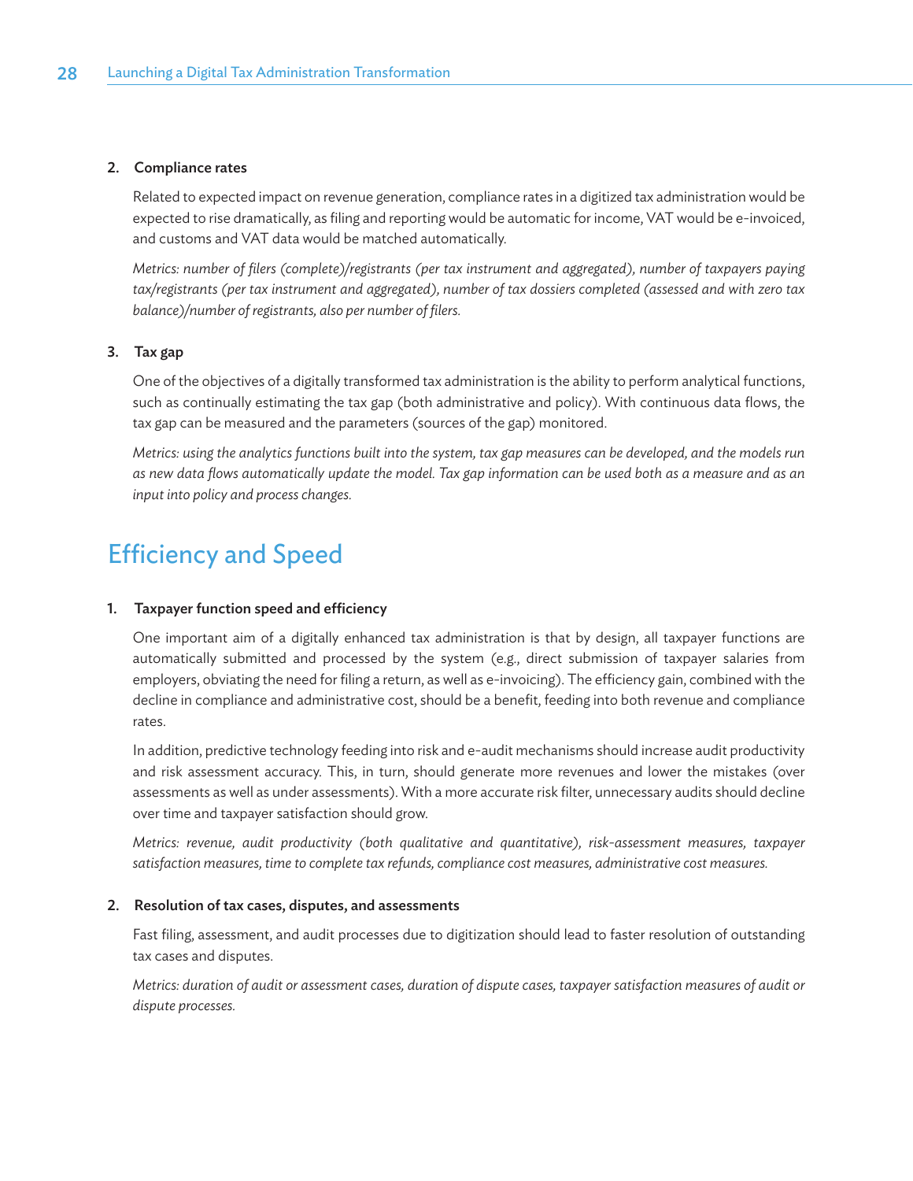2. **Compliance rates**

   Related to expected impact on revenue generation, compliance rates in a digitized tax administration would be expected to rise dramatically, as filing and reporting would be automatic for income, VAT would be e-invoiced, and customs and VAT data would be matched automatically.

   *Metrics: number of filers (complete)/registrants (per tax instrument and aggregated), number of taxpayers paying tax/registrants (per tax instrument and aggregated), number of tax dossiers completed (assessed and with zero tax balance)/number of registrants, also per number of filers.*

3. **Tax gap**

   One of the objectives of a digitally transformed tax administration is the ability to perform analytical functions, such as continually estimating the tax gap (both administrative and policy). With continuous data flows, the tax gap can be measured and the parameters (sources of the gap) monitored.

   *Metrics: using the analytics functions built into the system, tax gap measures can be developed, and the models run as new data flows automatically update the model. Tax gap information can be used both as a measure and as an input into policy and process changes.*

## Efficiency and Speed

1. **Taxpayer function speed and efficiency**

   One important aim of a digitally enhanced tax administration is that by design, all taxpayer functions are automatically submitted and processed by the system (e.g., direct submission of taxpayer salaries from employers, obviating the need for filing a return, as well as e-invoicing). The efficiency gain, combined with the decline in compliance and administrative cost, should be a benefit, feeding into both revenue and compliance rates.

   In addition, predictive technology feeding into risk and e-audit mechanisms should increase audit productivity and risk assessment accuracy. This, in turn, should generate more revenues and lower the mistakes (over assessments as well as under assessments). With a more accurate risk filter, unnecessary audits should decline over time and taxpayer satisfaction should grow.

   *Metrics: revenue, audit productivity (both qualitative and quantitative), risk-assessment measures, taxpayer satisfaction measures, time to complete tax refunds, compliance cost measures, administrative cost measures.*

2. **Resolution of tax cases, disputes, and assessments**

   Fast filing, assessment, and audit processes due to digitization should lead to faster resolution of outstanding tax cases and disputes.

   *Metrics: duration of audit or assessment cases, duration of dispute cases, taxpayer satisfaction measures of audit or dispute processes.*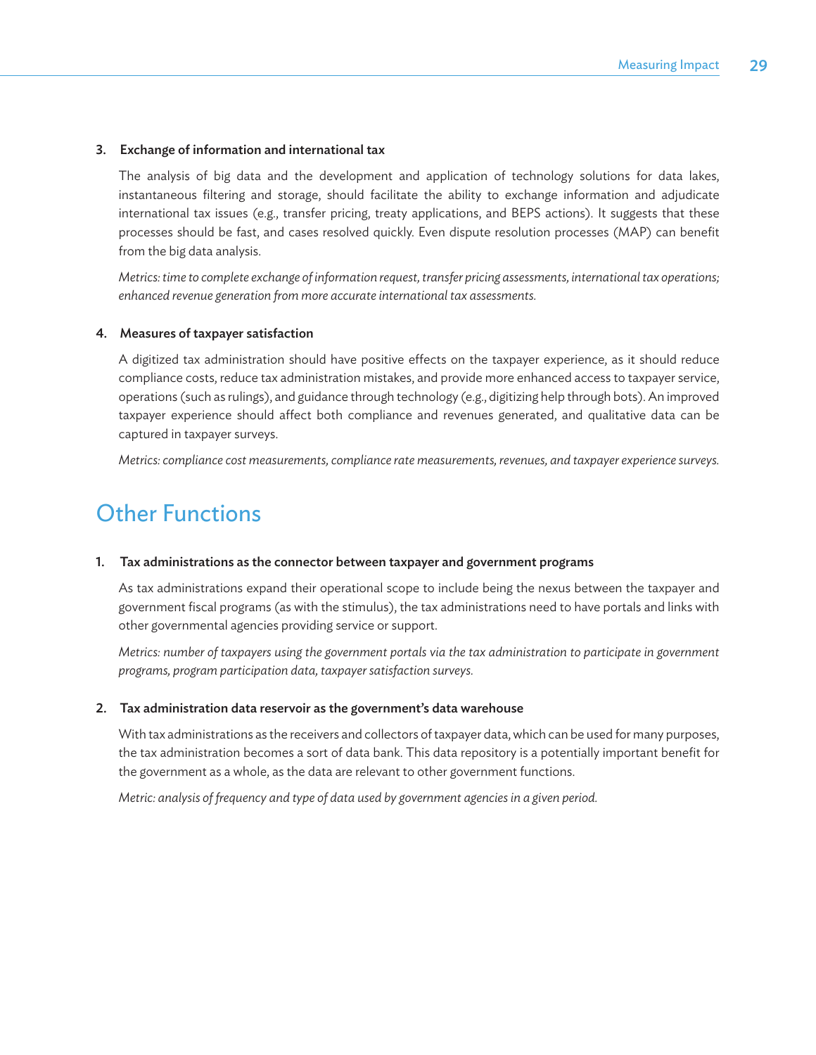3. **Exchange of information and international tax**

   The analysis of big data and the development and application of technology solutions for data lakes, instantaneous filtering and storage, should facilitate the ability to exchange information and adjudicate international tax issues (e.g., transfer pricing, treaty applications, and BEPS actions). It suggests that these processes should be fast, and cases resolved quickly. Even dispute resolution processes (MAP) can benefit from the big data analysis.

   *Metrics: time to complete exchange of information request, transfer pricing assessments, international tax operations; enhanced revenue generation from more accurate international tax assessments.*

4. **Measures of taxpayer satisfaction**

   A digitized tax administration should have positive effects on the taxpayer experience, as it should reduce compliance costs, reduce tax administration mistakes, and provide more enhanced access to taxpayer service, operations (such as rulings), and guidance through technology (e.g., digitizing help through bots). An improved taxpayer experience should affect both compliance and revenues generated, and qualitative data can be captured in taxpayer surveys.

   *Metrics: compliance cost measurements, compliance rate measurements, revenues, and taxpayer experience surveys.*

## Other Functions

1. **Tax administrations as the connector between taxpayer and government programs**

   As tax administrations expand their operational scope to include being the nexus between the taxpayer and government fiscal programs (as with the stimulus), the tax administrations need to have portals and links with other governmental agencies providing service or support.

   *Metrics: number of taxpayers using the government portals via the tax administration to participate in government programs, program participation data, taxpayer satisfaction surveys.*

2. **Tax administration data reservoir as the government's data warehouse**

   With tax administrations as the receivers and collectors of taxpayer data, which can be used for many purposes, the tax administration becomes a sort of data bank. This data repository is a potentially important benefit for the government as a whole, as the data are relevant to other government functions.

   *Metric: analysis of frequency and type of data used by government agencies in a given period.*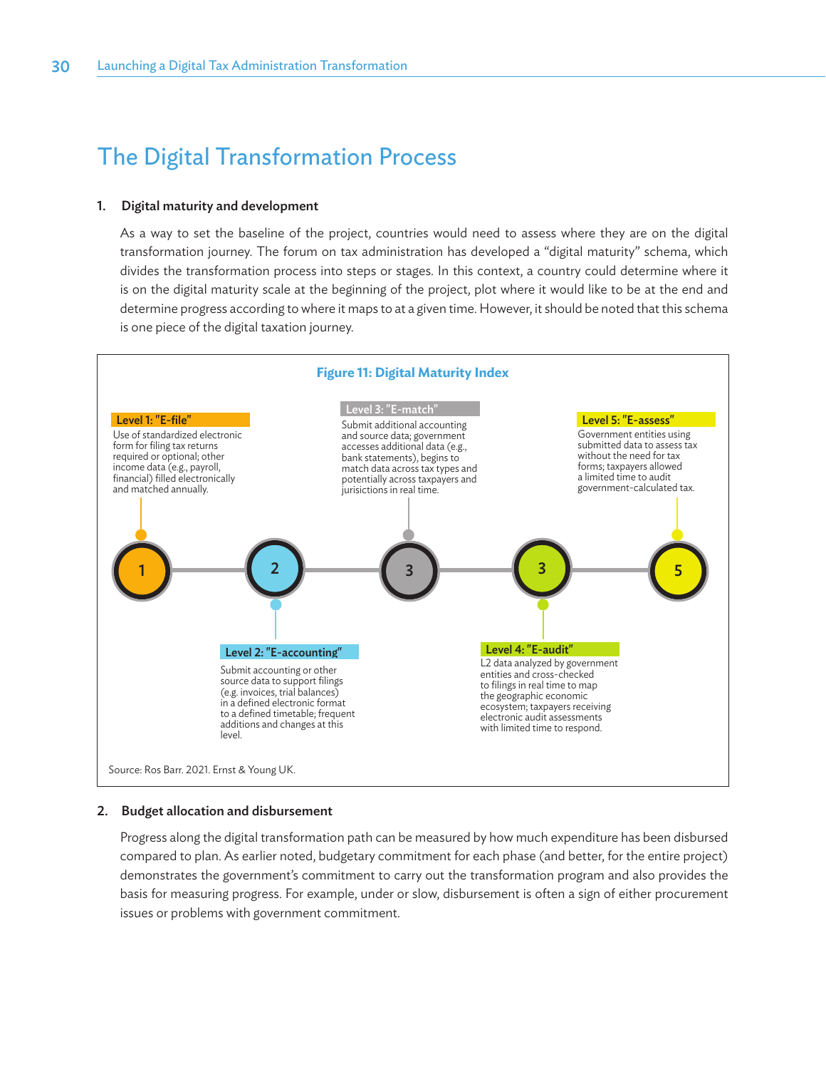# The Digital Transformation Process

## 1. Digital maturity and development

As a way to set the baseline of the project, countries would need to assess where they are on the digital transformation journey. The forum on tax administration has developed a "digital maturity" schema, which divides the transformation process into steps or stages. In this context, a country could determine where it is on the digital maturity scale at the beginning of the project, plot where it would like to be at the end and determine progress according to where it maps to at a given time. However, it should be noted that this schema is one piece of the digital taxation journey.

**Figure 11: Digital Maturity Index**

Level 1: "E-file"
Use of standardized electronic form for filing tax returns required or optional; other income data (e.g., payroll, financial) filled electronically and matched annually.

Level 2: "E-accounting"
Submit accounting or other source data to support filings (e.g. invoices, trial balances) in a defined electronic format to a defined timetable; frequent additions and changes at this level.

Level 3: "E-match"
Submit additional accounting and source data; government accesses additional data (e.g., bank statements), begins to match data across tax types and potentially across taxpayers and jurisictions in real time.

Level 4: "E-audit"
L2 data analyzed by government entities and cross-checked to filings in real time to map the geographic economic ecosystem; taxpayers receiving electronic audit assessments with limited time to respond.

Level 5: "E-assess"
Government entities using submitted data to assess tax without the need for tax forms; taxpayers allowed a limited time to audit government-calculated tax.

1
2
3
3
5

Source: Ros Barr. 2021. Ernst & Young UK.

## 2. Budget allocation and disbursement

Progress along the digital transformation path can be measured by how much expenditure has been disbursed compared to plan. As earlier noted, budgetary commitment for each phase (and better, for the entire project) demonstrates the government's commitment to carry out the transformation program and also provides the basis for measuring progress. For example, under or slow, disbursement is often a sign of either procurement issues or problems with government commitment.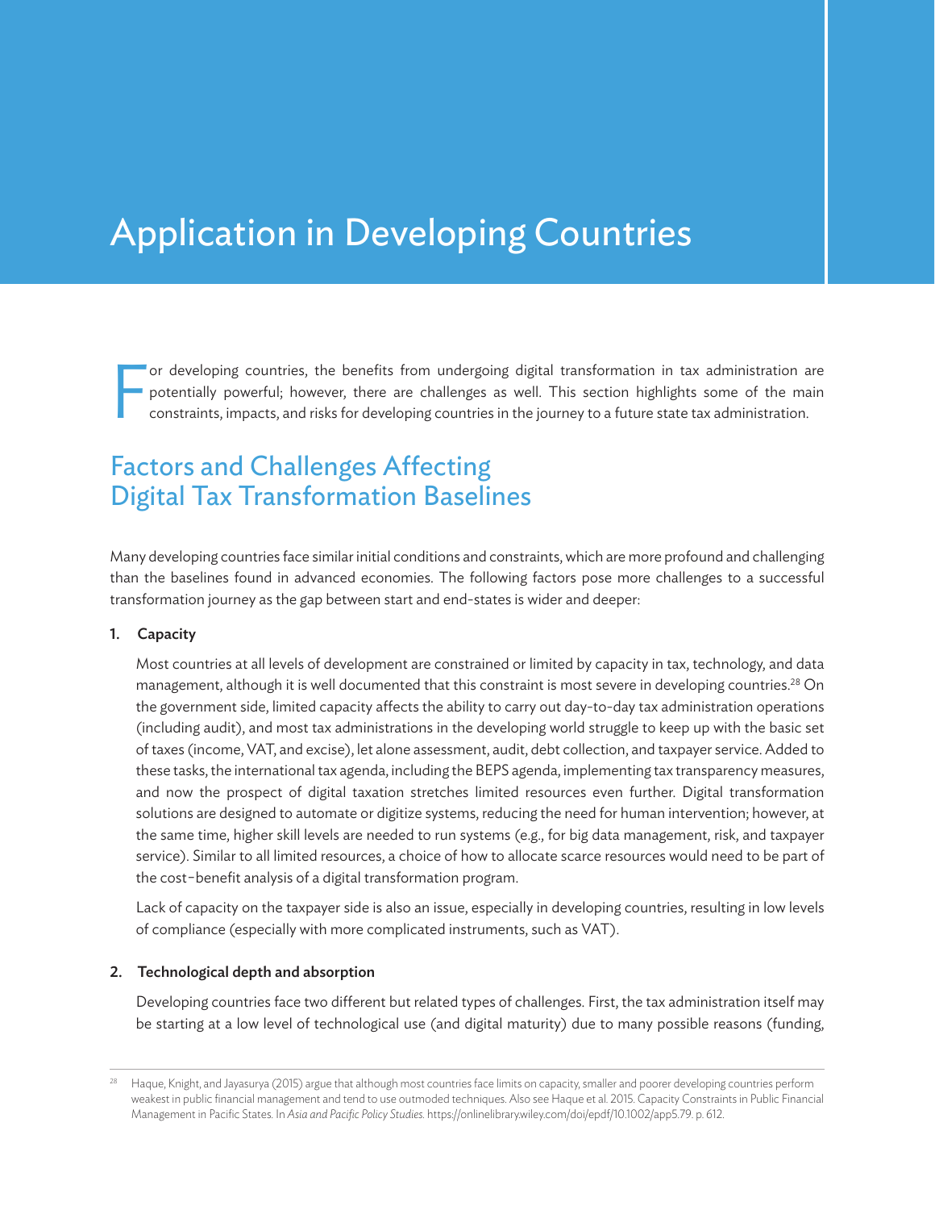# Application in Developing Countries

For developing countries, the benefits from undergoing digital transformation in tax administration are potentially powerful; however, there are challenges as well. This section highlights some of the main constraints, impacts, and risks for developing countries in the journey to a future state tax administration.

## Factors and Challenges Affecting Digital Tax Transformation Baselines

Many developing countries face similar initial conditions and constraints, which are more profound and challenging than the baselines found in advanced economies. The following factors pose more challenges to a successful transformation journey as the gap between start and end-states is wider and deeper:

1. **Capacity**

   Most countries at all levels of development are constrained or limited by capacity in tax, technology, and data management, although it is well documented that this constraint is most severe in developing countries.[28] On the government side, limited capacity affects the ability to carry out day-to-day tax administration operations (including audit), and most tax administrations in the developing world struggle to keep up with the basic set of taxes (income, VAT, and excise), let alone assessment, audit, debt collection, and taxpayer service. Added to these tasks, the international tax agenda, including the BEPS agenda, implementing tax transparency measures, and now the prospect of digital taxation stretches limited resources even further. Digital transformation solutions are designed to automate or digitize systems, reducing the need for human intervention; however, at the same time, higher skill levels are needed to run systems (e.g., for big data management, risk, and taxpayer service). Similar to all limited resources, a choice of how to allocate scarce resources would need to be part of the cost–benefit analysis of a digital transformation program.

   Lack of capacity on the taxpayer side is also an issue, especially in developing countries, resulting in low levels of compliance (especially with more complicated instruments, such as VAT).

2. **Technological depth and absorption**

   Developing countries face two different but related types of challenges. First, the tax administration itself may be starting at a low level of technological use (and digital maturity) due to many possible reasons (funding,

---

[28] Haque, Knight, and Jayasurya (2015) argue that although most countries face limits on capacity, smaller and poorer developing countries perform weakest in public financial management and tend to use outmoded techniques. Also see Haque et al. 2015. Capacity Constraints in Public Financial Management in Pacific States. In *Asia and Pacific Policy Studies.* https://onlinelibrary.wiley.com/doi/epdf/10.1002/app5.79. p. 612.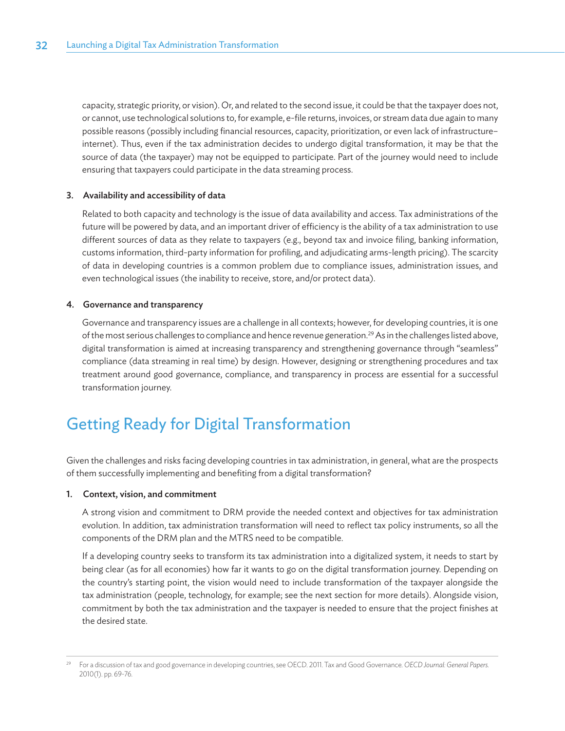capacity, strategic priority, or vision). Or, and related to the second issue, it could be that the taxpayer does not, or cannot, use technological solutions to, for example, e-file returns, invoices, or stream data due again to many possible reasons (possibly including financial resources, capacity, prioritization, or even lack of infrastructure–internet). Thus, even if the tax administration decides to undergo digital transformation, it may be that the source of data (the taxpayer) may not be equipped to participate. Part of the journey would need to include ensuring that taxpayers could participate in the data streaming process.

3. **Availability and accessibility of data**

   Related to both capacity and technology is the issue of data availability and access. Tax administrations of the future will be powered by data, and an important driver of efficiency is the ability of a tax administration to use different sources of data as they relate to taxpayers (e.g., beyond tax and invoice filing, banking information, customs information, third-party information for profiling, and adjudicating arms-length pricing). The scarcity of data in developing countries is a common problem due to compliance issues, administration issues, and even technological issues (the inability to receive, store, and/or protect data).

4. **Governance and transparency**

   Governance and transparency issues are a challenge in all contexts; however, for developing countries, it is one of the most serious challenges to compliance and hence revenue generation.[29] As in the challenges listed above, digital transformation is aimed at increasing transparency and strengthening governance through "seamless" compliance (data streaming in real time) by design. However, designing or strengthening procedures and tax treatment around good governance, compliance, and transparency in process are essential for a successful transformation journey.

## Getting Ready for Digital Transformation

Given the challenges and risks facing developing countries in tax administration, in general, what are the prospects of them successfully implementing and benefiting from a digital transformation?

1. **Context, vision, and commitment**

   A strong vision and commitment to DRM provide the needed context and objectives for tax administration evolution. In addition, tax administration transformation will need to reflect tax policy instruments, so all the components of the DRM plan and the MTRS need to be compatible.

   If a developing country seeks to transform its tax administration into a digitalized system, it needs to start by being clear (as for all economies) how far it wants to go on the digital transformation journey. Depending on the country's starting point, the vision would need to include transformation of the taxpayer alongside the tax administration (people, technology, for example; see the next section for more details). Alongside vision, commitment by both the tax administration and the taxpayer is needed to ensure that the project finishes at the desired state.

[29] For a discussion of tax and good governance in developing countries, see OECD. 2011. Tax and Good Governance. *OECD Journal: General Papers.* 2010(1). pp. 69-76.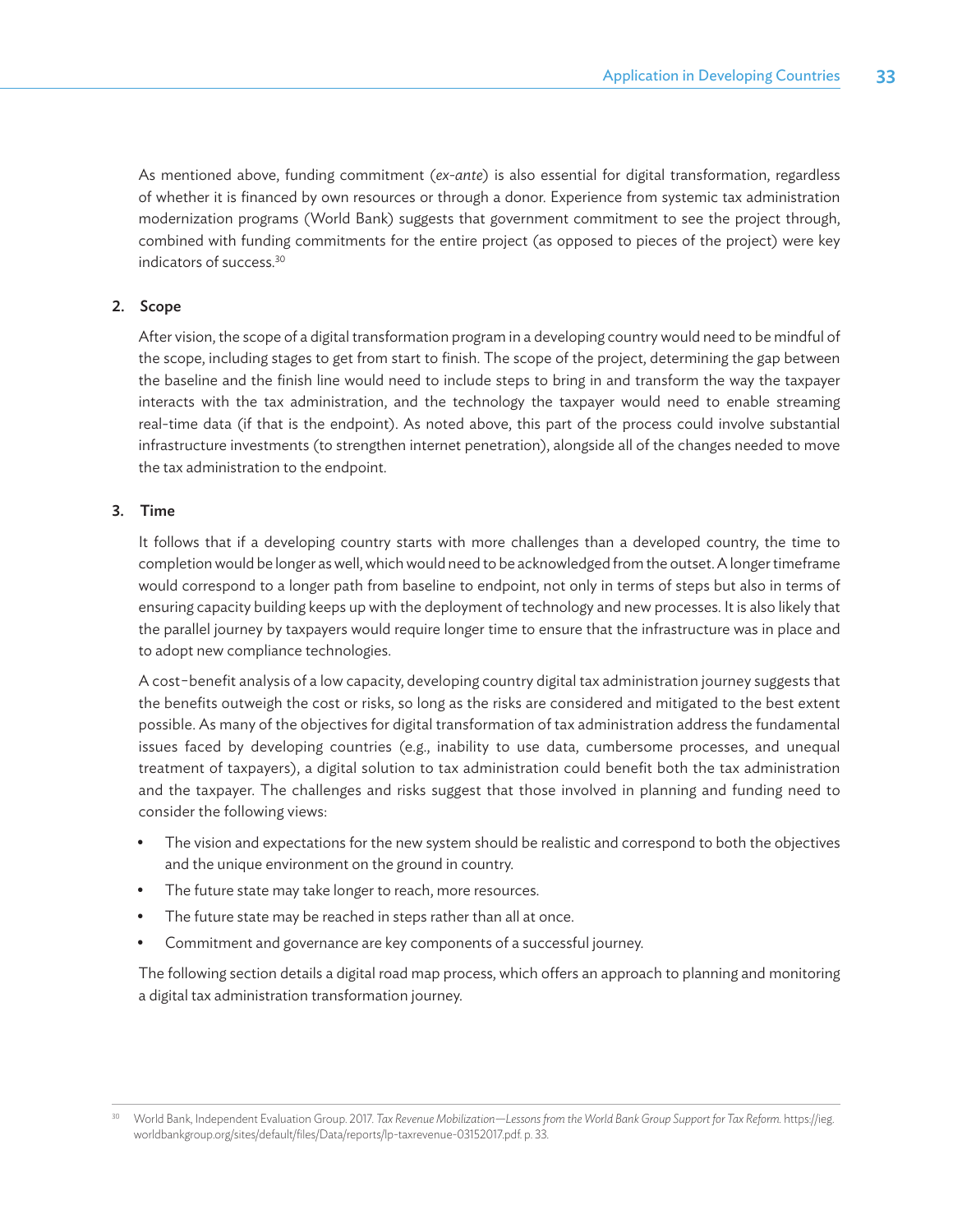As mentioned above, funding commitment (*ex-ante*) is also essential for digital transformation, regardless of whether it is financed by own resources or through a donor. Experience from systemic tax administration modernization programs (World Bank) suggests that government commitment to see the project through, combined with funding commitments for the entire project (as opposed to pieces of the project) were key indicators of success.[30]

### 2. Scope

After vision, the scope of a digital transformation program in a developing country would need to be mindful of the scope, including stages to get from start to finish. The scope of the project, determining the gap between the baseline and the finish line would need to include steps to bring in and transform the way the taxpayer interacts with the tax administration, and the technology the taxpayer would need to enable streaming real-time data (if that is the endpoint). As noted above, this part of the process could involve substantial infrastructure investments (to strengthen internet penetration), alongside all of the changes needed to move the tax administration to the endpoint.

### 3. Time

It follows that if a developing country starts with more challenges than a developed country, the time to completion would be longer as well, which would need to be acknowledged from the outset. A longer timeframe would correspond to a longer path from baseline to endpoint, not only in terms of steps but also in terms of ensuring capacity building keeps up with the deployment of technology and new processes. It is also likely that the parallel journey by taxpayers would require longer time to ensure that the infrastructure was in place and to adopt new compliance technologies.

A cost–benefit analysis of a low capacity, developing country digital tax administration journey suggests that the benefits outweigh the cost or risks, so long as the risks are considered and mitigated to the best extent possible. As many of the objectives for digital transformation of tax administration address the fundamental issues faced by developing countries (e.g., inability to use data, cumbersome processes, and unequal treatment of taxpayers), a digital solution to tax administration could benefit both the tax administration and the taxpayer. The challenges and risks suggest that those involved in planning and funding need to consider the following views:

- The vision and expectations for the new system should be realistic and correspond to both the objectives and the unique environment on the ground in country.
- The future state may take longer to reach, more resources.
- The future state may be reached in steps rather than all at once.
- Commitment and governance are key components of a successful journey.

The following section details a digital road map process, which offers an approach to planning and monitoring a digital tax administration transformation journey.

[30] World Bank, Independent Evaluation Group. 2017. *Tax Revenue Mobilization—Lessons from the World Bank Group Support for Tax Reform.* https://ieg.worldbankgroup.org/sites/default/files/Data/reports/lp-taxrevenue-03152017.pdf. p. 33.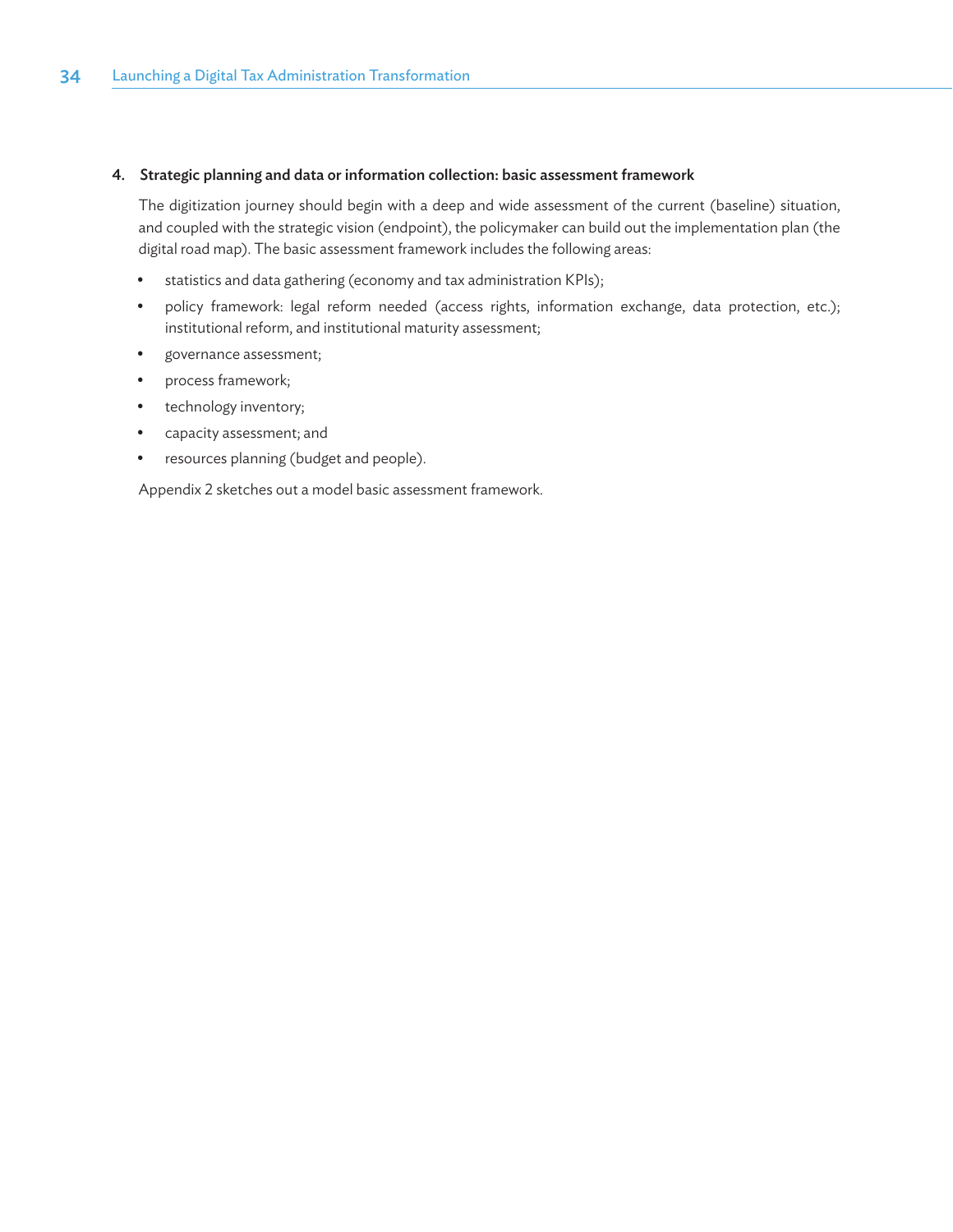#### 4. Strategic planning and data or information collection: basic assessment framework

The digitization journey should begin with a deep and wide assessment of the current (baseline) situation, and coupled with the strategic vision (endpoint), the policymaker can build out the implementation plan (the digital road map). The basic assessment framework includes the following areas:

- statistics and data gathering (economy and tax administration KPIs);
- policy framework: legal reform needed (access rights, information exchange, data protection, etc.); institutional reform, and institutional maturity assessment;
- governance assessment;
- process framework;
- technology inventory;
- capacity assessment; and
- resources planning (budget and people).

Appendix 2 sketches out a model basic assessment framework.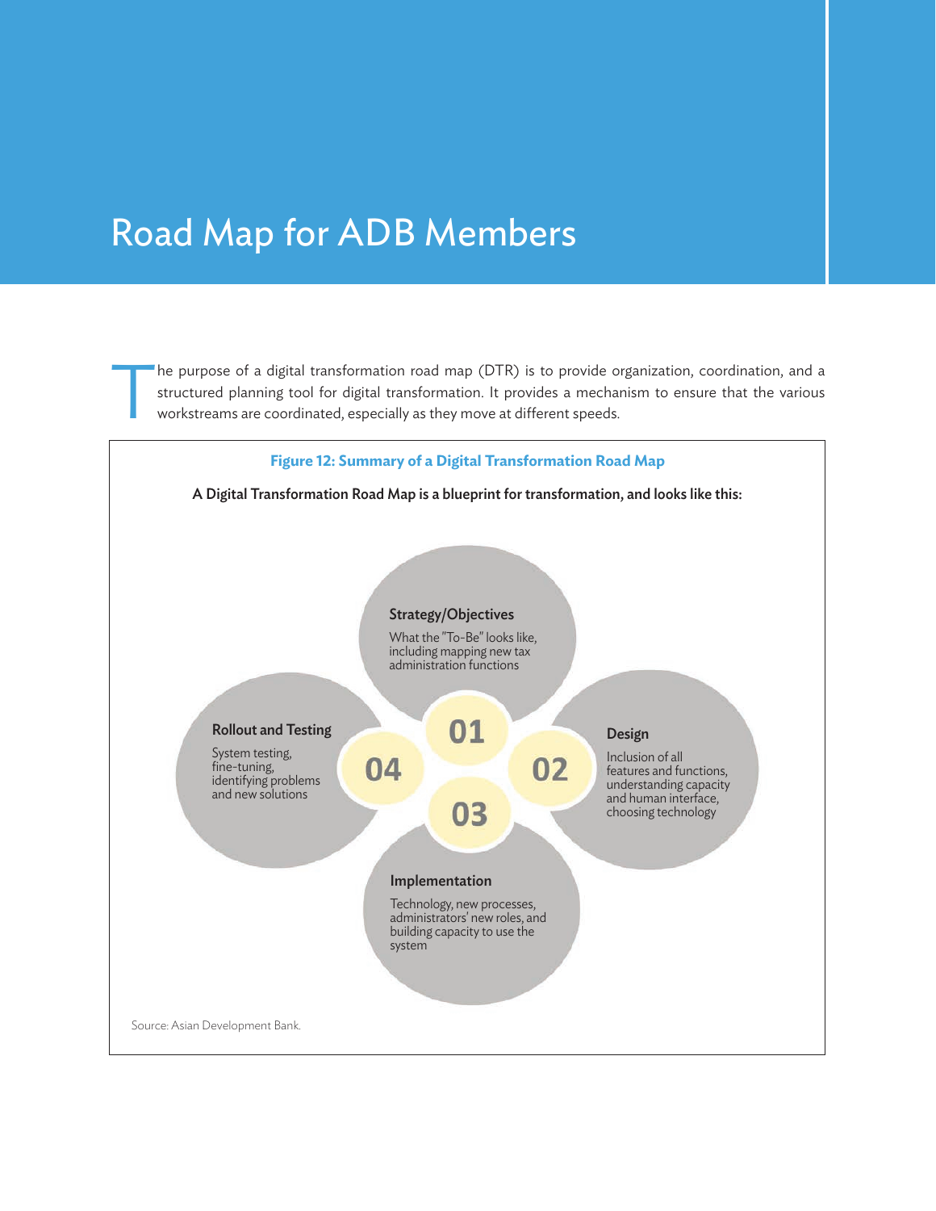# Road Map for ADB Members

The purpose of a digital transformation road map (DTR) is to provide organization, coordination, and a structured planning tool for digital transformation. It provides a mechanism to ensure that the various workstreams are coordinated, especially as they move at different speeds.

**Figure 12: Summary of a Digital Transformation Road Map**

**A Digital Transformation Road Map is a blueprint for transformation, and looks like this:**

01

**Strategy/Objectives**

What the "To-Be" looks like, including mapping new tax administration functions

02

**Design**

Inclusion of all features and functions, understanding capacity and human interface, choosing technology

03

**Implementation**

Technology, new processes, administrators' new roles, and building capacity to use the system

04

**Rollout and Testing**

System testing, fine-tuning, identifying problems and new solutions

Source: Asian Development Bank.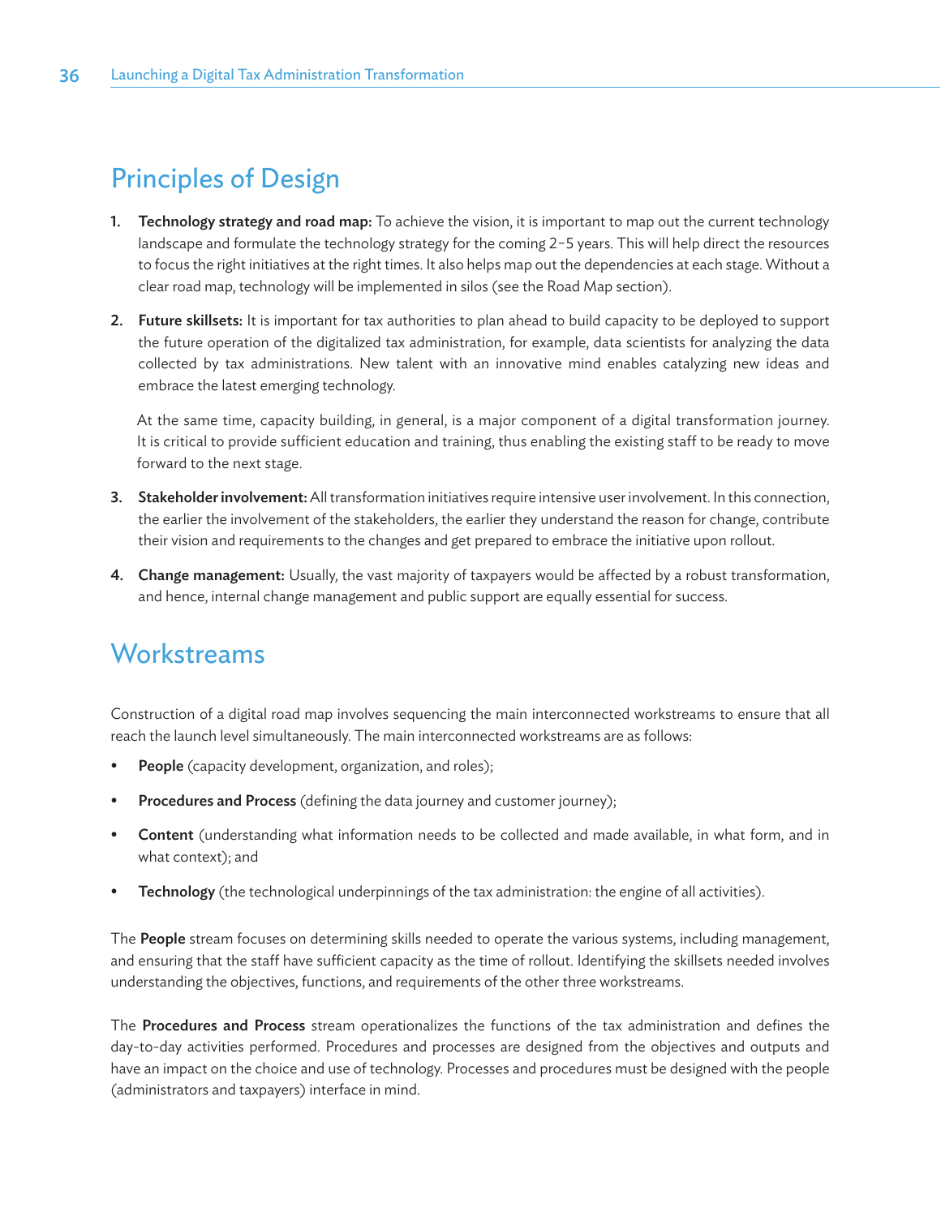## Principles of Design

1. **Technology strategy and road map:** To achieve the vision, it is important to map out the current technology landscape and formulate the technology strategy for the coming 2–5 years. This will help direct the resources to focus the right initiatives at the right times. It also helps map out the dependencies at each stage. Without a clear road map, technology will be implemented in silos (see the Road Map section).

2. **Future skillsets:** It is important for tax authorities to plan ahead to build capacity to be deployed to support the future operation of the digitalized tax administration, for example, data scientists for analyzing the data collected by tax administrations. New talent with an innovative mind enables catalyzing new ideas and embrace the latest emerging technology.

   At the same time, capacity building, in general, is a major component of a digital transformation journey. It is critical to provide sufficient education and training, thus enabling the existing staff to be ready to move forward to the next stage.

3. **Stakeholder involvement:** All transformation initiatives require intensive user involvement. In this connection, the earlier the involvement of the stakeholders, the earlier they understand the reason for change, contribute their vision and requirements to the changes and get prepared to embrace the initiative upon rollout.

4. **Change management:** Usually, the vast majority of taxpayers would be affected by a robust transformation, and hence, internal change management and public support are equally essential for success.

## Workstreams

Construction of a digital road map involves sequencing the main interconnected workstreams to ensure that all reach the launch level simultaneously. The main interconnected workstreams are as follows:

- **People** (capacity development, organization, and roles);
- **Procedures and Process** (defining the data journey and customer journey);
- **Content** (understanding what information needs to be collected and made available, in what form, and in what context); and
- **Technology** (the technological underpinnings of the tax administration: the engine of all activities).

The **People** stream focuses on determining skills needed to operate the various systems, including management, and ensuring that the staff have sufficient capacity as the time of rollout. Identifying the skillsets needed involves understanding the objectives, functions, and requirements of the other three workstreams.

The **Procedures and Process** stream operationalizes the functions of the tax administration and defines the day-to-day activities performed. Procedures and processes are designed from the objectives and outputs and have an impact on the choice and use of technology. Processes and procedures must be designed with the people (administrators and taxpayers) interface in mind.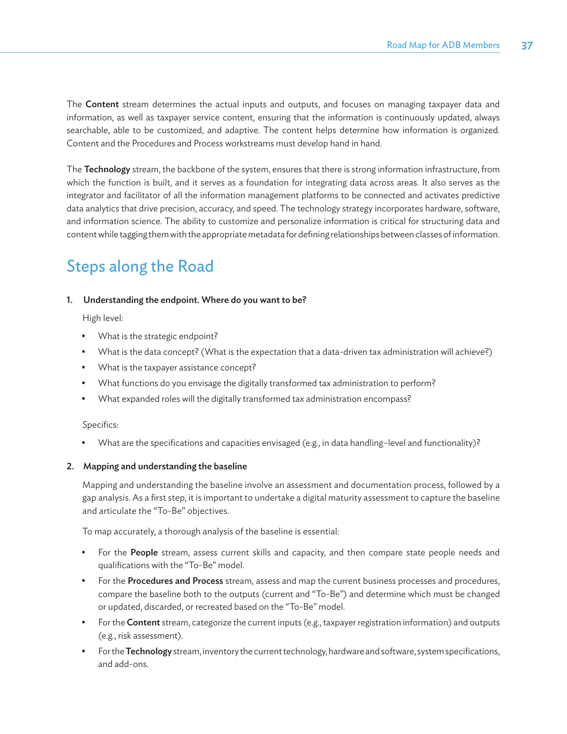The **Content** stream determines the actual inputs and outputs, and focuses on managing taxpayer data and information, as well as taxpayer service content, ensuring that the information is continuously updated, always searchable, able to be customized, and adaptive. The content helps determine how information is organized. Content and the Procedures and Process workstreams must develop hand in hand.

The **Technology** stream, the backbone of the system, ensures that there is strong information infrastructure, from which the function is built, and it serves as a foundation for integrating data across areas. It also serves as the integrator and facilitator of all the information management platforms to be connected and activates predictive data analytics that drive precision, accuracy, and speed. The technology strategy incorporates hardware, software, and information science. The ability to customize and personalize information is critical for structuring data and content while tagging them with the appropriate metadata for defining relationships between classes of information.

## Steps along the Road

1. **Understanding the endpoint. Where do you want to be?**

   High level:

   - What is the strategic endpoint?
   - What is the data concept? (What is the expectation that a data-driven tax administration will achieve?)
   - What is the taxpayer assistance concept?
   - What functions do you envisage the digitally transformed tax administration to perform?
   - What expanded roles will the digitally transformed tax administration encompass?

   Specifics:

   - What are the specifications and capacities envisaged (e.g., in data handling–level and functionality)?

2. **Mapping and understanding the baseline**

   Mapping and understanding the baseline involve an assessment and documentation process, followed by a gap analysis. As a first step, it is important to undertake a digital maturity assessment to capture the baseline and articulate the "To-Be" objectives.

   To map accurately, a thorough analysis of the baseline is essential:

   - For the **People** stream, assess current skills and capacity, and then compare state people needs and qualifications with the "To-Be" model.
   - For the **Procedures and Process** stream, assess and map the current business processes and procedures, compare the baseline both to the outputs (current and "To-Be") and determine which must be changed or updated, discarded, or recreated based on the "To-Be" model.
   - For the **Content** stream, categorize the current inputs (e.g., taxpayer registration information) and outputs (e.g., risk assessment).
   - For the **Technology** stream, inventory the current technology, hardware and software, system specifications, and add-ons.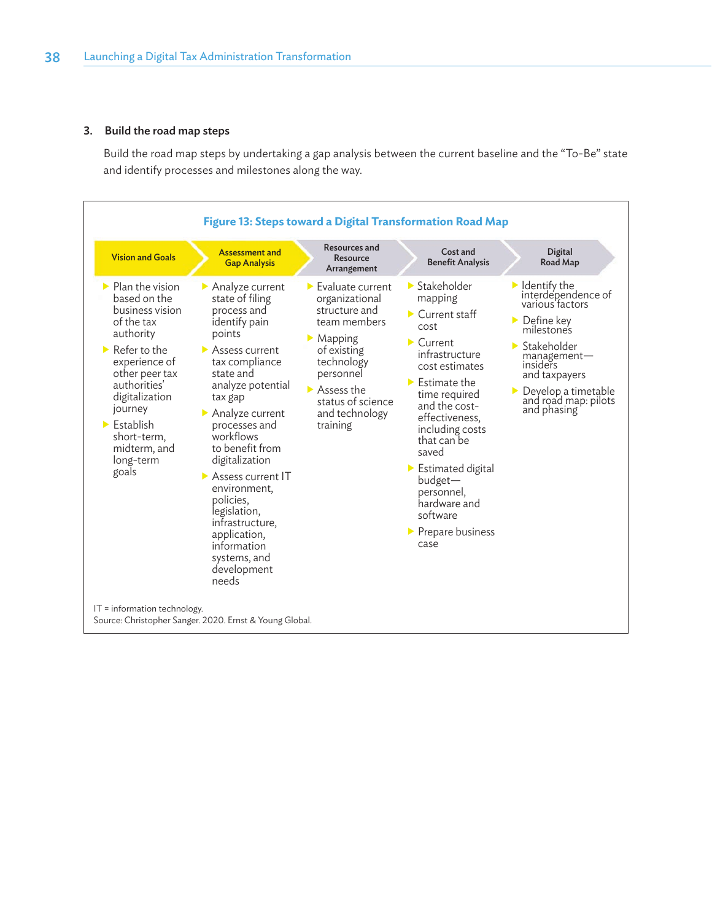### 3. Build the road map steps

Build the road map steps by undertaking a gap analysis between the current baseline and the "To-Be" state and identify processes and milestones along the way.

**Figure 13: Steps toward a Digital Transformation Road Map**

| Vision and Goals | Assessment and Gap Analysis | Resources and Resource Arrangement | Cost and Benefit Analysis | Digital Road Map |
|---|---|---|---|---|
| ▶ Plan the vision based on the business vision of the tax authority<br>▶ Refer to the experience of other peer tax authorities' digitalization journey<br>▶ Establish short-term, midterm, and long-term goals | ▶ Analyze current state of filing process and identify pain points<br>▶ Assess current tax compliance state and analyze potential tax gap<br>▶ Analyze current processes and workflows to benefit from digitalization<br>▶ Assess current IT environment, policies, legislation, infrastructure, application, information systems, and development needs | ▶ Evaluate current organizational structure and team members<br>▶ Mapping of existing technology personnel<br>▶ Assess the status of science and technology training | ▶ Stakeholder mapping<br>▶ Current staff cost<br>▶ Current infrastructure cost estimates<br>▶ Estimate the time required and the cost-effectiveness, including costs that can be saved<br>▶ Estimated digital budget—personnel, hardware and software<br>▶ Prepare business case | ▶ Identify the interdependence of various factors<br>▶ Define key milestones<br>▶ Stakeholder management—insiders and taxpayers<br>▶ Develop a timetable and road map: pilots and phasing |

IT = information technology.
Source: Christopher Sanger. 2020. Ernst & Young Global.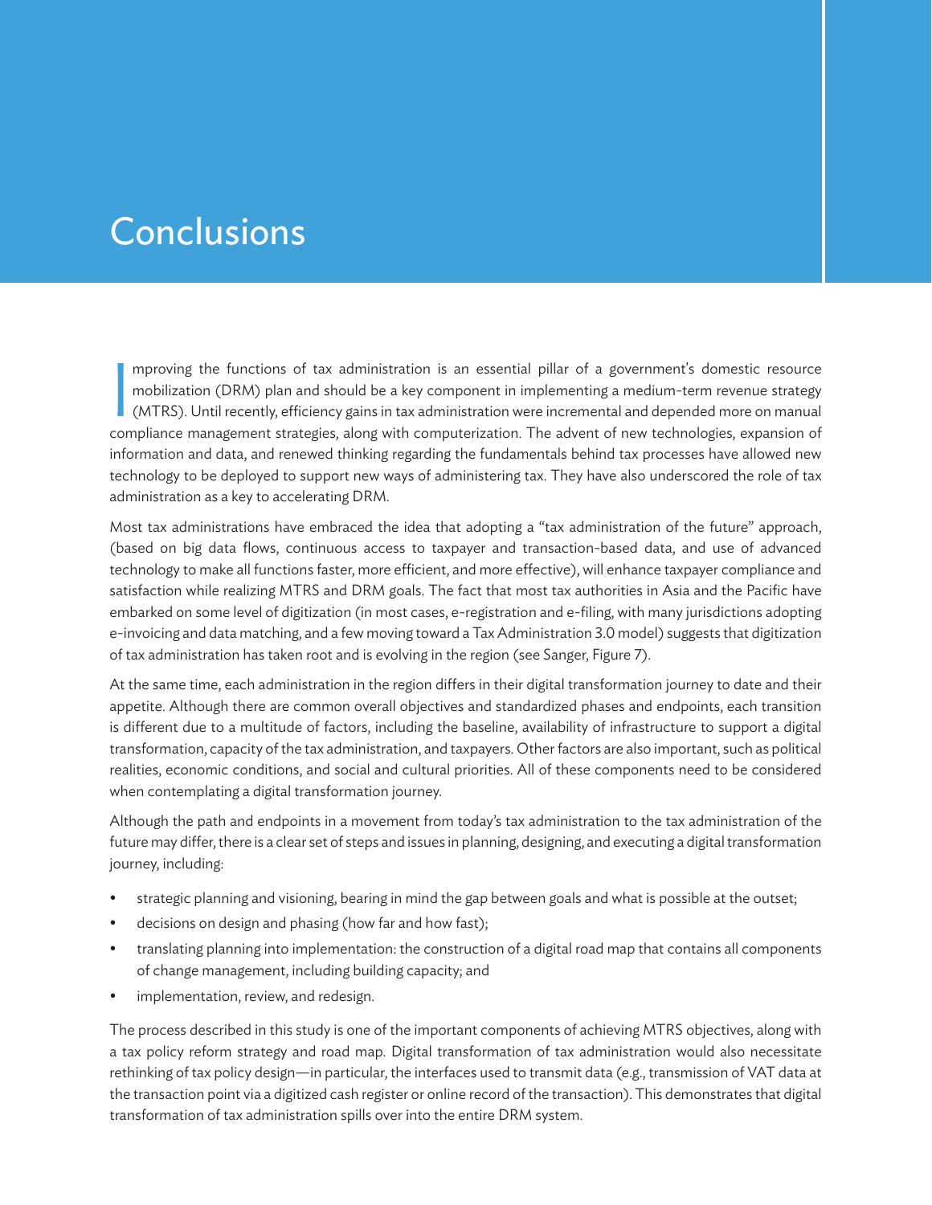# Conclusions

Improving the functions of tax administration is an essential pillar of a government's domestic resource mobilization (DRM) plan and should be a key component in implementing a medium-term revenue strategy (MTRS). Until recently, efficiency gains in tax administration were incremental and depended more on manual compliance management strategies, along with computerization. The advent of new technologies, expansion of information and data, and renewed thinking regarding the fundamentals behind tax processes have allowed new technology to be deployed to support new ways of administering tax. They have also underscored the role of tax administration as a key to accelerating DRM.

Most tax administrations have embraced the idea that adopting a "tax administration of the future" approach, (based on big data flows, continuous access to taxpayer and transaction-based data, and use of advanced technology to make all functions faster, more efficient, and more effective), will enhance taxpayer compliance and satisfaction while realizing MTRS and DRM goals. The fact that most tax authorities in Asia and the Pacific have embarked on some level of digitization (in most cases, e-registration and e-filing, with many jurisdictions adopting e-invoicing and data matching, and a few moving toward a Tax Administration 3.0 model) suggests that digitization of tax administration has taken root and is evolving in the region (see Sanger, Figure 7).

At the same time, each administration in the region differs in their digital transformation journey to date and their appetite. Although there are common overall objectives and standardized phases and endpoints, each transition is different due to a multitude of factors, including the baseline, availability of infrastructure to support a digital transformation, capacity of the tax administration, and taxpayers. Other factors are also important, such as political realities, economic conditions, and social and cultural priorities. All of these components need to be considered when contemplating a digital transformation journey.

Although the path and endpoints in a movement from today's tax administration to the tax administration of the future may differ, there is a clear set of steps and issues in planning, designing, and executing a digital transformation journey, including:

- strategic planning and visioning, bearing in mind the gap between goals and what is possible at the outset;
- decisions on design and phasing (how far and how fast);
- translating planning into implementation: the construction of a digital road map that contains all components of change management, including building capacity; and
- implementation, review, and redesign.

The process described in this study is one of the important components of achieving MTRS objectives, along with a tax policy reform strategy and road map. Digital transformation of tax administration would also necessitate rethinking of tax policy design—in particular, the interfaces used to transmit data (e.g., transmission of VAT data at the transaction point via a digitized cash register or online record of the transaction). This demonstrates that digital transformation of tax administration spills over into the entire DRM system.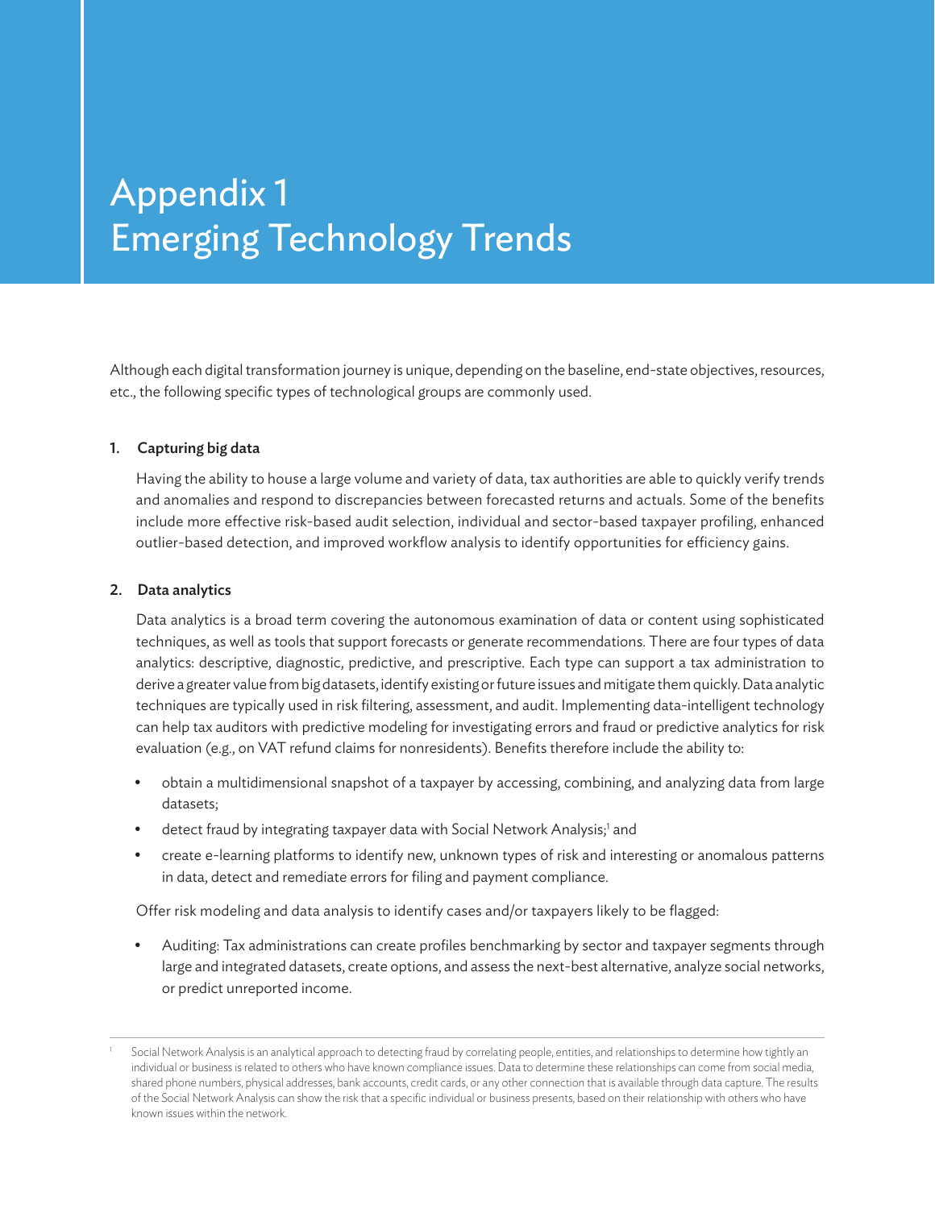# Appendix 1
# Emerging Technology Trends

Although each digital transformation journey is unique, depending on the baseline, end-state objectives, resources, etc., the following specific types of technological groups are commonly used.

**1. Capturing big data**

Having the ability to house a large volume and variety of data, tax authorities are able to quickly verify trends and anomalies and respond to discrepancies between forecasted returns and actuals. Some of the benefits include more effective risk-based audit selection, individual and sector-based taxpayer profiling, enhanced outlier-based detection, and improved workflow analysis to identify opportunities for efficiency gains.

**2. Data analytics**

Data analytics is a broad term covering the autonomous examination of data or content using sophisticated techniques, as well as tools that support forecasts or generate recommendations. There are four types of data analytics: descriptive, diagnostic, predictive, and prescriptive. Each type can support a tax administration to derive a greater value from big datasets, identify existing or future issues and mitigate them quickly. Data analytic techniques are typically used in risk filtering, assessment, and audit. Implementing data-intelligent technology can help tax auditors with predictive modeling for investigating errors and fraud or predictive analytics for risk evaluation (e.g., on VAT refund claims for nonresidents). Benefits therefore include the ability to:

- obtain a multidimensional snapshot of a taxpayer by accessing, combining, and analyzing data from large datasets;
- detect fraud by integrating taxpayer data with Social Network Analysis;[1] and
- create e-learning platforms to identify new, unknown types of risk and interesting or anomalous patterns in data, detect and remediate errors for filing and payment compliance.

Offer risk modeling and data analysis to identify cases and/or taxpayers likely to be flagged:

- Auditing: Tax administrations can create profiles benchmarking by sector and taxpayer segments through large and integrated datasets, create options, and assess the next-best alternative, analyze social networks, or predict unreported income.

---

[1] Social Network Analysis is an analytical approach to detecting fraud by correlating people, entities, and relationships to determine how tightly an individual or business is related to others who have known compliance issues. Data to determine these relationships can come from social media, shared phone numbers, physical addresses, bank accounts, credit cards, or any other connection that is available through data capture. The results of the Social Network Analysis can show the risk that a specific individual or business presents, based on their relationship with others who have known issues within the network.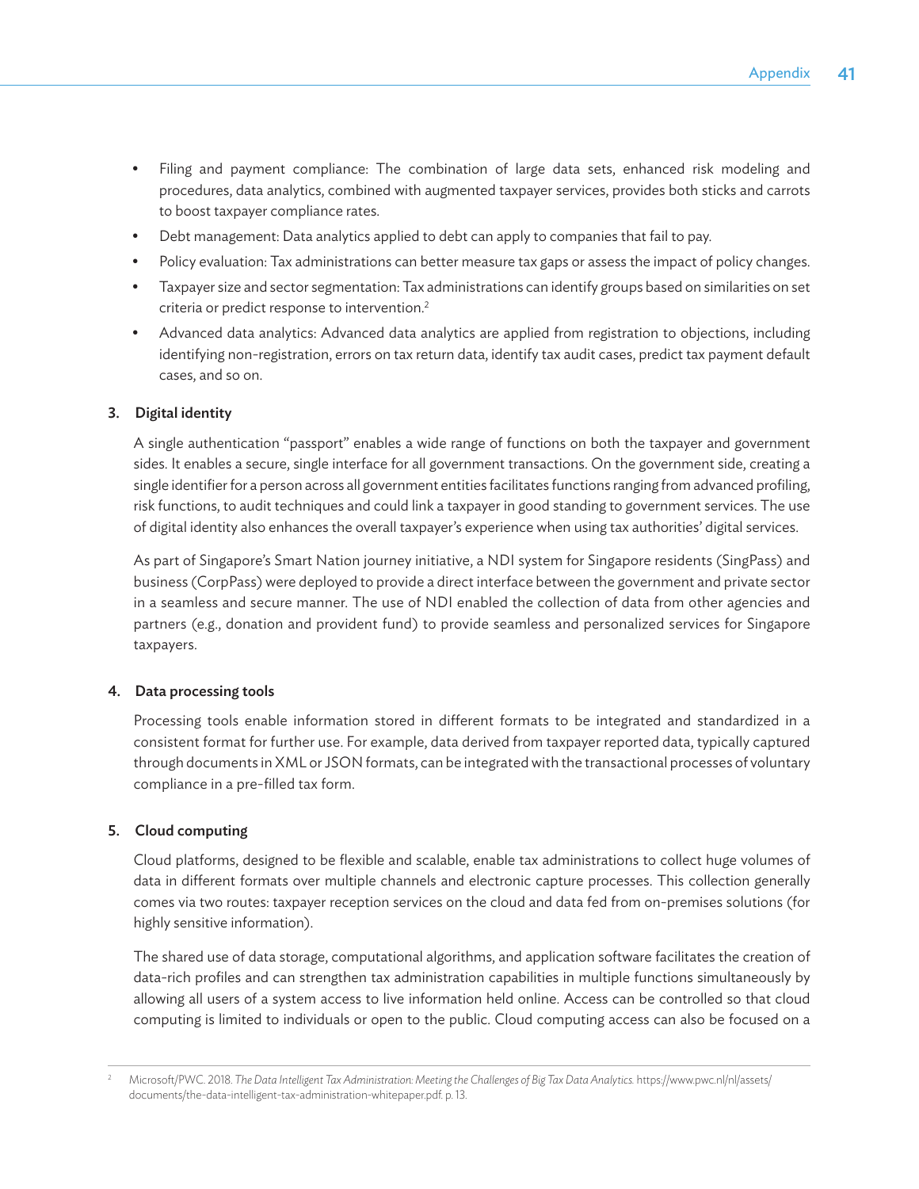- Filing and payment compliance: The combination of large data sets, enhanced risk modeling and procedures, data analytics, combined with augmented taxpayer services, provides both sticks and carrots to boost taxpayer compliance rates.
- Debt management: Data analytics applied to debt can apply to companies that fail to pay.
- Policy evaluation: Tax administrations can better measure tax gaps or assess the impact of policy changes.
- Taxpayer size and sector segmentation: Tax administrations can identify groups based on similarities on set criteria or predict response to intervention.[2]
- Advanced data analytics: Advanced data analytics are applied from registration to objections, including identifying non-registration, errors on tax return data, identify tax audit cases, predict tax payment default cases, and so on.

3. **Digital identity**

A single authentication "passport" enables a wide range of functions on both the taxpayer and government sides. It enables a secure, single interface for all government transactions. On the government side, creating a single identifier for a person across all government entities facilitates functions ranging from advanced profiling, risk functions, to audit techniques and could link a taxpayer in good standing to government services. The use of digital identity also enhances the overall taxpayer's experience when using tax authorities' digital services.

As part of Singapore's Smart Nation journey initiative, a NDI system for Singapore residents (SingPass) and business (CorpPass) were deployed to provide a direct interface between the government and private sector in a seamless and secure manner. The use of NDI enabled the collection of data from other agencies and partners (e.g., donation and provident fund) to provide seamless and personalized services for Singapore taxpayers.

4. **Data processing tools**

Processing tools enable information stored in different formats to be integrated and standardized in a consistent format for further use. For example, data derived from taxpayer reported data, typically captured through documents in XML or JSON formats, can be integrated with the transactional processes of voluntary compliance in a pre-filled tax form.

5. **Cloud computing**

Cloud platforms, designed to be flexible and scalable, enable tax administrations to collect huge volumes of data in different formats over multiple channels and electronic capture processes. This collection generally comes via two routes: taxpayer reception services on the cloud and data fed from on-premises solutions (for highly sensitive information).

The shared use of data storage, computational algorithms, and application software facilitates the creation of data-rich profiles and can strengthen tax administration capabilities in multiple functions simultaneously by allowing all users of a system access to live information held online. Access can be controlled so that cloud computing is limited to individuals or open to the public. Cloud computing access can also be focused on a

---

[2] Microsoft/PWC. 2018. *The Data Intelligent Tax Administration: Meeting the Challenges of Big Tax Data Analytics.* https://www.pwc.nl/nl/assets/documents/the-data-intelligent-tax-administration-whitepaper.pdf. p. 13.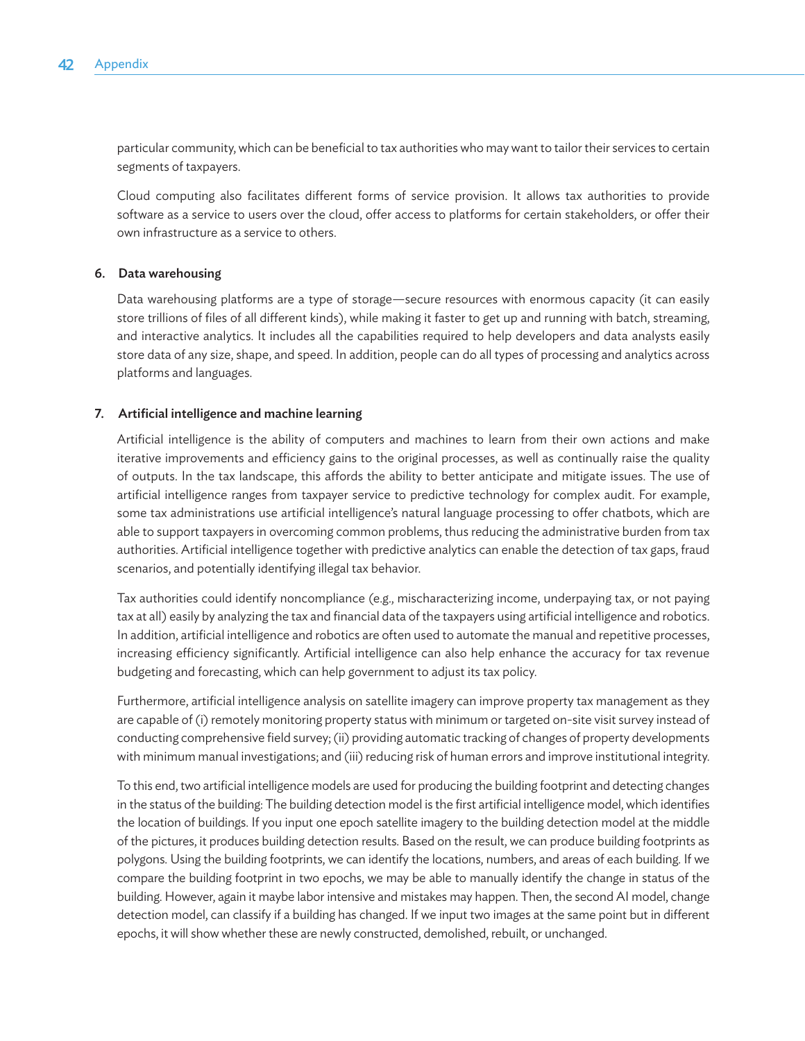particular community, which can be beneficial to tax authorities who may want to tailor their services to certain segments of taxpayers.

Cloud computing also facilitates different forms of service provision. It allows tax authorities to provide software as a service to users over the cloud, offer access to platforms for certain stakeholders, or offer their own infrastructure as a service to others.

6. **Data warehousing**

   Data warehousing platforms are a type of storage—secure resources with enormous capacity (it can easily store trillions of files of all different kinds), while making it faster to get up and running with batch, streaming, and interactive analytics. It includes all the capabilities required to help developers and data analysts easily store data of any size, shape, and speed. In addition, people can do all types of processing and analytics across platforms and languages.

7. **Artificial intelligence and machine learning**

   Artificial intelligence is the ability of computers and machines to learn from their own actions and make iterative improvements and efficiency gains to the original processes, as well as continually raise the quality of outputs. In the tax landscape, this affords the ability to better anticipate and mitigate issues. The use of artificial intelligence ranges from taxpayer service to predictive technology for complex audit. For example, some tax administrations use artificial intelligence's natural language processing to offer chatbots, which are able to support taxpayers in overcoming common problems, thus reducing the administrative burden from tax authorities. Artificial intelligence together with predictive analytics can enable the detection of tax gaps, fraud scenarios, and potentially identifying illegal tax behavior.

   Tax authorities could identify noncompliance (e.g., mischaracterizing income, underpaying tax, or not paying tax at all) easily by analyzing the tax and financial data of the taxpayers using artificial intelligence and robotics. In addition, artificial intelligence and robotics are often used to automate the manual and repetitive processes, increasing efficiency significantly. Artificial intelligence can also help enhance the accuracy for tax revenue budgeting and forecasting, which can help government to adjust its tax policy.

   Furthermore, artificial intelligence analysis on satellite imagery can improve property tax management as they are capable of (i) remotely monitoring property status with minimum or targeted on-site visit survey instead of conducting comprehensive field survey; (ii) providing automatic tracking of changes of property developments with minimum manual investigations; and (iii) reducing risk of human errors and improve institutional integrity.

   To this end, two artificial intelligence models are used for producing the building footprint and detecting changes in the status of the building: The building detection model is the first artificial intelligence model, which identifies the location of buildings. If you input one epoch satellite imagery to the building detection model at the middle of the pictures, it produces building detection results. Based on the result, we can produce building footprints as polygons. Using the building footprints, we can identify the locations, numbers, and areas of each building. If we compare the building footprint in two epochs, we may be able to manually identify the change in status of the building. However, again it maybe labor intensive and mistakes may happen. Then, the second AI model, change detection model, can classify if a building has changed. If we input two images at the same point but in different epochs, it will show whether these are newly constructed, demolished, rebuilt, or unchanged.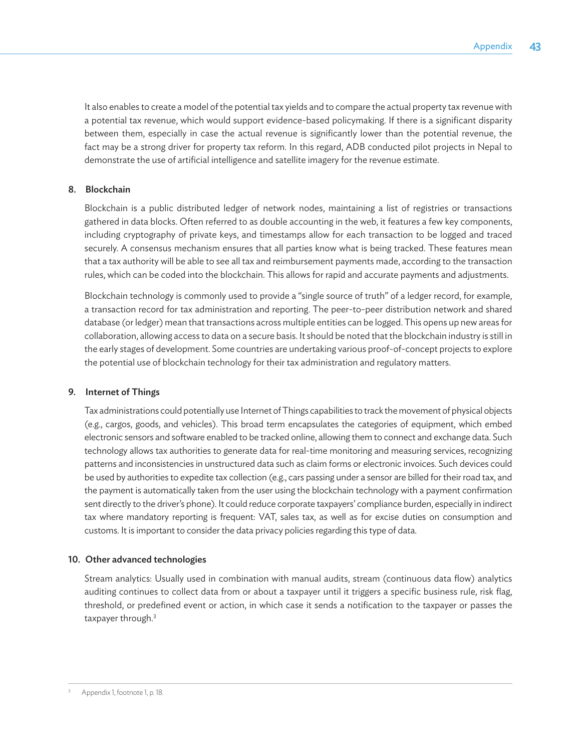It also enables to create a model of the potential tax yields and to compare the actual property tax revenue with a potential tax revenue, which would support evidence-based policymaking. If there is a significant disparity between them, especially in case the actual revenue is significantly lower than the potential revenue, the fact may be a strong driver for property tax reform. In this regard, ADB conducted pilot projects in Nepal to demonstrate the use of artificial intelligence and satellite imagery for the revenue estimate.

### 8. Blockchain

Blockchain is a public distributed ledger of network nodes, maintaining a list of registries or transactions gathered in data blocks. Often referred to as double accounting in the web, it features a few key components, including cryptography of private keys, and timestamps allow for each transaction to be logged and traced securely. A consensus mechanism ensures that all parties know what is being tracked. These features mean that a tax authority will be able to see all tax and reimbursement payments made, according to the transaction rules, which can be coded into the blockchain. This allows for rapid and accurate payments and adjustments.

Blockchain technology is commonly used to provide a "single source of truth" of a ledger record, for example, a transaction record for tax administration and reporting. The peer-to-peer distribution network and shared database (or ledger) mean that transactions across multiple entities can be logged. This opens up new areas for collaboration, allowing access to data on a secure basis. It should be noted that the blockchain industry is still in the early stages of development. Some countries are undertaking various proof-of-concept projects to explore the potential use of blockchain technology for their tax administration and regulatory matters.

### 9. Internet of Things

Tax administrations could potentially use Internet of Things capabilities to track the movement of physical objects (e.g., cargos, goods, and vehicles). This broad term encapsulates the categories of equipment, which embed electronic sensors and software enabled to be tracked online, allowing them to connect and exchange data. Such technology allows tax authorities to generate data for real-time monitoring and measuring services, recognizing patterns and inconsistencies in unstructured data such as claim forms or electronic invoices. Such devices could be used by authorities to expedite tax collection (e.g., cars passing under a sensor are billed for their road tax, and the payment is automatically taken from the user using the blockchain technology with a payment confirmation sent directly to the driver's phone). It could reduce corporate taxpayers' compliance burden, especially in indirect tax where mandatory reporting is frequent: VAT, sales tax, as well as for excise duties on consumption and customs. It is important to consider the data privacy policies regarding this type of data.

### 10. Other advanced technologies

Stream analytics: Usually used in combination with manual audits, stream (continuous data flow) analytics auditing continues to collect data from or about a taxpayer until it triggers a specific business rule, risk flag, threshold, or predefined event or action, in which case it sends a notification to the taxpayer or passes the taxpayer through.[3]

---

[3] Appendix 1, footnote 1, p. 18.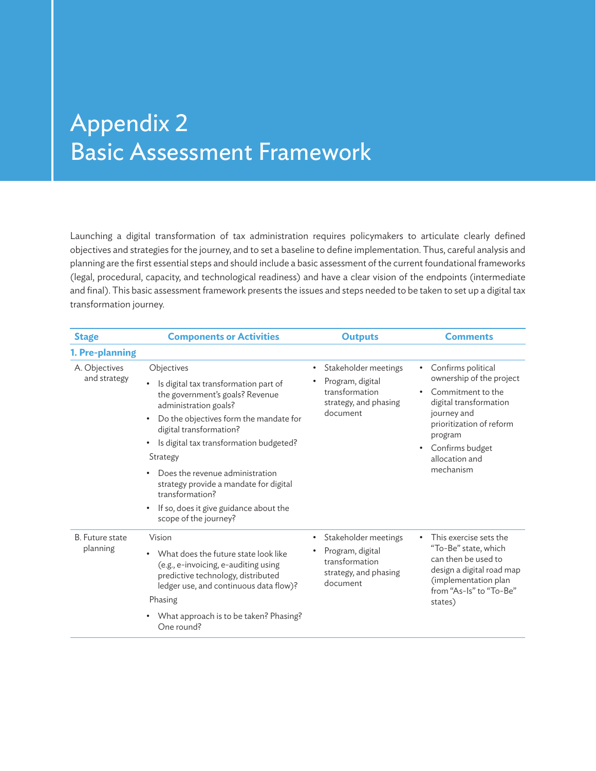# Appendix 2 Basic Assessment Framework

Launching a digital transformation of tax administration requires policymakers to articulate clearly defined objectives and strategies for the journey, and to set a baseline to define implementation. Thus, careful analysis and planning are the first essential steps and should include a basic assessment of the current foundational frameworks (legal, procedural, capacity, and technological readiness) and have a clear vision of the endpoints (intermediate and final). This basic assessment framework presents the issues and steps needed to be taken to set up a digital tax transformation journey.

| Stage | Components or Activities | Outputs | Comments |
|---|---|---|---|
| **1. Pre-planning** | | | |
| A. Objectives and strategy | Objectives<br>• Is digital tax transformation part of the government's goals? Revenue administration goals?<br>• Do the objectives form the mandate for digital transformation?<br>• Is digital tax transformation budgeted?<br>Strategy<br>• Does the revenue administration strategy provide a mandate for digital transformation?<br>• If so, does it give guidance about the scope of the journey? | • Stakeholder meetings<br>• Program, digital transformation strategy, and phasing document | • Confirms political ownership of the project<br>• Commitment to the digital transformation journey and prioritization of reform program<br>• Confirms budget allocation and mechanism |
| B. Future state planning | Vision<br>• What does the future state look like (e.g., e-invoicing, e-auditing using predictive technology, distributed ledger use, and continuous data flow)?<br>Phasing<br>• What approach is to be taken? Phasing? One round? | • Stakeholder meetings<br>• Program, digital transformation strategy, and phasing document | • This exercise sets the "To-Be" state, which can then be used to design a digital road map (implementation plan from "As-Is" to "To-Be" states) |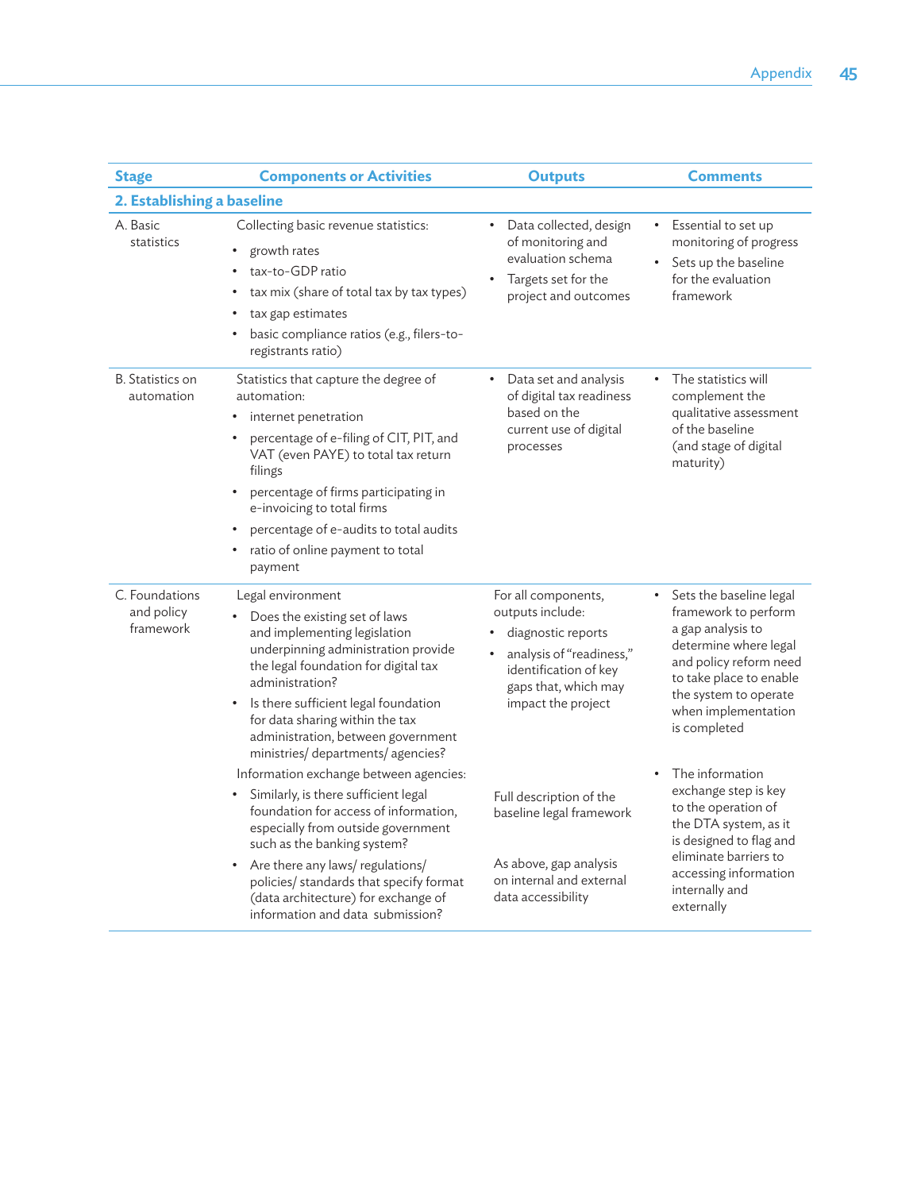| Stage | Components or Activities | Outputs | Comments |
|---|---|---|---|
| **2. Establishing a baseline** | | | |
| A. Basic statistics | Collecting basic revenue statistics:<br>• growth rates<br>• tax-to-GDP ratio<br>• tax mix (share of total tax by tax types)<br>• tax gap estimates<br>• basic compliance ratios (e.g., filers-to-registrants ratio) | • Data collected, design of monitoring and evaluation schema<br>• Targets set for the project and outcomes | • Essential to set up monitoring of progress<br>• Sets up the baseline for the evaluation framework |
| B. Statistics on automation | Statistics that capture the degree of automation:<br>• internet penetration<br>• percentage of e-filing of CIT, PIT, and VAT (even PAYE) to total tax return filings<br>• percentage of firms participating in e-invoicing to total firms<br>• percentage of e-audits to total audits<br>• ratio of online payment to total payment | • Data set and analysis of digital tax readiness based on the current use of digital processes | • The statistics will complement the qualitative assessment of the baseline (and stage of digital maturity) |
| C. Foundations and policy framework | Legal environment<br>• Does the existing set of laws and implementing legislation underpinning administration provide the legal foundation for digital tax administration?<br>• Is there sufficient legal foundation for data sharing within the tax administration, between government ministries/ departments/ agencies? | For all components, outputs include:<br>• diagnostic reports<br>• analysis of "readiness," identification of key gaps that, which may impact the project | • Sets the baseline legal framework to perform a gap analysis to determine where legal and policy reform need to take place to enable the system to operate when implementation is completed |
| | Information exchange between agencies:<br>• Similarly, is there sufficient legal foundation for access of information, especially from outside government such as the banking system?<br>• Are there any laws/ regulations/ policies/ standards that specify format (data architecture) for exchange of information and data submission? | Full description of the baseline legal framework<br><br>As above, gap analysis on internal and external data accessibility | • The information exchange step is key to the operation of the DTA system, as it is designed to flag and eliminate barriers to accessing information internally and externally |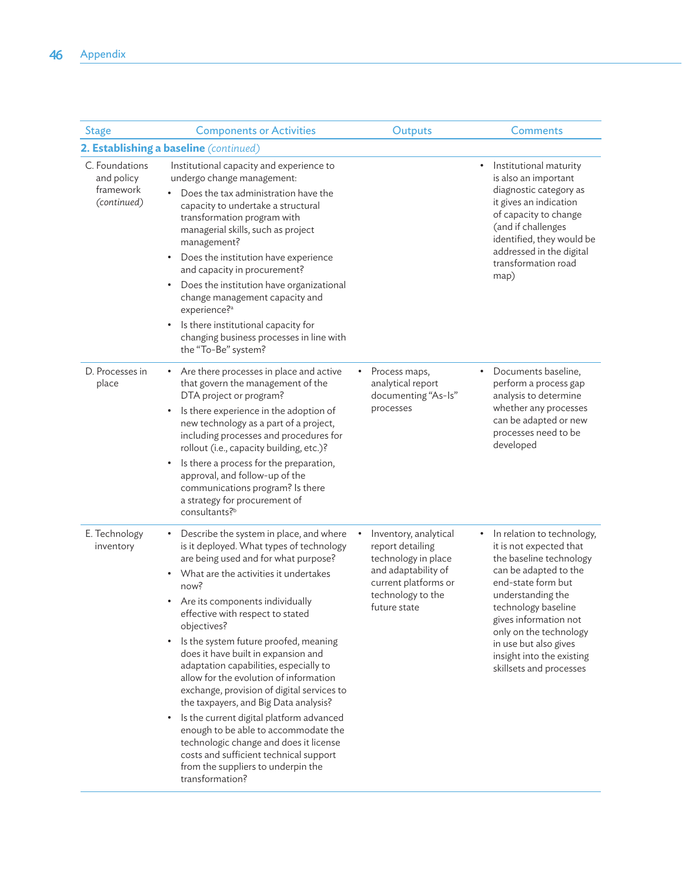| Stage | Components or Activities | Outputs | Comments |
|---|---|---|---|
| **2. Establishing a baseline** *(continued)* | | | |
| C. Foundations and policy framework *(continued)* | Institutional capacity and experience to undergo change management:<br>• Does the tax administration have the capacity to undertake a structural transformation program with managerial skills, such as project management?<br>• Does the institution have experience and capacity in procurement?<br>• Does the institution have organizational change management capacity and experience?[a]<br>• Is there institutional capacity for changing business processes in line with the "To-Be" system? | | • Institutional maturity is also an important diagnostic category as it gives an indication of capacity to change (and if challenges identified, they would be addressed in the digital transformation road map) |
| D. Processes in place | • Are there processes in place and active that govern the management of the DTA project or program?<br>• Is there experience in the adoption of new technology as a part of a project, including processes and procedures for rollout (i.e., capacity building, etc.)?<br>• Is there a process for the preparation, approval, and follow-up of the communications program? Is there a strategy for procurement of consultants?[b] | • Process maps, analytical report documenting "As-Is" processes | • Documents baseline, perform a process gap analysis to determine whether any processes can be adapted or new processes need to be developed |
| E. Technology inventory | • Describe the system in place, and where is it deployed. What types of technology are being used and for what purpose?<br>• What are the activities it undertakes now?<br>• Are its components individually effective with respect to stated objectives?<br>• Is the system future proofed, meaning does it have built in expansion and adaptation capabilities, especially to allow for the evolution of information exchange, provision of digital services to the taxpayers, and Big Data analysis?<br>• Is the current digital platform advanced enough to be able to accommodate the technologic change and does it license costs and sufficient technical support from the suppliers to underpin the transformation? | • Inventory, analytical report detailing technology in place and adaptability of current platforms or technology to the future state | • In relation to technology, it is not expected that the baseline technology can be adapted to the end-state form but understanding the technology baseline gives information not only on the technology in use but also gives insight into the existing skillsets and processes |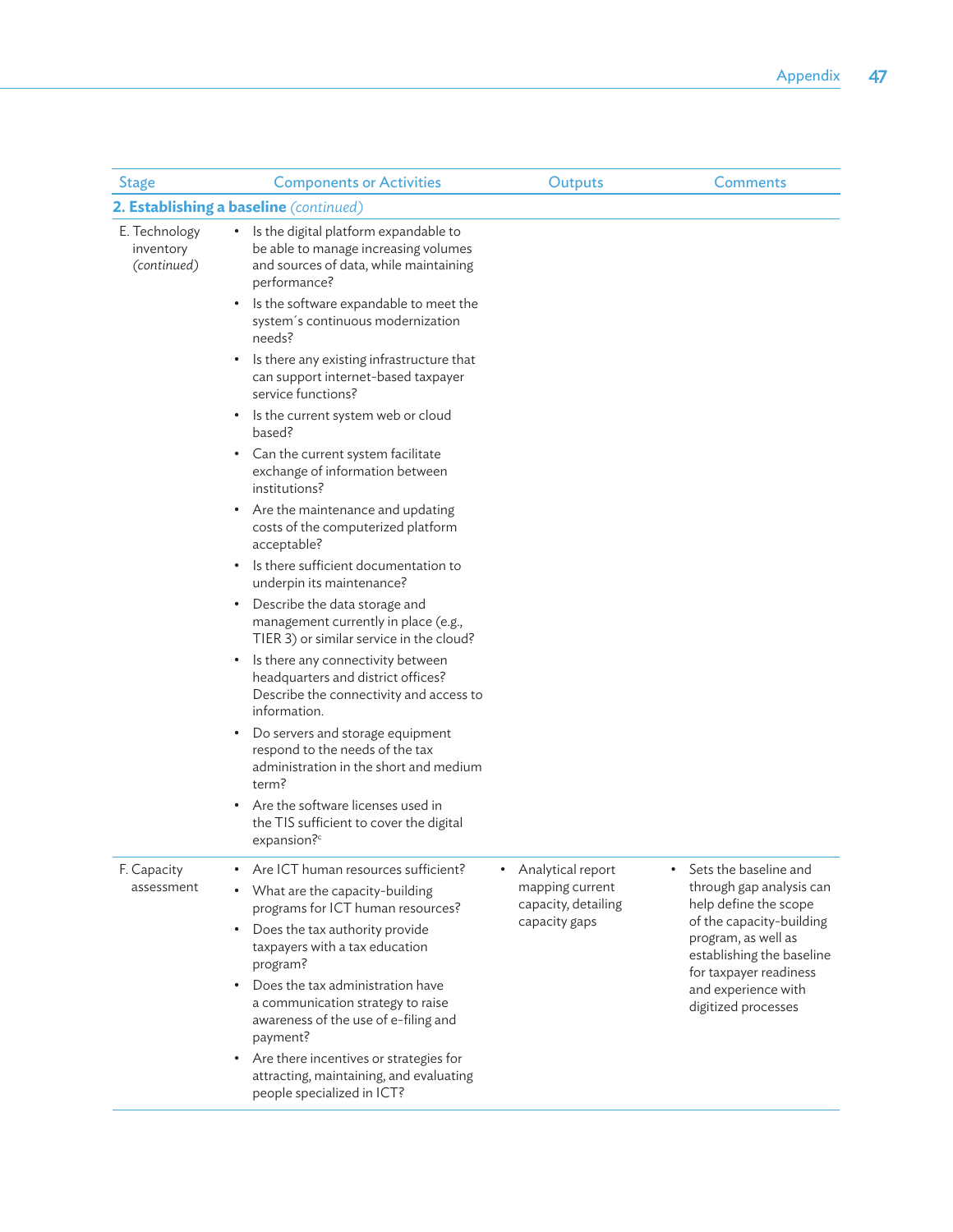| Stage | Components or Activities | Outputs | Comments |
|---|---|---|---|
| **2. Establishing a baseline** *(continued)* | | | |
| E. Technology inventory *(continued)* | • Is the digital platform expandable to be able to manage increasing volumes and sources of data, while maintaining performance?<br>• Is the software expandable to meet the system´s continuous modernization needs?<br>• Is there any existing infrastructure that can support internet-based taxpayer service functions?<br>• Is the current system web or cloud based?<br>• Can the current system facilitate exchange of information between institutions?<br>• Are the maintenance and updating costs of the computerized platform acceptable?<br>• Is there sufficient documentation to underpin its maintenance?<br>• Describe the data storage and management currently in place (e.g., TIER 3) or similar service in the cloud?<br>• Is there any connectivity between headquarters and district offices? Describe the connectivity and access to information.<br>• Do servers and storage equipment respond to the needs of the tax administration in the short and medium term?<br>• Are the software licenses used in the TIS sufficient to cover the digital expansion?[c] | | |
| F. Capacity assessment | • Are ICT human resources sufficient?<br>• What are the capacity-building programs for ICT human resources?<br>• Does the tax authority provide taxpayers with a tax education program?<br>• Does the tax administration have a communication strategy to raise awareness of the use of e-filing and payment?<br>• Are there incentives or strategies for attracting, maintaining, and evaluating people specialized in ICT? | • Analytical report mapping current capacity, detailing capacity gaps | • Sets the baseline and through gap analysis can help define the scope of the capacity-building program, as well as establishing the baseline for taxpayer readiness and experience with digitized processes |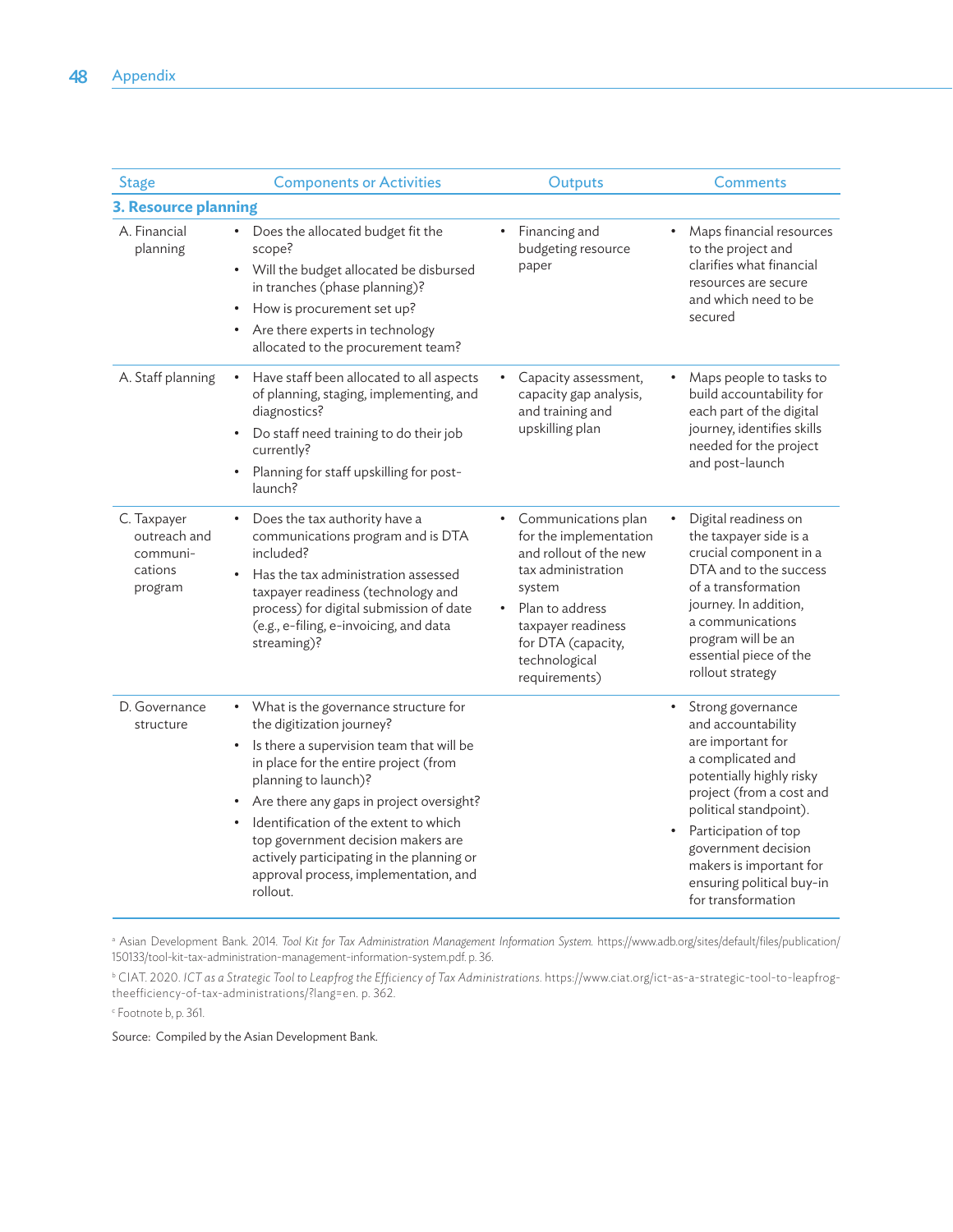| Stage | Components or Activities | Outputs | Comments |
|---|---|---|---|
| **3. Resource planning** | | | |
| A. Financial planning | • Does the allocated budget fit the scope?<br>• Will the budget allocated be disbursed in tranches (phase planning)?<br>• How is procurement set up?<br>• Are there experts in technology allocated to the procurement team? | • Financing and budgeting resource paper | • Maps financial resources to the project and clarifies what financial resources are secure and which need to be secured |
| A. Staff planning | • Have staff been allocated to all aspects of planning, staging, implementing, and diagnostics?<br>• Do staff need training to do their job currently?<br>• Planning for staff upskilling for post-launch? | • Capacity assessment, capacity gap analysis, and training and upskilling plan | • Maps people to tasks to build accountability for each part of the digital journey, identifies skills needed for the project and post-launch |
| C. Taxpayer outreach and communi­cations program | • Does the tax authority have a communications program and is DTA included?<br>• Has the tax administration assessed taxpayer readiness (technology and process) for digital submission of date (e.g., e-filing, e-invoicing, and data streaming)? | • Communications plan for the implementation and rollout of the new tax administration system<br>• Plan to address taxpayer readiness for DTA (capacity, technological requirements) | • Digital readiness on the taxpayer side is a crucial component in a DTA and to the success of a transformation journey. In addition, a communications program will be an essential piece of the rollout strategy |
| D. Governance structure | • What is the governance structure for the digitization journey?<br>• Is there a supervision team that will be in place for the entire project (from planning to launch)?<br>• Are there any gaps in project oversight?<br>• Identification of the extent to which top government decision makers are actively participating in the planning or approval process, implementation, and rollout. | | • Strong governance and accountability are important for a complicated and potentially highly risky project (from a cost and political standpoint).<br>• Participation of top government decision makers is important for ensuring political buy-in for transformation |

[a] Asian Development Bank. 2014. *Tool Kit for Tax Administration Management Information System.* https://www.adb.org/sites/default/files/publication/150133/tool-kit-tax-administration-management-information-system.pdf. p. 36.

[b] CIAT. 2020. *ICT as a Strategic Tool to Leapfrog the Efficiency of Tax Administrations.* https://www.ciat.org/ict-as-a-strategic-tool-to-leapfrog-theefficiency-of-tax-administrations/?lang=en. p. 362.

[c] Footnote b, p. 361.

Source: Compiled by the Asian Development Bank.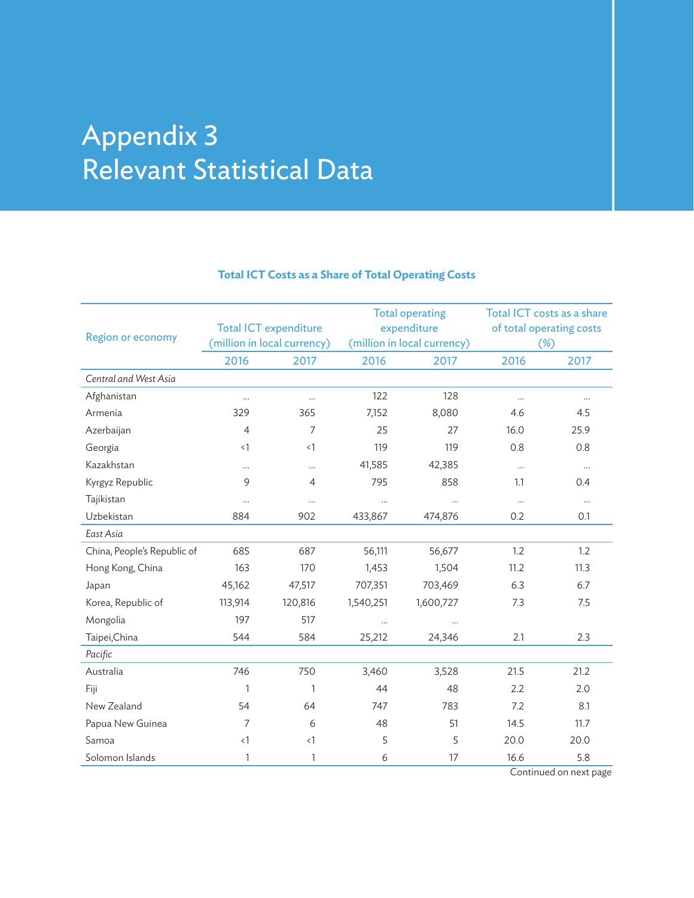# Appendix 3
# Relevant Statistical Data

**Total ICT Costs as a Share of Total Operating Costs**

| Region or economy | Total ICT expenditure (million in local currency) | | Total operating expenditure (million in local currency) | | Total ICT costs as a share of total operating costs (%) | |
|---|---|---|---|---|---|---|
| | 2016 | 2017 | 2016 | 2017 | 2016 | 2017 |
| *Central and West Asia* | | | | | | |
| Afghanistan | ... | ... | 122 | 128 | ... | ... |
| Armenia | 329 | 365 | 7,152 | 8,080 | 4.6 | 4.5 |
| Azerbaijan | 4 | 7 | 25 | 27 | 16.0 | 25.9 |
| Georgia | <1 | <1 | 119 | 119 | 0.8 | 0.8 |
| Kazakhstan | ... | ... | 41,585 | 42,385 | ... | ... |
| Kyrgyz Republic | 9 | 4 | 795 | 858 | 1.1 | 0.4 |
| Tajikistan | ... | ... | ... | ... | ... | ... |
| Uzbekistan | 884 | 902 | 433,867 | 474,876 | 0.2 | 0.1 |
| *East Asia* | | | | | | |
| China, People's Republic of | 685 | 687 | 56,111 | 56,677 | 1.2 | 1.2 |
| Hong Kong, China | 163 | 170 | 1,453 | 1,504 | 11.2 | 11.3 |
| Japan | 45,162 | 47,517 | 707,351 | 703,469 | 6.3 | 6.7 |
| Korea, Republic of | 113,914 | 120,816 | 1,540,251 | 1,600,727 | 7.3 | 7.5 |
| Mongolia | 197 | 517 | ... | ... | | |
| Taipei,China | 544 | 584 | 25,212 | 24,346 | 2.1 | 2.3 |
| *Pacific* | | | | | | |
| Australia | 746 | 750 | 3,460 | 3,528 | 21.5 | 21.2 |
| Fiji | 1 | 1 | 44 | 48 | 2.2 | 2.0 |
| New Zealand | 54 | 64 | 747 | 783 | 7.2 | 8.1 |
| Papua New Guinea | 7 | 6 | 48 | 51 | 14.5 | 11.7 |
| Samoa | <1 | <1 | 5 | 5 | 20.0 | 20.0 |
| Solomon Islands | 1 | 1 | 6 | 17 | 16.6 | 5.8 |

Continued on next page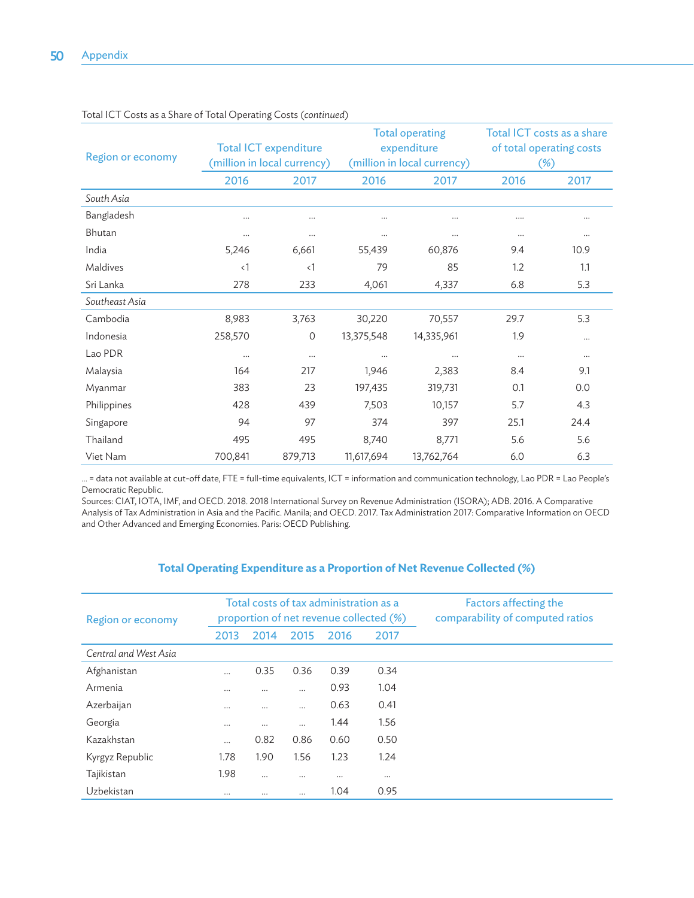Total ICT Costs as a Share of Total Operating Costs (*continued*)

| Region or economy | Total ICT expenditure (million in local currency) | | Total operating expenditure (million in local currency) | | Total ICT costs as a share of total operating costs (%) | |
|---|---|---|---|---|---|---|
| | 2016 | 2017 | 2016 | 2017 | 2016 | 2017 |
| *South Asia* | | | | | | |
| Bangladesh | ... | ... | ... | ... | .... | ... |
| Bhutan | ... | ... | ... | ... | ... | ... |
| India | 5,246 | 6,661 | 55,439 | 60,876 | 9.4 | 10.9 |
| Maldives | <1 | <1 | 79 | 85 | 1.2 | 1.1 |
| Sri Lanka | 278 | 233 | 4,061 | 4,337 | 6.8 | 5.3 |
| *Southeast Asia* | | | | | | |
| Cambodia | 8,983 | 3,763 | 30,220 | 70,557 | 29.7 | 5.3 |
| Indonesia | 258,570 | 0 | 13,375,548 | 14,335,961 | 1.9 | ... |
| Lao PDR | ... | ... | ... | ... | ... | ... |
| Malaysia | 164 | 217 | 1,946 | 2,383 | 8.4 | 9.1 |
| Myanmar | 383 | 23 | 197,435 | 319,731 | 0.1 | 0.0 |
| Philippines | 428 | 439 | 7,503 | 10,157 | 5.7 | 4.3 |
| Singapore | 94 | 97 | 374 | 397 | 25.1 | 24.4 |
| Thailand | 495 | 495 | 8,740 | 8,771 | 5.6 | 5.6 |
| Viet Nam | 700,841 | 879,713 | 11,617,694 | 13,762,764 | 6.0 | 6.3 |

... = data not available at cut-off date, FTE = full-time equivalents, ICT = information and communication technology, Lao PDR = Lao People's Democratic Republic.
Sources: CIAT, IOTA, IMF, and OECD. 2018. 2018 International Survey on Revenue Administration (ISORA); ADB. 2016. A Comparative Analysis of Tax Administration in Asia and the Pacific. Manila; and OECD. 2017. Tax Administration 2017: Comparative Information on OECD and Other Advanced and Emerging Economies. Paris: OECD Publishing.

## Total Operating Expenditure as a Proportion of Net Revenue Collected (%)

| Region or economy | Total costs of tax administration as a proportion of net revenue collected (%) | | | | | Factors affecting the comparability of computed ratios |
|---|---|---|---|---|---|---|
| | 2013 | 2014 | 2015 | 2016 | 2017 | |
| *Central and West Asia* | | | | | | |
| Afghanistan | ... | 0.35 | 0.36 | 0.39 | 0.34 | |
| Armenia | ... | ... | ... | 0.93 | 1.04 | |
| Azerbaijan | ... | ... | ... | 0.63 | 0.41 | |
| Georgia | ... | ... | ... | 1.44 | 1.56 | |
| Kazakhstan | ... | 0.82 | 0.86 | 0.60 | 0.50 | |
| Kyrgyz Republic | 1.78 | 1.90 | 1.56 | 1.23 | 1.24 | |
| Tajikistan | 1.98 | ... | ... | ... | ... | |
| Uzbekistan | ... | ... | ... | 1.04 | 0.95 | |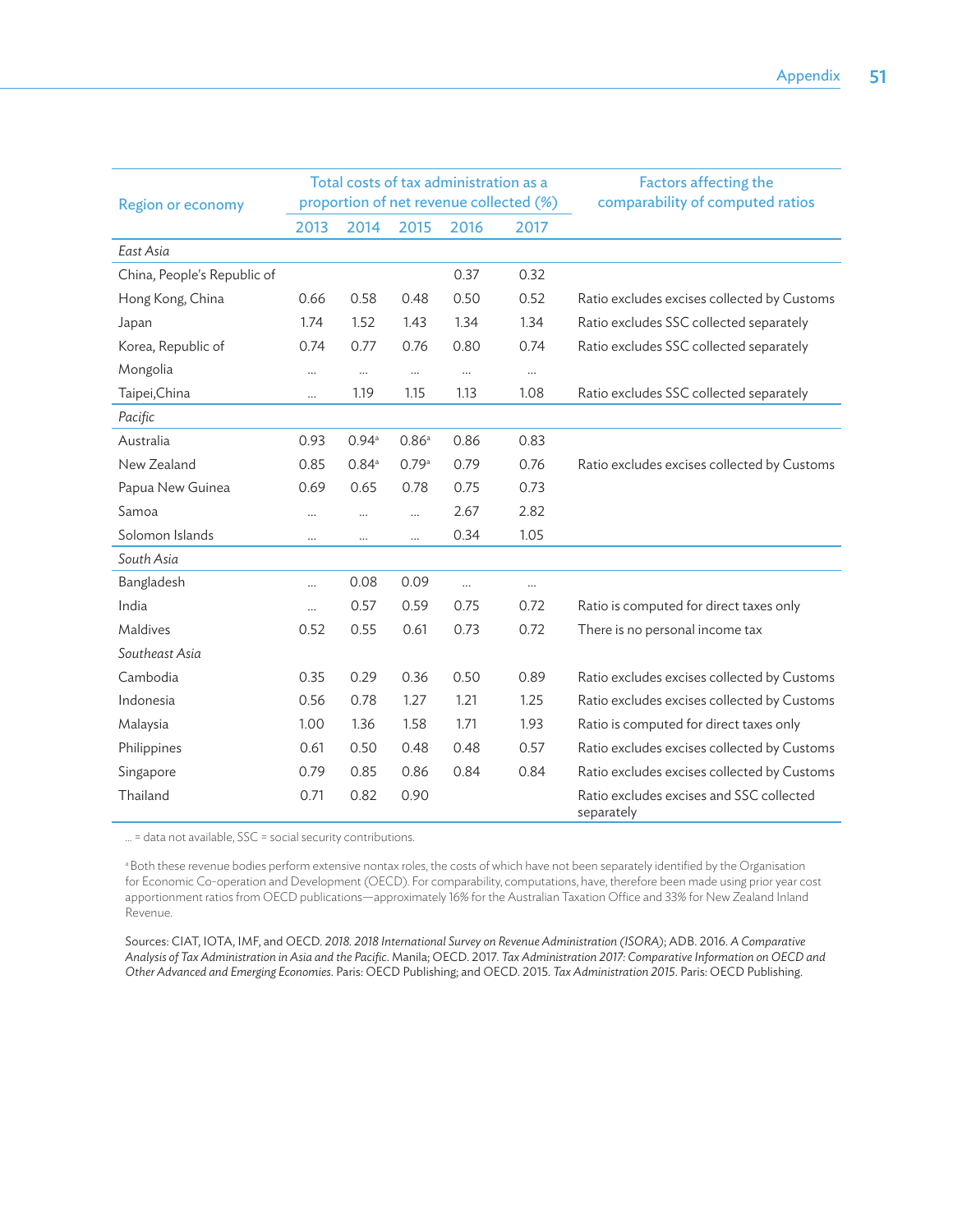| Region or economy | Total costs of tax administration as a proportion of net revenue collected (%) | | | | | Factors affecting the comparability of computed ratios |
|---|---|---|---|---|---|---|
| | 2013 | 2014 | 2015 | 2016 | 2017 | |
| *East Asia* | | | | | | |
| China, People's Republic of | | | | 0.37 | 0.32 | |
| Hong Kong, China | 0.66 | 0.58 | 0.48 | 0.50 | 0.52 | Ratio excludes excises collected by Customs |
| Japan | 1.74 | 1.52 | 1.43 | 1.34 | 1.34 | Ratio excludes SSC collected separately |
| Korea, Republic of | 0.74 | 0.77 | 0.76 | 0.80 | 0.74 | Ratio excludes SSC collected separately |
| Mongolia | ... | ... | ... | ... | ... | |
| Taipei,China | ... | 1.19 | 1.15 | 1.13 | 1.08 | Ratio excludes SSC collected separately |
| *Pacific* | | | | | | |
| Australia | 0.93 | 0.94[a] | 0.86[a] | 0.86 | 0.83 | |
| New Zealand | 0.85 | 0.84[a] | 0.79[a] | 0.79 | 0.76 | Ratio excludes excises collected by Customs |
| Papua New Guinea | 0.69 | 0.65 | 0.78 | 0.75 | 0.73 | |
| Samoa | ... | ... | ... | 2.67 | 2.82 | |
| Solomon Islands | ... | ... | ... | 0.34 | 1.05 | |
| *South Asia* | | | | | | |
| Bangladesh | ... | 0.08 | 0.09 | ... | ... | |
| India | ... | 0.57 | 0.59 | 0.75 | 0.72 | Ratio is computed for direct taxes only |
| Maldives | 0.52 | 0.55 | 0.61 | 0.73 | 0.72 | There is no personal income tax |
| *Southeast Asia* | | | | | | |
| Cambodia | 0.35 | 0.29 | 0.36 | 0.50 | 0.89 | Ratio excludes excises collected by Customs |
| Indonesia | 0.56 | 0.78 | 1.27 | 1.21 | 1.25 | Ratio excludes excises collected by Customs |
| Malaysia | 1.00 | 1.36 | 1.58 | 1.71 | 1.93 | Ratio is computed for direct taxes only |
| Philippines | 0.61 | 0.50 | 0.48 | 0.48 | 0.57 | Ratio excludes excises collected by Customs |
| Singapore | 0.79 | 0.85 | 0.86 | 0.84 | 0.84 | Ratio excludes excises collected by Customs |
| Thailand | 0.71 | 0.82 | 0.90 | | | Ratio excludes excises and SSC collected separately |

... = data not available, SSC = social security contributions.

[a] Both these revenue bodies perform extensive nontax roles, the costs of which have not been separately identified by the Organisation for Economic Co-operation and Development (OECD). For comparability, computations, have, therefore been made using prior year cost apportionment ratios from OECD publications—approximately 16% for the Australian Taxation Office and 33% for New Zealand Inland Revenue.

Sources: CIAT, IOTA, IMF, and OECD. 2018. *2018 International Survey on Revenue Administration (ISORA)*; ADB. 2016. *A Comparative Analysis of Tax Administration in Asia and the Pacific*. Manila; OECD. 2017. *Tax Administration 2017: Comparative Information on OECD and Other Advanced and Emerging Economies*. Paris: OECD Publishing; and OECD. 2015. *Tax Administration 2015*. Paris: OECD Publishing.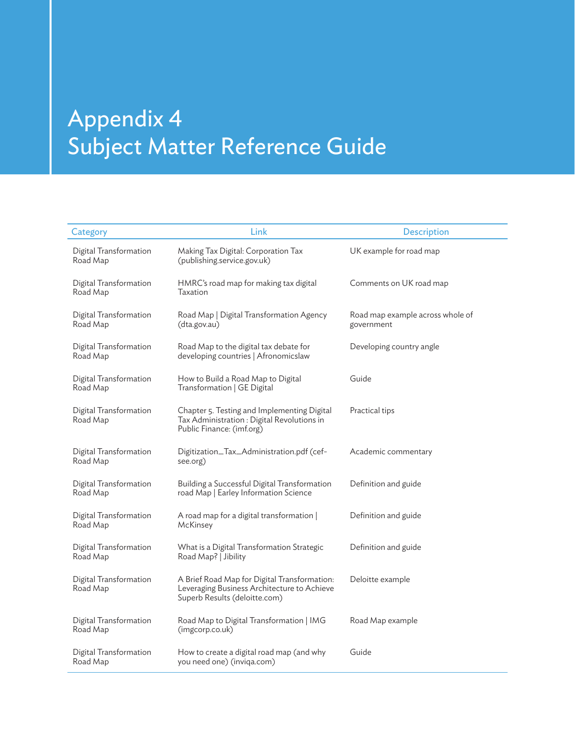# Appendix 4
# Subject Matter Reference Guide

| Category | Link | Description |
|---|---|---|
| Digital Transformation Road Map | Making Tax Digital: Corporation Tax (publishing.service.gov.uk) | UK example for road map |
| Digital Transformation Road Map | HMRC's road map for making tax digital Taxation | Comments on UK road map |
| Digital Transformation Road Map | Road Map \| Digital Transformation Agency (dta.gov.au) | Road map example across whole of government |
| Digital Transformation Road Map | Road Map to the digital tax debate for developing countries \| Afronomicslaw | Developing country angle |
| Digital Transformation Road Map | How to Build a Road Map to Digital Transformation \| GE Digital | Guide |
| Digital Transformation Road Map | Chapter 5. Testing and Implementing Digital Tax Administration : Digital Revolutions in Public Finance: (imf.org) | Practical tips |
| Digital Transformation Road Map | Digitization_Tax_Administration.pdf (cef-see.org) | Academic commentary |
| Digital Transformation Road Map | Building a Successful Digital Transformation road Map \| Earley Information Science | Definition and guide |
| Digital Transformation Road Map | A road map for a digital transformation \| McKinsey | Definition and guide |
| Digital Transformation Road Map | What is a Digital Transformation Strategic Road Map? \| Jibility | Definition and guide |
| Digital Transformation Road Map | A Brief Road Map for Digital Transformation: Leveraging Business Architecture to Achieve Superb Results (deloitte.com) | Deloitte example |
| Digital Transformation Road Map | Road Map to Digital Transformation \| IMG (imgcorp.co.uk) | Road Map example |
| Digital Transformation Road Map | How to create a digital road map (and why you need one) (inviqa.com) | Guide |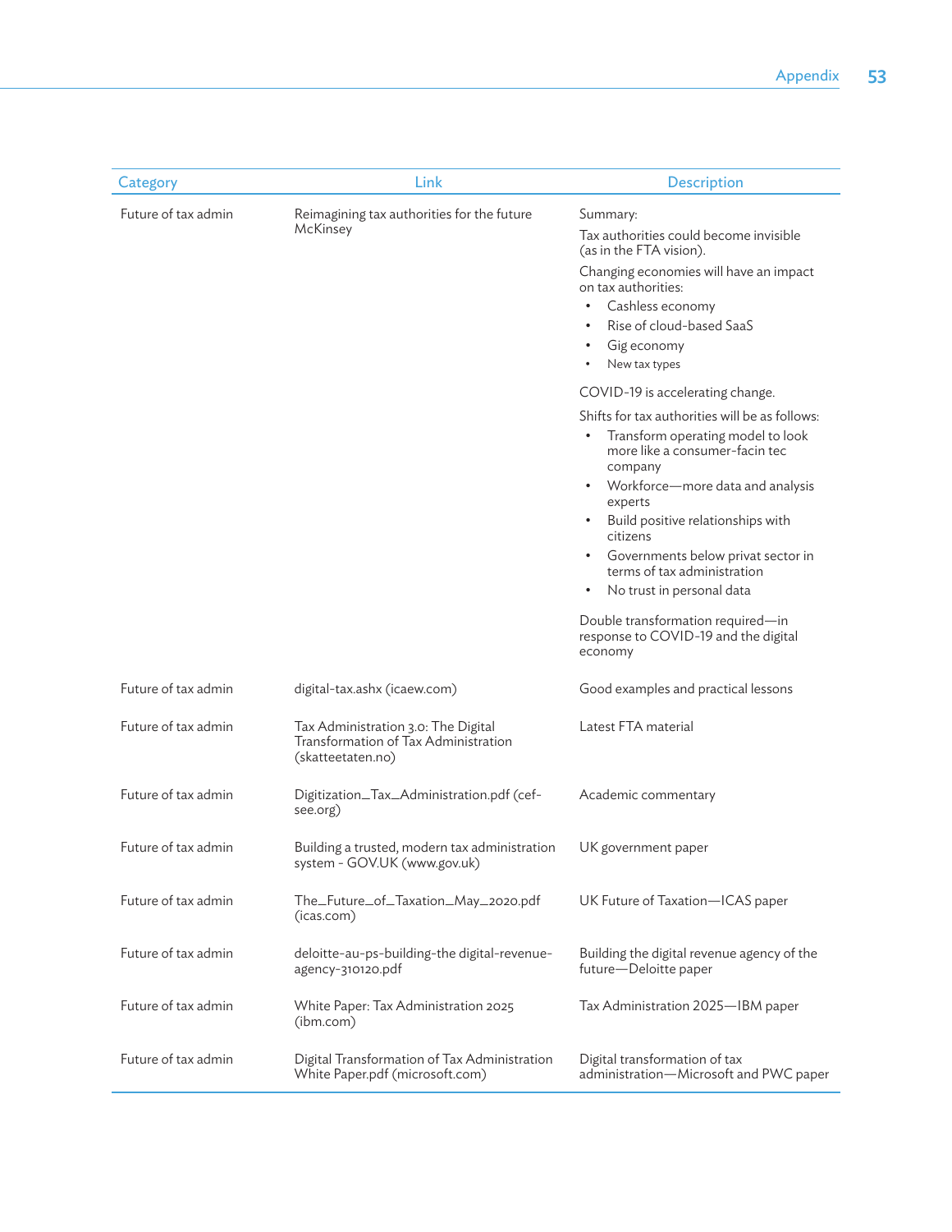| Category | Link | Description |
|---|---|---|
| Future of tax admin | Reimagining tax authorities for the future McKinsey | Summary:<br>Tax authorities could become invisible (as in the FTA vision).<br>Changing economies will have an impact on tax authorities:<br>• Cashless economy<br>• Rise of cloud-based SaaS<br>• Gig economy<br>• New tax types<br>COVID-19 is accelerating change.<br>Shifts for tax authorities will be as follows:<br>• Transform operating model to look more like a consumer-facin tec company<br>• Workforce—more data and analysis experts<br>• Build positive relationships with citizens<br>• Governments below privat sector in terms of tax administration<br>• No trust in personal data<br>Double transformation required—in response to COVID-19 and the digital economy |
| Future of tax admin | digital-tax.ashx (icaew.com) | Good examples and practical lessons |
| Future of tax admin | Tax Administration 3.0: The Digital Transformation of Tax Administration (skatteetaten.no) | Latest FTA material |
| Future of tax admin | Digitization_Tax_Administration.pdf (cef-see.org) | Academic commentary |
| Future of tax admin | Building a trusted, modern tax administration system - GOV.UK (www.gov.uk) | UK government paper |
| Future of tax admin | The_Future_of_Taxation_May_2020.pdf (icas.com) | UK Future of Taxation—ICAS paper |
| Future of tax admin | deloitte-au-ps-building-the digital-revenue-agency-310120.pdf | Building the digital revenue agency of the future—Deloitte paper |
| Future of tax admin | White Paper: Tax Administration 2025 (ibm.com) | Tax Administration 2025—IBM paper |
| Future of tax admin | Digital Transformation of Tax Administration White Paper.pdf (microsoft.com) | Digital transformation of tax administration—Microsoft and PWC paper |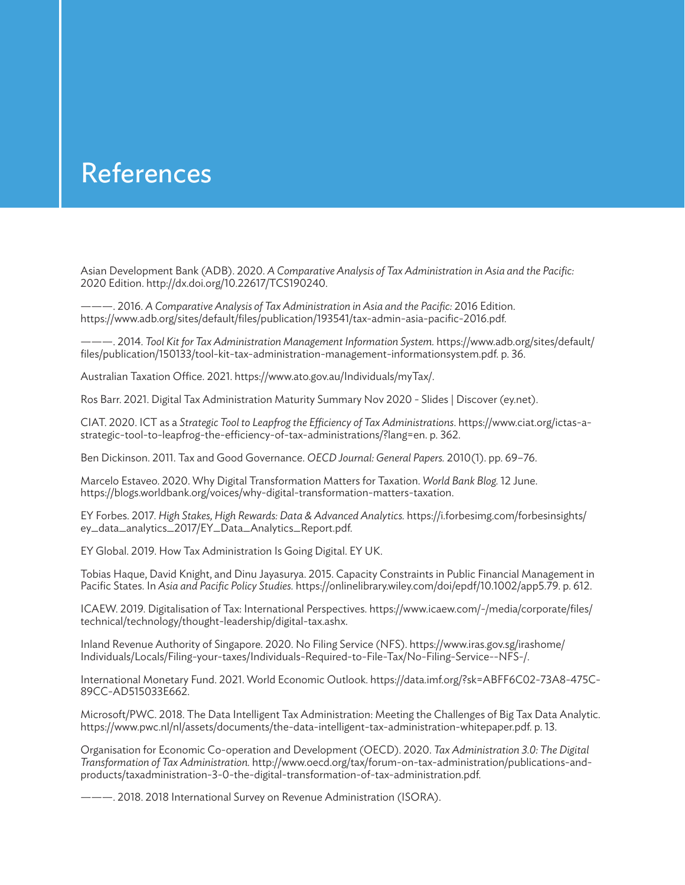# References

Asian Development Bank (ADB). 2020. *A Comparative Analysis of Tax Administration in Asia and the Pacific:* 2020 Edition. http://dx.doi.org/10.22617/TCS190240.

———. 2016. *A Comparative Analysis of Tax Administration in Asia and the Pacific:* 2016 Edition. https://www.adb.org/sites/default/files/publication/193541/tax-admin-asia-pacific-2016.pdf.

———. 2014. *Tool Kit for Tax Administration Management Information System.* https://www.adb.org/sites/default/files/publication/150133/tool-kit-tax-administration-management-informationsystem.pdf. p. 36.

Australian Taxation Office. 2021. https://www.ato.gov.au/Individuals/myTax/.

Ros Barr. 2021. Digital Tax Administration Maturity Summary Nov 2020 - Slides | Discover (ey.net).

CIAT. 2020. ICT as a *Strategic Tool to Leapfrog the Efficiency of Tax Administrations*. https://www.ciat.org/ictas-a-strategic-tool-to-leapfrog-the-efficiency-of-tax-administrations/?lang=en. p. 362.

Ben Dickinson. 2011. Tax and Good Governance. *OECD Journal: General Papers.* 2010(1). pp. 69–76.

Marcelo Estaveo. 2020. Why Digital Transformation Matters for Taxation. *World Bank Blog.* 12 June. https://blogs.worldbank.org/voices/why-digital-transformation-matters-taxation.

EY Forbes. 2017. *High Stakes, High Rewards: Data & Advanced Analytics.* https://i.forbesimg.com/forbesinsights/ey_data_analytics_2017/EY_Data_Analytics_Report.pdf.

EY Global. 2019. How Tax Administration Is Going Digital. EY UK.

Tobias Haque, David Knight, and Dinu Jayasurya. 2015. Capacity Constraints in Public Financial Management in Pacific States. In *Asia and Pacific Policy Studies.* https://onlinelibrary.wiley.com/doi/epdf/10.1002/app5.79. p. 612.

ICAEW. 2019. Digitalisation of Tax: International Perspectives. https://www.icaew.com/-/media/corporate/files/technical/technology/thought-leadership/digital-tax.ashx.

Inland Revenue Authority of Singapore. 2020. No Filing Service (NFS). https://www.iras.gov.sg/irashome/Individuals/Locals/Filing-your-taxes/Individuals-Required-to-File-Tax/No-Filing-Service--NFS-/.

International Monetary Fund. 2021. World Economic Outlook. https://data.imf.org/?sk=ABFF6C02-73A8-475C-89CC-AD515033E662.

Microsoft/PWC. 2018. The Data Intelligent Tax Administration: Meeting the Challenges of Big Tax Data Analytic. https://www.pwc.nl/nl/assets/documents/the-data-intelligent-tax-administration-whitepaper.pdf. p. 13.

Organisation for Economic Co-operation and Development (OECD). 2020. *Tax Administration 3.0: The Digital Transformation of Tax Administration.* http://www.oecd.org/tax/forum-on-tax-administration/publications-and-products/taxadministration-3-0-the-digital-transformation-of-tax-administration.pdf.

———. 2018. 2018 International Survey on Revenue Administration (ISORA).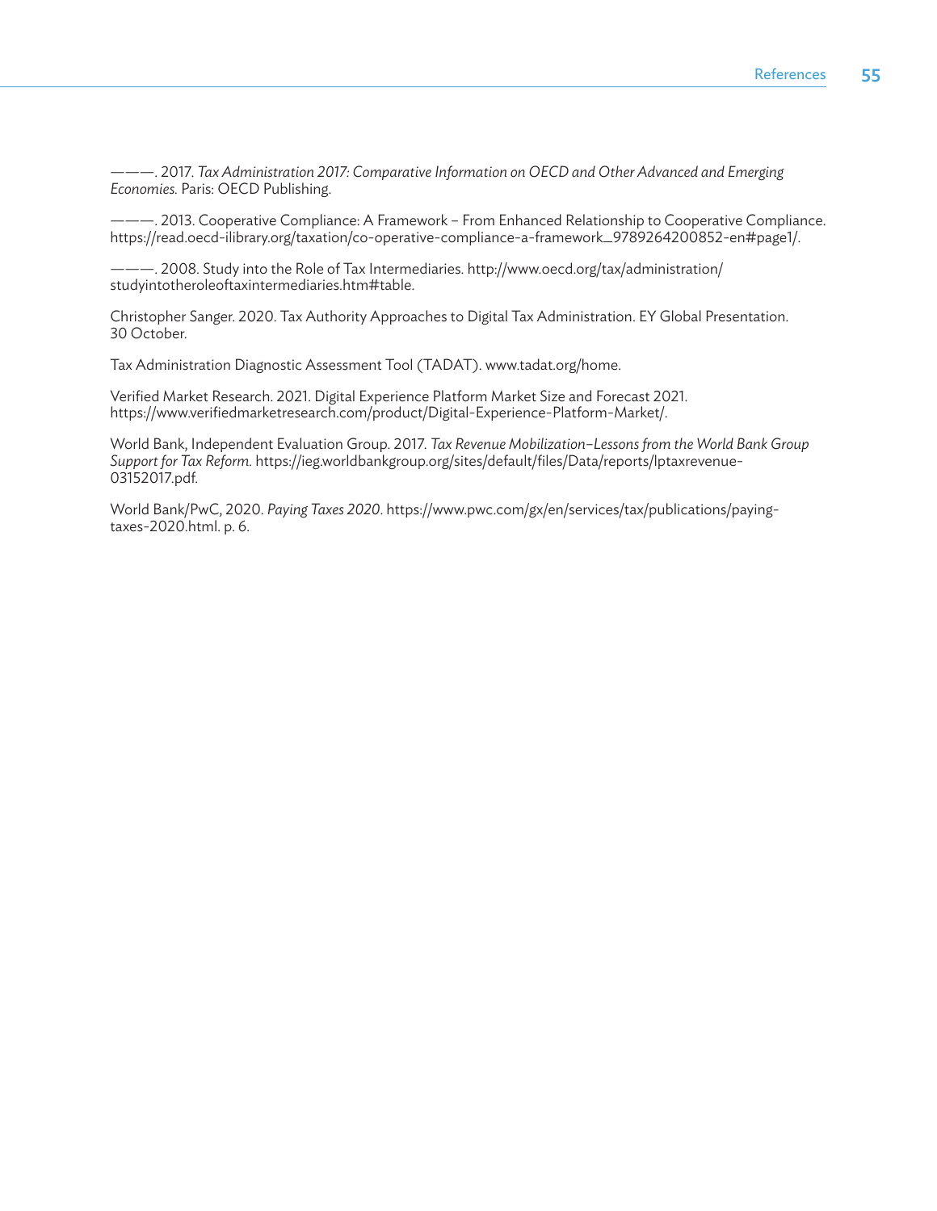———. 2017. *Tax Administration 2017: Comparative Information on OECD and Other Advanced and Emerging Economies.* Paris: OECD Publishing.

———. 2013. Cooperative Compliance: A Framework – From Enhanced Relationship to Cooperative Compliance. https://read.oecd-ilibrary.org/taxation/co-operative-compliance-a-framework_9789264200852-en#page1/.

———. 2008. Study into the Role of Tax Intermediaries. http://www.oecd.org/tax/administration/studyintotheroleoftaxintermediaries.htm#table.

Christopher Sanger. 2020. Tax Authority Approaches to Digital Tax Administration. EY Global Presentation. 30 October.

Tax Administration Diagnostic Assessment Tool (TADAT). www.tadat.org/home.

Verified Market Research. 2021. Digital Experience Platform Market Size and Forecast 2021. https://www.verifiedmarketresearch.com/product/Digital-Experience-Platform-Market/.

World Bank, Independent Evaluation Group. 2017. *Tax Revenue Mobilization–Lessons from the World Bank Group Support for Tax Reform.* https://ieg.worldbankgroup.org/sites/default/files/Data/reports/lptaxrevenue-03152017.pdf.

World Bank/PwC, 2020. *Paying Taxes 2020*. https://www.pwc.com/gx/en/services/tax/publications/paying-taxes-2020.html. p. 6.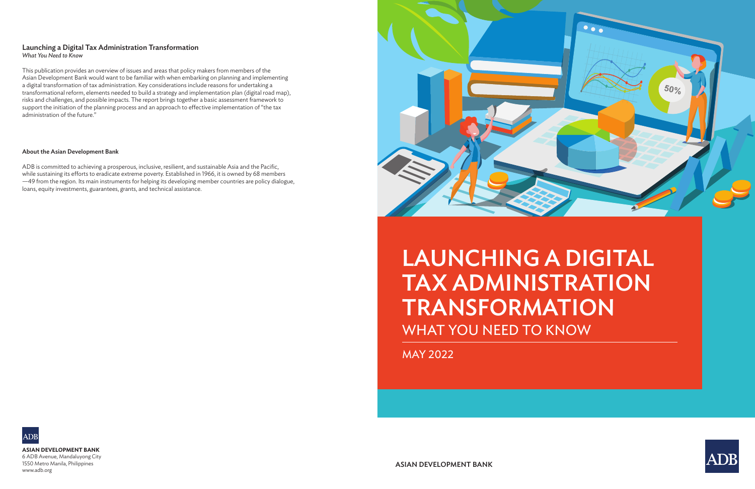### Launching a Digital Tax Administration Transformation

*What You Need to Know*

This publication provides an overview of issues and areas that policy makers from members of the Asian Development Bank would want to be familiar with when embarking on planning and implementing a digital transformation of tax administration. Key considerations include reasons for undertaking a transformational reform, elements needed to build a strategy and implementation plan (digital road map), risks and challenges, and possible impacts. The report brings together a basic assessment framework to support the initiation of the planning process and an approach to effective implementation of "the tax administration of the future."

#### About the Asian Development Bank

ADB is committed to achieving a prosperous, inclusive, resilient, and sustainable Asia and the Pacific, while sustaining its efforts to eradicate extreme poverty. Established in 1966, it is owned by 68 members —49 from the region. Its main instruments for helping its developing member countries are policy dialogue, loans, equity investments, guarantees, grants, and technical assistance.

**ASIAN DEVELOPMENT BANK**
6 ADB Avenue, Mandaluyong City
1550 Metro Manila, Philippines
www.adb.org

# LAUNCHING A DIGITAL TAX ADMINISTRATION TRANSFORMATION

## WHAT YOU NEED TO KNOW

MAY 2022

**ASIAN DEVELOPMENT BANK**